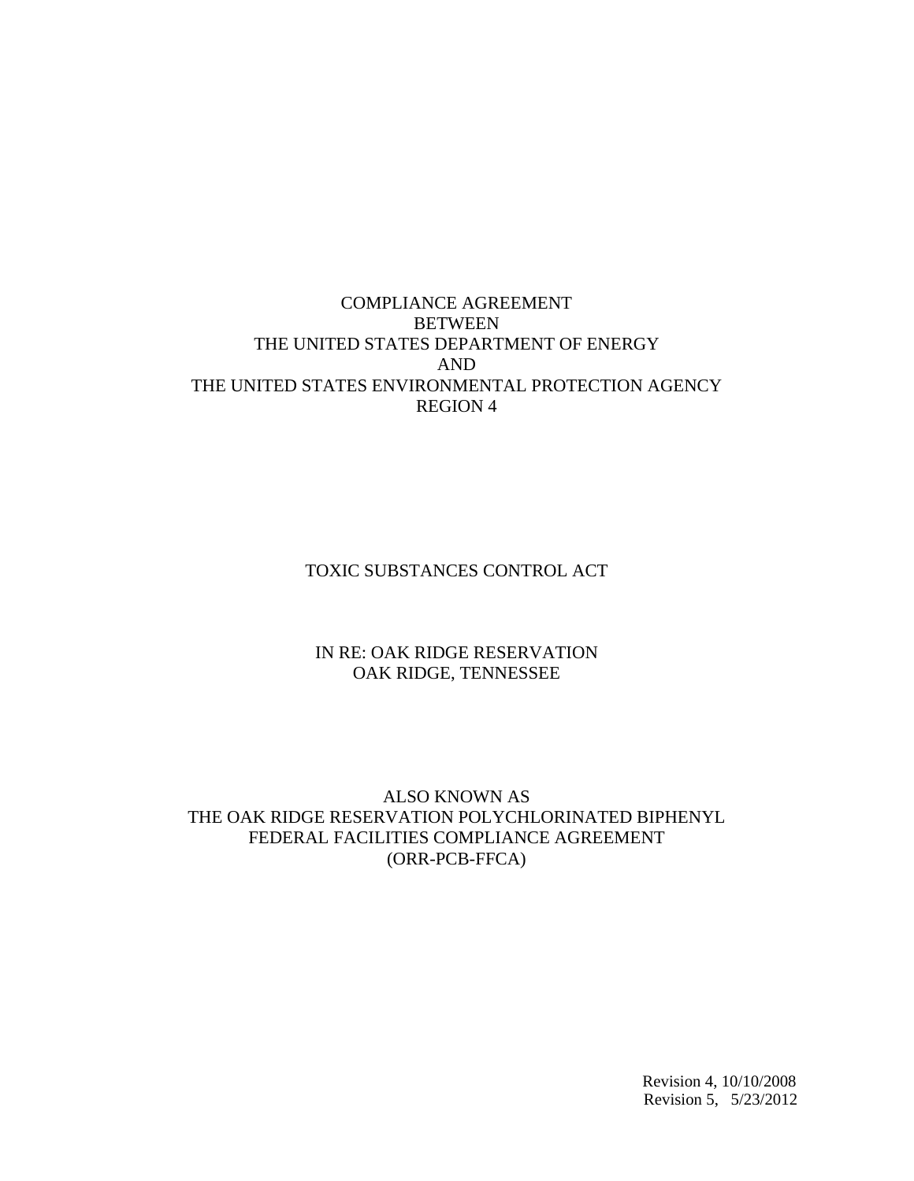# COMPLIANCE AGREEMENT
# BETWEEN
# THE UNITED STATES DEPARTMENT OF ENERGY
# AND
# THE UNITED STATES ENVIRONMENTAL PROTECTION AGENCY
# REGION 4

## TOXIC SUBSTANCES CONTROL ACT

## IN RE: OAK RIDGE RESERVATION
## OAK RIDGE, TENNESSEE

## ALSO KNOWN AS
## THE OAK RIDGE RESERVATION POLYCHLORINATED BIPHENYL FEDERAL FACILITIES COMPLIANCE AGREEMENT
## (ORR-PCB-FFCA)

Revision 4, 10/10/2008
Revision 5, 5/23/2012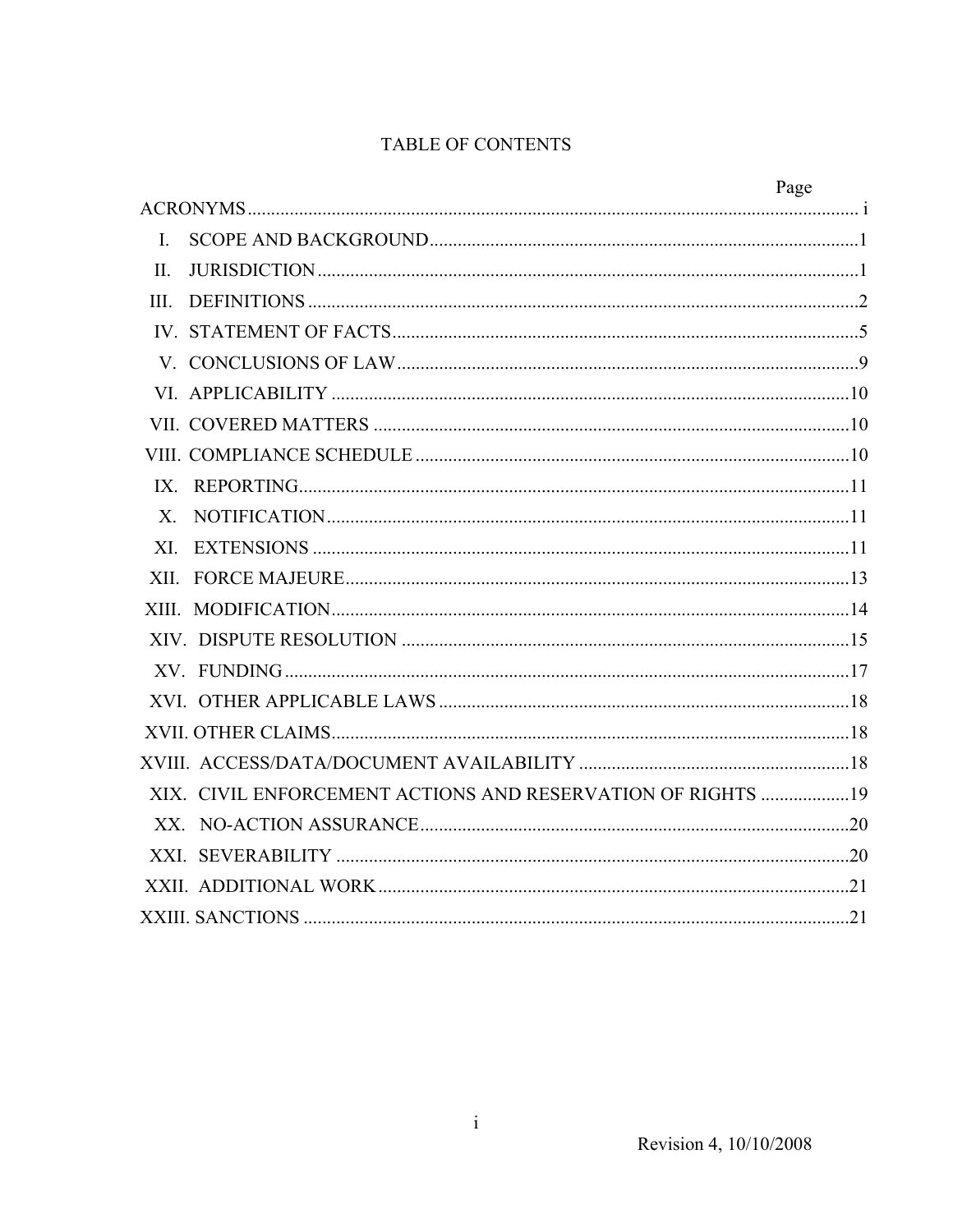# TABLE OF CONTENTS

| | Page |
|---|---|
| ACRONYMS | i |
| I. SCOPE AND BACKGROUND | 1 |
| II. JURISDICTION | 1 |
| III. DEFINITIONS | 2 |
| IV. STATEMENT OF FACTS | 5 |
| V. CONCLUSIONS OF LAW | 9 |
| VI. APPLICABILITY | 10 |
| VII. COVERED MATTERS | 10 |
| VIII. COMPLIANCE SCHEDULE | 10 |
| IX. REPORTING | 11 |
| X. NOTIFICATION | 11 |
| XI. EXTENSIONS | 11 |
| XII. FORCE MAJEURE | 13 |
| XIII. MODIFICATION | 14 |
| XIV. DISPUTE RESOLUTION | 15 |
| XV. FUNDING | 17 |
| XVI. OTHER APPLICABLE LAWS | 18 |
| XVII. OTHER CLAIMS | 18 |
| XVIII. ACCESS/DATA/DOCUMENT AVAILABILITY | 18 |
| XIX. CIVIL ENFORCEMENT ACTIONS AND RESERVATION OF RIGHTS | 19 |
| XX. NO-ACTION ASSURANCE | 20 |
| XXI. SEVERABILITY | 20 |
| XXII. ADDITIONAL WORK | 21 |
| XXIII. SANCTIONS | 21 |

Revision 4, 10/10/2008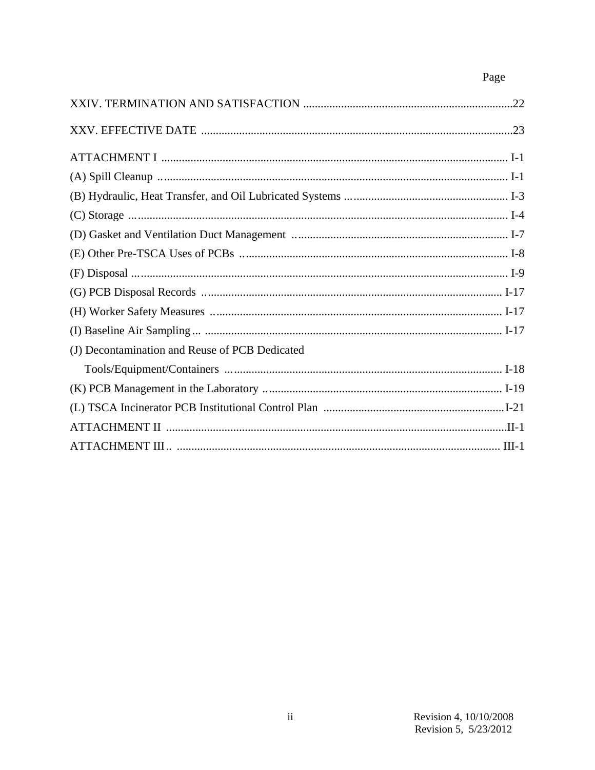| | Page |
|---|---|
| XXIV. TERMINATION AND SATISFACTION | 22 |
| XXV. EFFECTIVE DATE | 23 |
| ATTACHMENT I | I-1 |
| (A) Spill Cleanup | I-1 |
| (B) Hydraulic, Heat Transfer, and Oil Lubricated Systems | I-3 |
| (C) Storage | I-4 |
| (D) Gasket and Ventilation Duct Management | I-7 |
| (E) Other Pre-TSCA Uses of PCBs | I-8 |
| (F) Disposal | I-9 |
| (G) PCB Disposal Records | I-17 |
| (H) Worker Safety Measures | I-17 |
| (I) Baseline Air Sampling | I-17 |
| (J) Decontamination and Reuse of PCB Dedicated Tools/Equipment/Containers | I-18 |
| (K) PCB Management in the Laboratory | I-19 |
| (L) TSCA Incinerator PCB Institutional Control Plan | I-21 |
| ATTACHMENT II | II-1 |
| ATTACHMENT III | III-1 |

Revision 4, 10/10/2008
Revision 5, 5/23/2012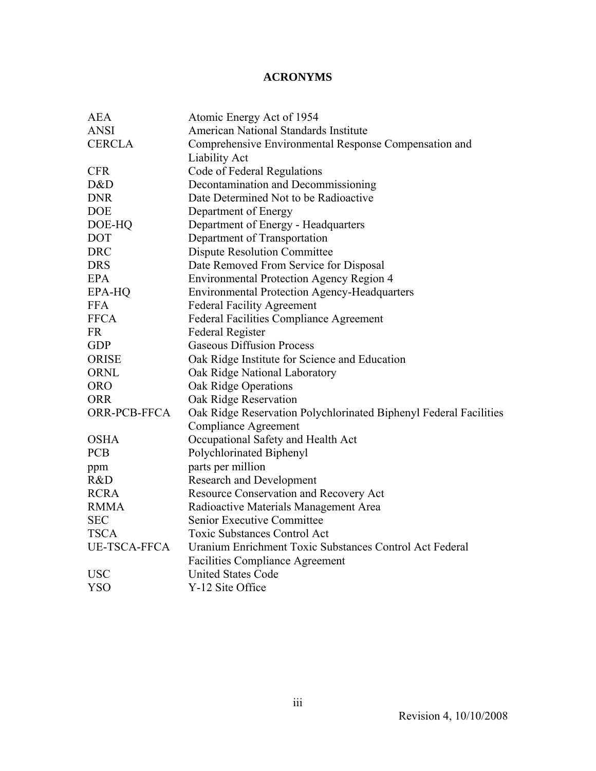# ACRONYMS

| | |
|---|---|
| AEA | Atomic Energy Act of 1954 |
| ANSI | American National Standards Institute |
| CERCLA | Comprehensive Environmental Response Compensation and Liability Act |
| CFR | Code of Federal Regulations |
| D&D | Decontamination and Decommissioning |
| DNR | Date Determined Not to be Radioactive |
| DOE | Department of Energy |
| DOE-HQ | Department of Energy - Headquarters |
| DOT | Department of Transportation |
| DRC | Dispute Resolution Committee |
| DRS | Date Removed From Service for Disposal |
| EPA | Environmental Protection Agency Region 4 |
| EPA-HQ | Environmental Protection Agency-Headquarters |
| FFA | Federal Facility Agreement |
| FFCA | Federal Facilities Compliance Agreement |
| FR | Federal Register |
| GDP | Gaseous Diffusion Process |
| ORISE | Oak Ridge Institute for Science and Education |
| ORNL | Oak Ridge National Laboratory |
| ORO | Oak Ridge Operations |
| ORR | Oak Ridge Reservation |
| ORR-PCB-FFCA | Oak Ridge Reservation Polychlorinated Biphenyl Federal Facilities Compliance Agreement |
| OSHA | Occupational Safety and Health Act |
| PCB | Polychlorinated Biphenyl |
| ppm | parts per million |
| R&D | Research and Development |
| RCRA | Resource Conservation and Recovery Act |
| RMMA | Radioactive Materials Management Area |
| SEC | Senior Executive Committee |
| TSCA | Toxic Substances Control Act |
| UE-TSCA-FFCA | Uranium Enrichment Toxic Substances Control Act Federal Facilities Compliance Agreement |
| USC | United States Code |
| YSO | Y-12 Site Office |

Revision 4, 10/10/2008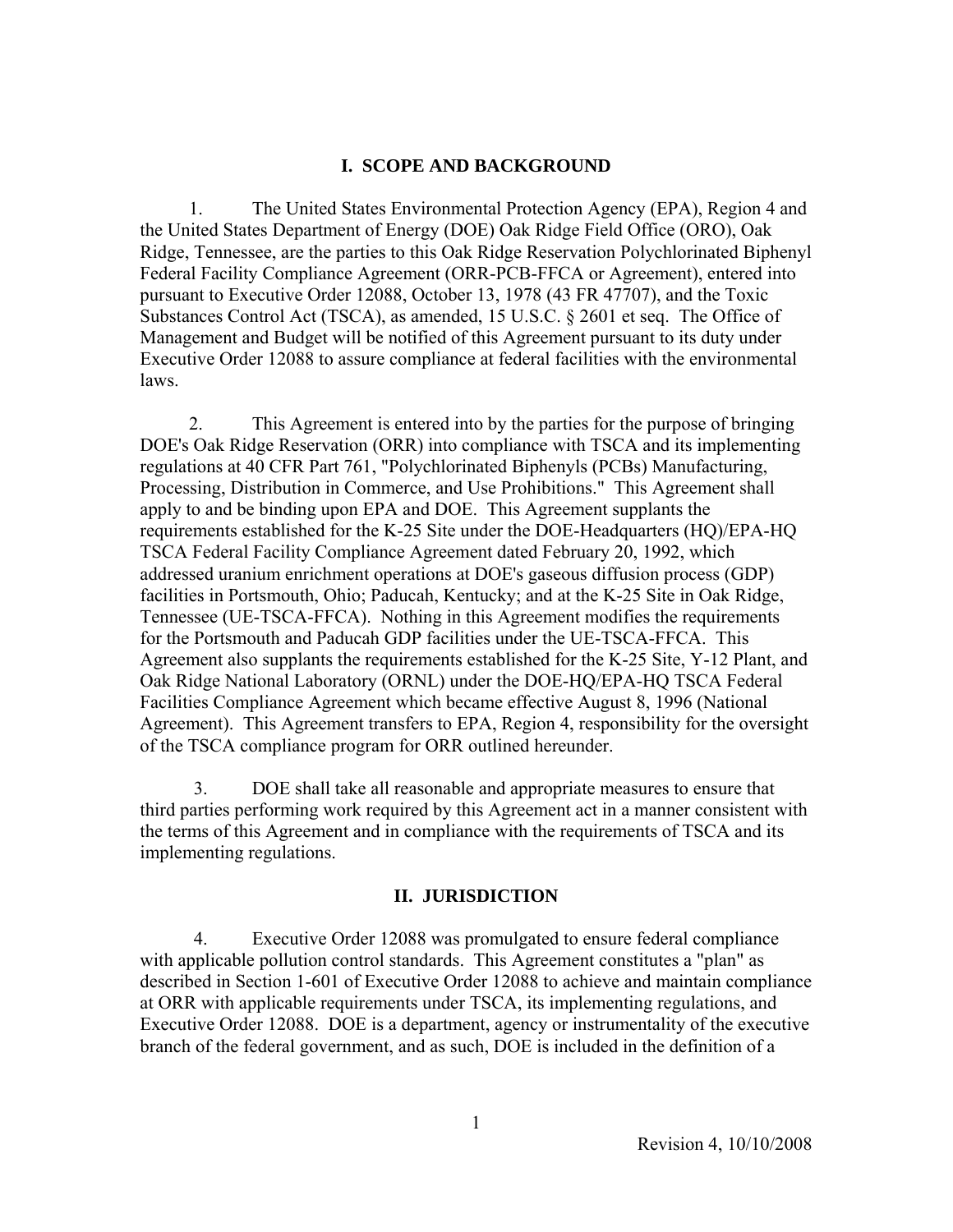## I. SCOPE AND BACKGROUND

1. The United States Environmental Protection Agency (EPA), Region 4 and the United States Department of Energy (DOE) Oak Ridge Field Office (ORO), Oak Ridge, Tennessee, are the parties to this Oak Ridge Reservation Polychlorinated Biphenyl Federal Facility Compliance Agreement (ORR-PCB-FFCA or Agreement), entered into pursuant to Executive Order 12088, October 13, 1978 (43 FR 47707), and the Toxic Substances Control Act (TSCA), as amended, 15 U.S.C. § 2601 et seq. The Office of Management and Budget will be notified of this Agreement pursuant to its duty under Executive Order 12088 to assure compliance at federal facilities with the environmental laws.

2. This Agreement is entered into by the parties for the purpose of bringing DOE's Oak Ridge Reservation (ORR) into compliance with TSCA and its implementing regulations at 40 CFR Part 761, "Polychlorinated Biphenyls (PCBs) Manufacturing, Processing, Distribution in Commerce, and Use Prohibitions." This Agreement shall apply to and be binding upon EPA and DOE. This Agreement supplants the requirements established for the K-25 Site under the DOE-Headquarters (HQ)/EPA-HQ TSCA Federal Facility Compliance Agreement dated February 20, 1992, which addressed uranium enrichment operations at DOE's gaseous diffusion process (GDP) facilities in Portsmouth, Ohio; Paducah, Kentucky; and at the K-25 Site in Oak Ridge, Tennessee (UE-TSCA-FFCA). Nothing in this Agreement modifies the requirements for the Portsmouth and Paducah GDP facilities under the UE-TSCA-FFCA. This Agreement also supplants the requirements established for the K-25 Site, Y-12 Plant, and Oak Ridge National Laboratory (ORNL) under the DOE-HQ/EPA-HQ TSCA Federal Facilities Compliance Agreement which became effective August 8, 1996 (National Agreement). This Agreement transfers to EPA, Region 4, responsibility for the oversight of the TSCA compliance program for ORR outlined hereunder.

3. DOE shall take all reasonable and appropriate measures to ensure that third parties performing work required by this Agreement act in a manner consistent with the terms of this Agreement and in compliance with the requirements of TSCA and its implementing regulations.

## II. JURISDICTION

4. Executive Order 12088 was promulgated to ensure federal compliance with applicable pollution control standards. This Agreement constitutes a "plan" as described in Section 1-601 of Executive Order 12088 to achieve and maintain compliance at ORR with applicable requirements under TSCA, its implementing regulations, and Executive Order 12088. DOE is a department, agency or instrumentality of the executive branch of the federal government, and as such, DOE is included in the definition of a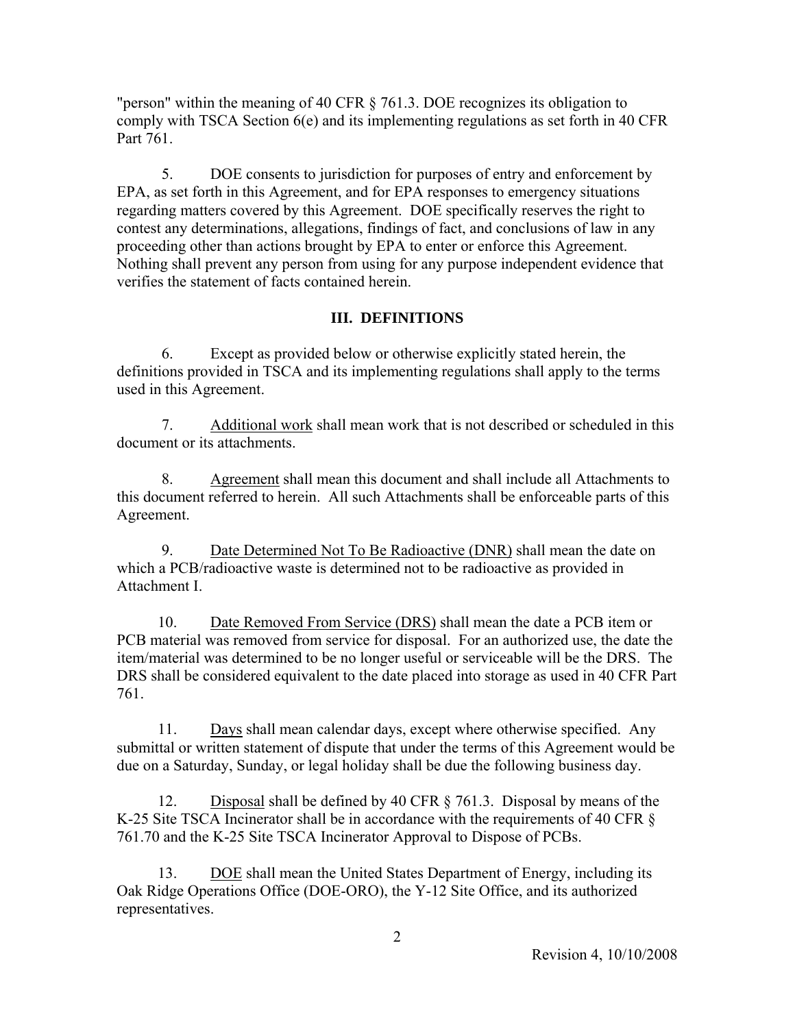"person" within the meaning of 40 CFR § 761.3. DOE recognizes its obligation to comply with TSCA Section 6(e) and its implementing regulations as set forth in 40 CFR Part 761.

5. DOE consents to jurisdiction for purposes of entry and enforcement by EPA, as set forth in this Agreement, and for EPA responses to emergency situations regarding matters covered by this Agreement. DOE specifically reserves the right to contest any determinations, allegations, findings of fact, and conclusions of law in any proceeding other than actions brought by EPA to enter or enforce this Agreement. Nothing shall prevent any person from using for any purpose independent evidence that verifies the statement of facts contained herein.

## III. DEFINITIONS

6. Except as provided below or otherwise explicitly stated herein, the definitions provided in TSCA and its implementing regulations shall apply to the terms used in this Agreement.

7. Additional work shall mean work that is not described or scheduled in this document or its attachments.

8. Agreement shall mean this document and shall include all Attachments to this document referred to herein. All such Attachments shall be enforceable parts of this Agreement.

9. Date Determined Not To Be Radioactive (DNR) shall mean the date on which a PCB/radioactive waste is determined not to be radioactive as provided in Attachment I.

10. Date Removed From Service (DRS) shall mean the date a PCB item or PCB material was removed from service for disposal. For an authorized use, the date the item/material was determined to be no longer useful or serviceable will be the DRS. The DRS shall be considered equivalent to the date placed into storage as used in 40 CFR Part 761.

11. Days shall mean calendar days, except where otherwise specified. Any submittal or written statement of dispute that under the terms of this Agreement would be due on a Saturday, Sunday, or legal holiday shall be due the following business day.

12. Disposal shall be defined by 40 CFR § 761.3. Disposal by means of the K-25 Site TSCA Incinerator shall be in accordance with the requirements of 40 CFR § 761.70 and the K-25 Site TSCA Incinerator Approval to Dispose of PCBs.

13. DOE shall mean the United States Department of Energy, including its Oak Ridge Operations Office (DOE-ORO), the Y-12 Site Office, and its authorized representatives.

Revision 4, 10/10/2008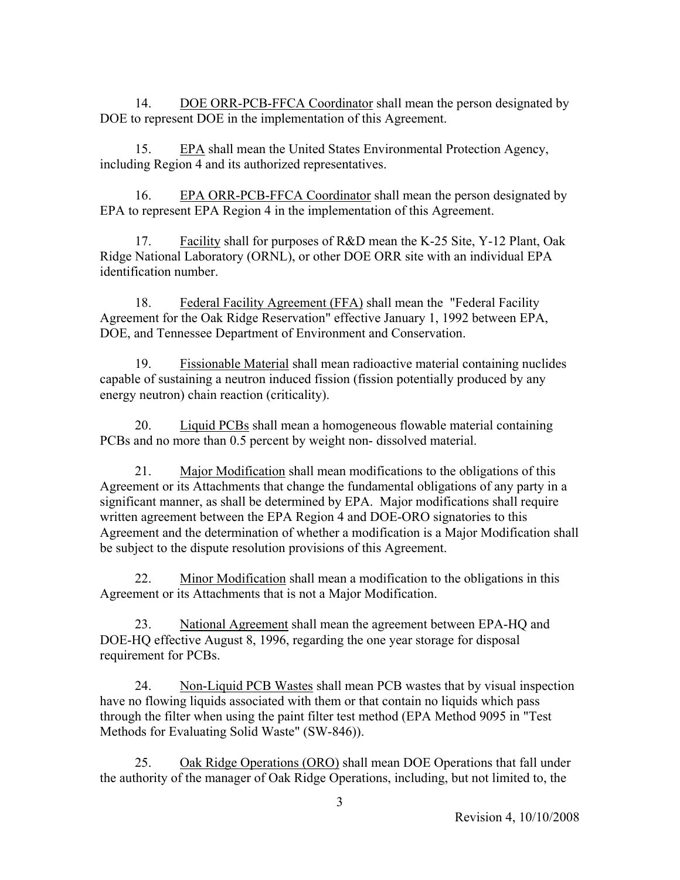14. DOE ORR-PCB-FFCA Coordinator shall mean the person designated by DOE to represent DOE in the implementation of this Agreement.

15. EPA shall mean the United States Environmental Protection Agency, including Region 4 and its authorized representatives.

16. EPA ORR-PCB-FFCA Coordinator shall mean the person designated by EPA to represent EPA Region 4 in the implementation of this Agreement.

17. Facility shall for purposes of R&D mean the K-25 Site, Y-12 Plant, Oak Ridge National Laboratory (ORNL), or other DOE ORR site with an individual EPA identification number.

18. Federal Facility Agreement (FFA) shall mean the "Federal Facility Agreement for the Oak Ridge Reservation" effective January 1, 1992 between EPA, DOE, and Tennessee Department of Environment and Conservation.

19. Fissionable Material shall mean radioactive material containing nuclides capable of sustaining a neutron induced fission (fission potentially produced by any energy neutron) chain reaction (criticality).

20. Liquid PCBs shall mean a homogeneous flowable material containing PCBs and no more than 0.5 percent by weight non- dissolved material.

21. Major Modification shall mean modifications to the obligations of this Agreement or its Attachments that change the fundamental obligations of any party in a significant manner, as shall be determined by EPA. Major modifications shall require written agreement between the EPA Region 4 and DOE-ORO signatories to this Agreement and the determination of whether a modification is a Major Modification shall be subject to the dispute resolution provisions of this Agreement.

22. Minor Modification shall mean a modification to the obligations in this Agreement or its Attachments that is not a Major Modification.

23. National Agreement shall mean the agreement between EPA-HQ and DOE-HQ effective August 8, 1996, regarding the one year storage for disposal requirement for PCBs.

24. Non-Liquid PCB Wastes shall mean PCB wastes that by visual inspection have no flowing liquids associated with them or that contain no liquids which pass through the filter when using the paint filter test method (EPA Method 9095 in "Test Methods for Evaluating Solid Waste" (SW-846)).

25. Oak Ridge Operations (ORO) shall mean DOE Operations that fall under the authority of the manager of Oak Ridge Operations, including, but not limited to, the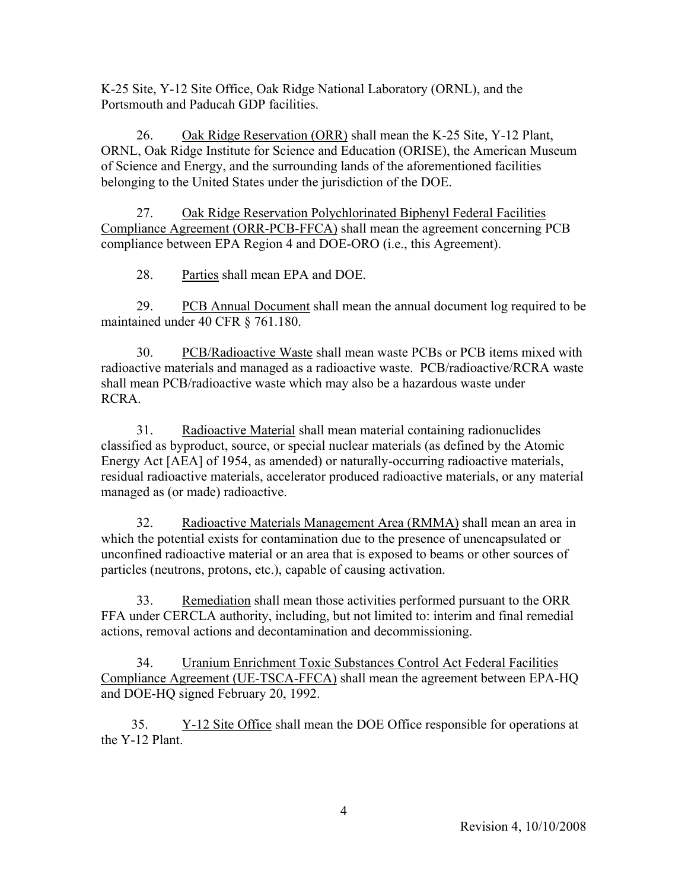K-25 Site, Y-12 Site Office, Oak Ridge National Laboratory (ORNL), and the Portsmouth and Paducah GDP facilities.

26. Oak Ridge Reservation (ORR) shall mean the K-25 Site, Y-12 Plant, ORNL, Oak Ridge Institute for Science and Education (ORISE), the American Museum of Science and Energy, and the surrounding lands of the aforementioned facilities belonging to the United States under the jurisdiction of the DOE.

27. Oak Ridge Reservation Polychlorinated Biphenyl Federal Facilities Compliance Agreement (ORR-PCB-FFCA) shall mean the agreement concerning PCB compliance between EPA Region 4 and DOE-ORO (i.e., this Agreement).

28. Parties shall mean EPA and DOE.

29. PCB Annual Document shall mean the annual document log required to be maintained under 40 CFR § 761.180.

30. PCB/Radioactive Waste shall mean waste PCBs or PCB items mixed with radioactive materials and managed as a radioactive waste. PCB/radioactive/RCRA waste shall mean PCB/radioactive waste which may also be a hazardous waste under RCRA.

31. Radioactive Material shall mean material containing radionuclides classified as byproduct, source, or special nuclear materials (as defined by the Atomic Energy Act [AEA] of 1954, as amended) or naturally-occurring radioactive materials, residual radioactive materials, accelerator produced radioactive materials, or any material managed as (or made) radioactive.

32. Radioactive Materials Management Area (RMMA) shall mean an area in which the potential exists for contamination due to the presence of unencapsulated or unconfined radioactive material or an area that is exposed to beams or other sources of particles (neutrons, protons, etc.), capable of causing activation.

33. Remediation shall mean those activities performed pursuant to the ORR FFA under CERCLA authority, including, but not limited to: interim and final remedial actions, removal actions and decontamination and decommissioning.

34. Uranium Enrichment Toxic Substances Control Act Federal Facilities Compliance Agreement (UE-TSCA-FFCA) shall mean the agreement between EPA-HQ and DOE-HQ signed February 20, 1992.

35. Y-12 Site Office shall mean the DOE Office responsible for operations at the Y-12 Plant.

Revision 4, 10/10/2008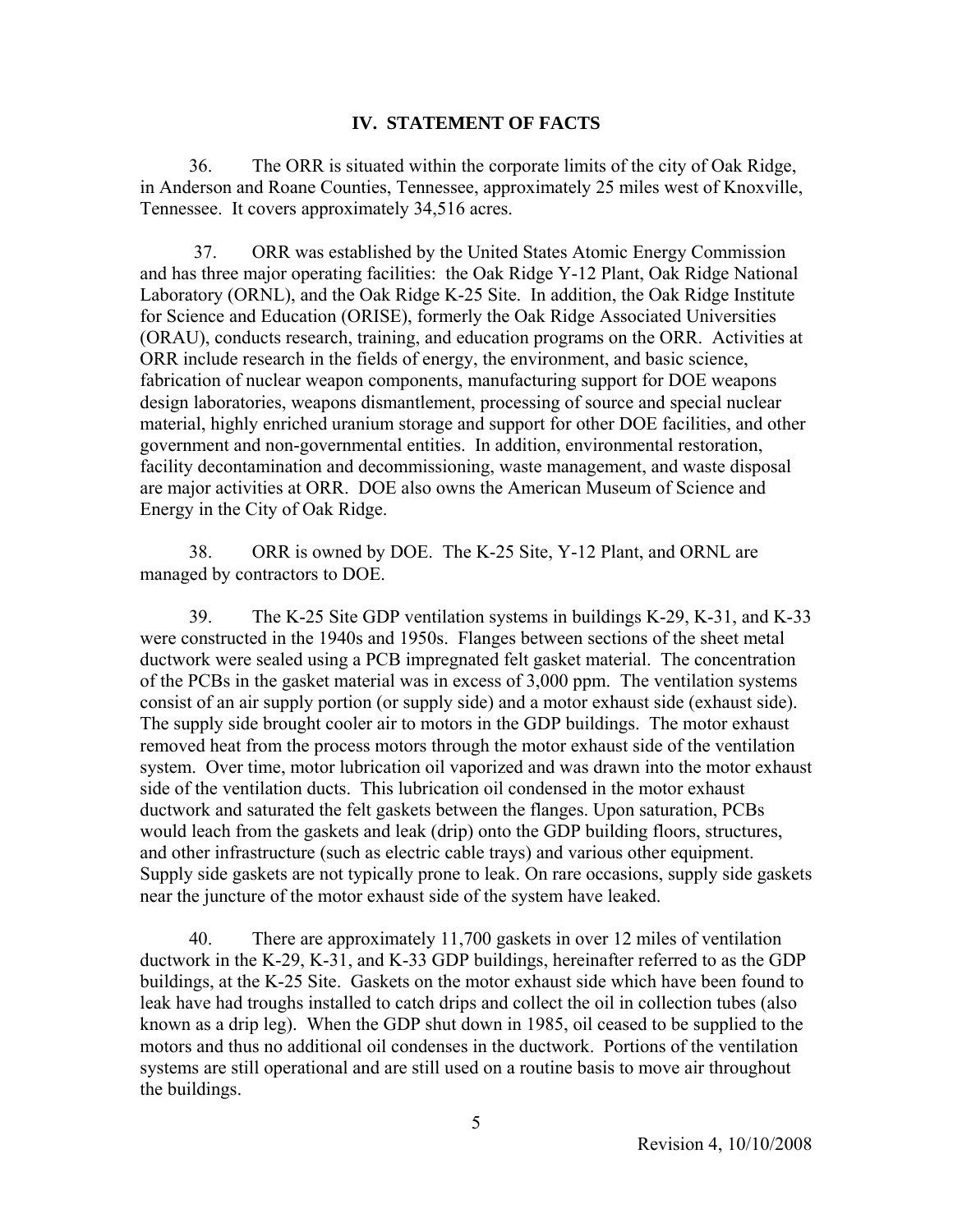## IV. STATEMENT OF FACTS

36. The ORR is situated within the corporate limits of the city of Oak Ridge, in Anderson and Roane Counties, Tennessee, approximately 25 miles west of Knoxville, Tennessee. It covers approximately 34,516 acres.

37. ORR was established by the United States Atomic Energy Commission and has three major operating facilities: the Oak Ridge Y-12 Plant, Oak Ridge National Laboratory (ORNL), and the Oak Ridge K-25 Site. In addition, the Oak Ridge Institute for Science and Education (ORISE), formerly the Oak Ridge Associated Universities (ORAU), conducts research, training, and education programs on the ORR. Activities at ORR include research in the fields of energy, the environment, and basic science, fabrication of nuclear weapon components, manufacturing support for DOE weapons design laboratories, weapons dismantlement, processing of source and special nuclear material, highly enriched uranium storage and support for other DOE facilities, and other government and non-governmental entities. In addition, environmental restoration, facility decontamination and decommissioning, waste management, and waste disposal are major activities at ORR. DOE also owns the American Museum of Science and Energy in the City of Oak Ridge.

38. ORR is owned by DOE. The K-25 Site, Y-12 Plant, and ORNL are managed by contractors to DOE.

39. The K-25 Site GDP ventilation systems in buildings K-29, K-31, and K-33 were constructed in the 1940s and 1950s. Flanges between sections of the sheet metal ductwork were sealed using a PCB impregnated felt gasket material. The concentration of the PCBs in the gasket material was in excess of 3,000 ppm. The ventilation systems consist of an air supply portion (or supply side) and a motor exhaust side (exhaust side). The supply side brought cooler air to motors in the GDP buildings. The motor exhaust removed heat from the process motors through the motor exhaust side of the ventilation system. Over time, motor lubrication oil vaporized and was drawn into the motor exhaust side of the ventilation ducts. This lubrication oil condensed in the motor exhaust ductwork and saturated the felt gaskets between the flanges. Upon saturation, PCBs would leach from the gaskets and leak (drip) onto the GDP building floors, structures, and other infrastructure (such as electric cable trays) and various other equipment. Supply side gaskets are not typically prone to leak. On rare occasions, supply side gaskets near the juncture of the motor exhaust side of the system have leaked.

40. There are approximately 11,700 gaskets in over 12 miles of ventilation ductwork in the K-29, K-31, and K-33 GDP buildings, hereinafter referred to as the GDP buildings, at the K-25 Site. Gaskets on the motor exhaust side which have been found to leak have had troughs installed to catch drips and collect the oil in collection tubes (also known as a drip leg). When the GDP shut down in 1985, oil ceased to be supplied to the motors and thus no additional oil condenses in the ductwork. Portions of the ventilation systems are still operational and are still used on a routine basis to move air throughout the buildings.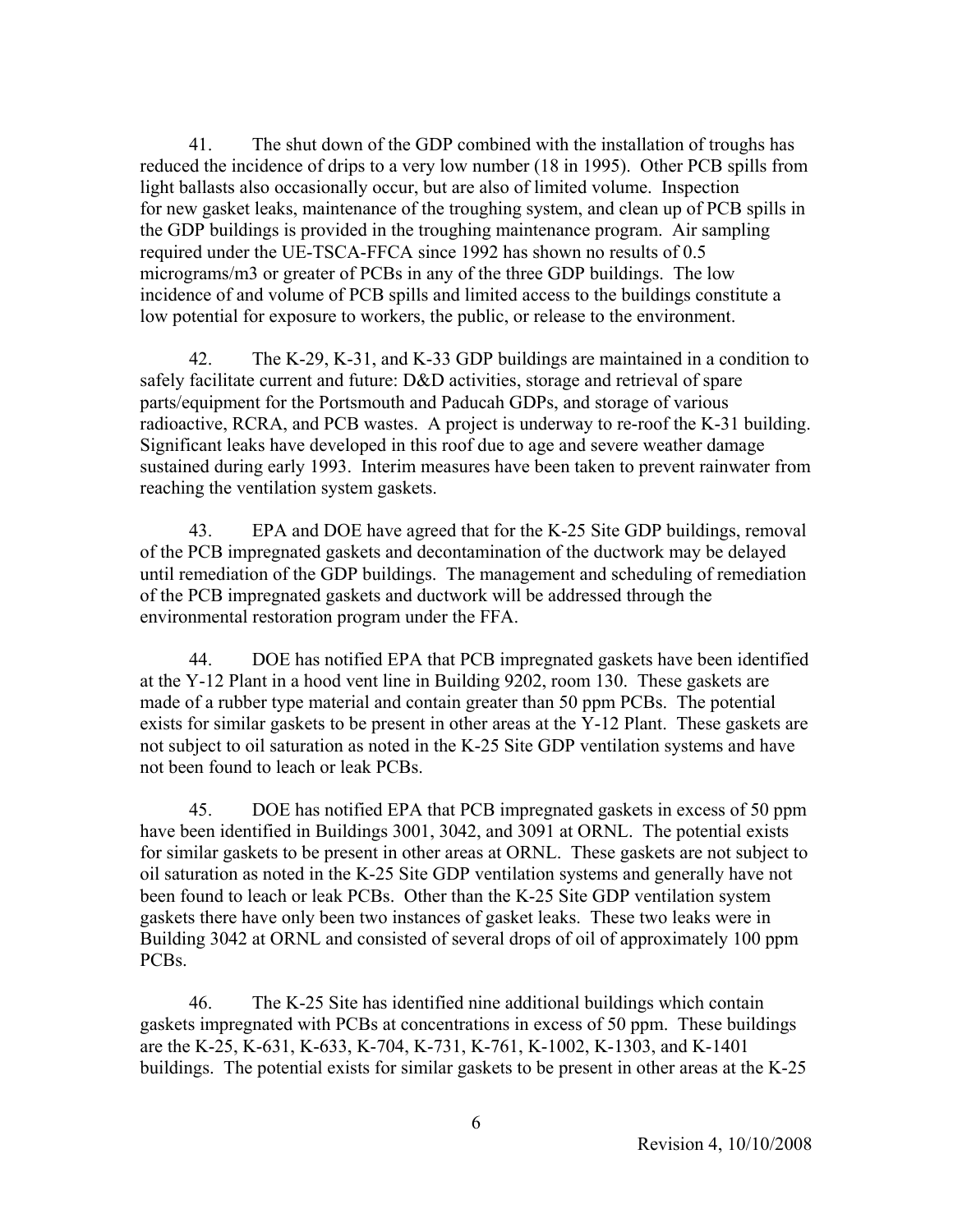41. The shut down of the GDP combined with the installation of troughs has reduced the incidence of drips to a very low number (18 in 1995). Other PCB spills from light ballasts also occasionally occur, but are also of limited volume. Inspection for new gasket leaks, maintenance of the troughing system, and clean up of PCB spills in the GDP buildings is provided in the troughing maintenance program. Air sampling required under the UE-TSCA-FFCA since 1992 has shown no results of 0.5 micrograms/m3 or greater of PCBs in any of the three GDP buildings. The low incidence of and volume of PCB spills and limited access to the buildings constitute a low potential for exposure to workers, the public, or release to the environment.

42. The K-29, K-31, and K-33 GDP buildings are maintained in a condition to safely facilitate current and future: D&D activities, storage and retrieval of spare parts/equipment for the Portsmouth and Paducah GDPs, and storage of various radioactive, RCRA, and PCB wastes. A project is underway to re-roof the K-31 building. Significant leaks have developed in this roof due to age and severe weather damage sustained during early 1993. Interim measures have been taken to prevent rainwater from reaching the ventilation system gaskets.

43. EPA and DOE have agreed that for the K-25 Site GDP buildings, removal of the PCB impregnated gaskets and decontamination of the ductwork may be delayed until remediation of the GDP buildings. The management and scheduling of remediation of the PCB impregnated gaskets and ductwork will be addressed through the environmental restoration program under the FFA.

44. DOE has notified EPA that PCB impregnated gaskets have been identified at the Y-12 Plant in a hood vent line in Building 9202, room 130. These gaskets are made of a rubber type material and contain greater than 50 ppm PCBs. The potential exists for similar gaskets to be present in other areas at the Y-12 Plant. These gaskets are not subject to oil saturation as noted in the K-25 Site GDP ventilation systems and have not been found to leach or leak PCBs.

45. DOE has notified EPA that PCB impregnated gaskets in excess of 50 ppm have been identified in Buildings 3001, 3042, and 3091 at ORNL. The potential exists for similar gaskets to be present in other areas at ORNL. These gaskets are not subject to oil saturation as noted in the K-25 Site GDP ventilation systems and generally have not been found to leach or leak PCBs. Other than the K-25 Site GDP ventilation system gaskets there have only been two instances of gasket leaks. These two leaks were in Building 3042 at ORNL and consisted of several drops of oil of approximately 100 ppm PCBs.

46. The K-25 Site has identified nine additional buildings which contain gaskets impregnated with PCBs at concentrations in excess of 50 ppm. These buildings are the K-25, K-631, K-633, K-704, K-731, K-761, K-1002, K-1303, and K-1401 buildings. The potential exists for similar gaskets to be present in other areas at the K-25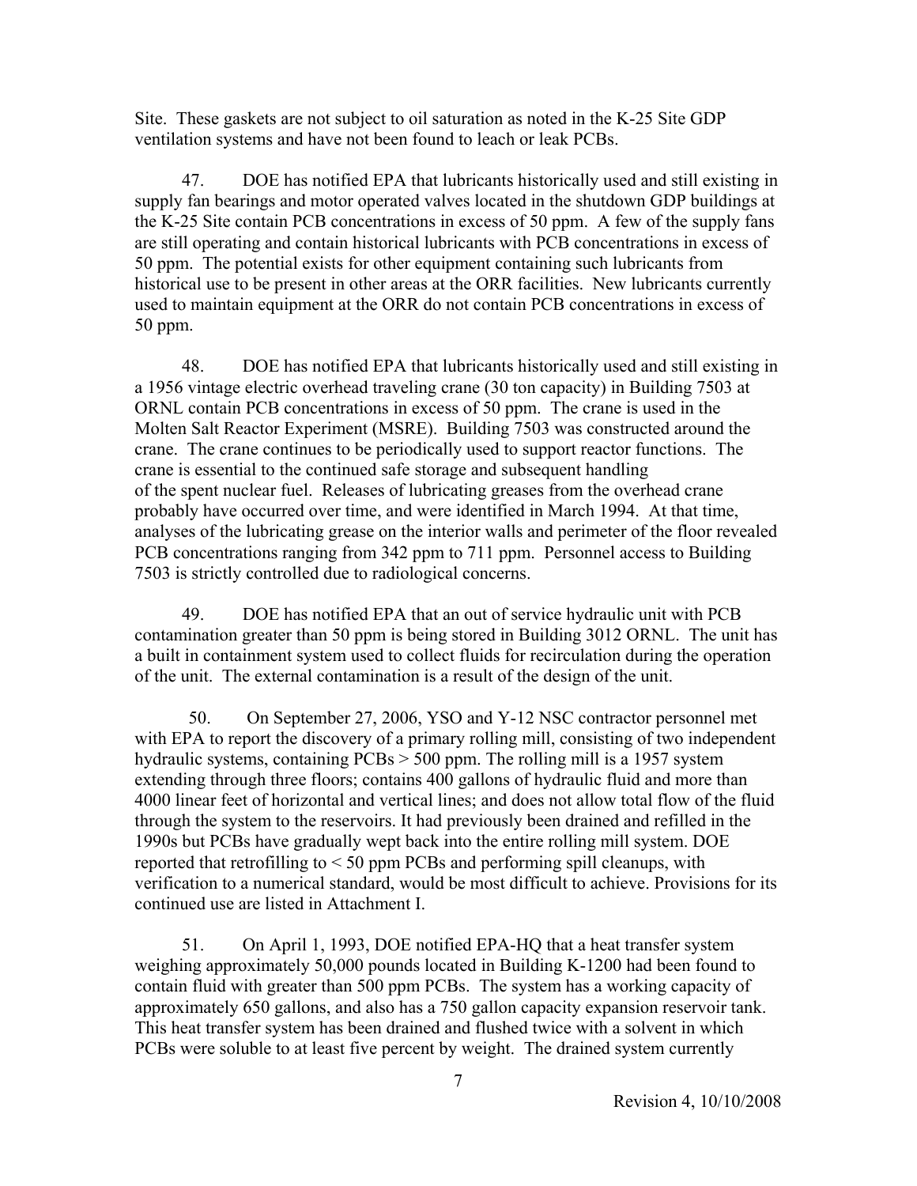Site. These gaskets are not subject to oil saturation as noted in the K-25 Site GDP ventilation systems and have not been found to leach or leak PCBs.

47. DOE has notified EPA that lubricants historically used and still existing in supply fan bearings and motor operated valves located in the shutdown GDP buildings at the K-25 Site contain PCB concentrations in excess of 50 ppm. A few of the supply fans are still operating and contain historical lubricants with PCB concentrations in excess of 50 ppm. The potential exists for other equipment containing such lubricants from historical use to be present in other areas at the ORR facilities. New lubricants currently used to maintain equipment at the ORR do not contain PCB concentrations in excess of 50 ppm.

48. DOE has notified EPA that lubricants historically used and still existing in a 1956 vintage electric overhead traveling crane (30 ton capacity) in Building 7503 at ORNL contain PCB concentrations in excess of 50 ppm. The crane is used in the Molten Salt Reactor Experiment (MSRE). Building 7503 was constructed around the crane. The crane continues to be periodically used to support reactor functions. The crane is essential to the continued safe storage and subsequent handling of the spent nuclear fuel. Releases of lubricating greases from the overhead crane probably have occurred over time, and were identified in March 1994. At that time, analyses of the lubricating grease on the interior walls and perimeter of the floor revealed PCB concentrations ranging from 342 ppm to 711 ppm. Personnel access to Building 7503 is strictly controlled due to radiological concerns.

49. DOE has notified EPA that an out of service hydraulic unit with PCB contamination greater than 50 ppm is being stored in Building 3012 ORNL. The unit has a built in containment system used to collect fluids for recirculation during the operation of the unit. The external contamination is a result of the design of the unit.

50. On September 27, 2006, YSO and Y-12 NSC contractor personnel met with EPA to report the discovery of a primary rolling mill, consisting of two independent hydraulic systems, containing PCBs > 500 ppm. The rolling mill is a 1957 system extending through three floors; contains 400 gallons of hydraulic fluid and more than 4000 linear feet of horizontal and vertical lines; and does not allow total flow of the fluid through the system to the reservoirs. It had previously been drained and refilled in the 1990s but PCBs have gradually wept back into the entire rolling mill system. DOE reported that retrofilling to < 50 ppm PCBs and performing spill cleanups, with verification to a numerical standard, would be most difficult to achieve. Provisions for its continued use are listed in Attachment I.

51. On April 1, 1993, DOE notified EPA-HQ that a heat transfer system weighing approximately 50,000 pounds located in Building K-1200 had been found to contain fluid with greater than 500 ppm PCBs. The system has a working capacity of approximately 650 gallons, and also has a 750 gallon capacity expansion reservoir tank. This heat transfer system has been drained and flushed twice with a solvent in which PCBs were soluble to at least five percent by weight. The drained system currently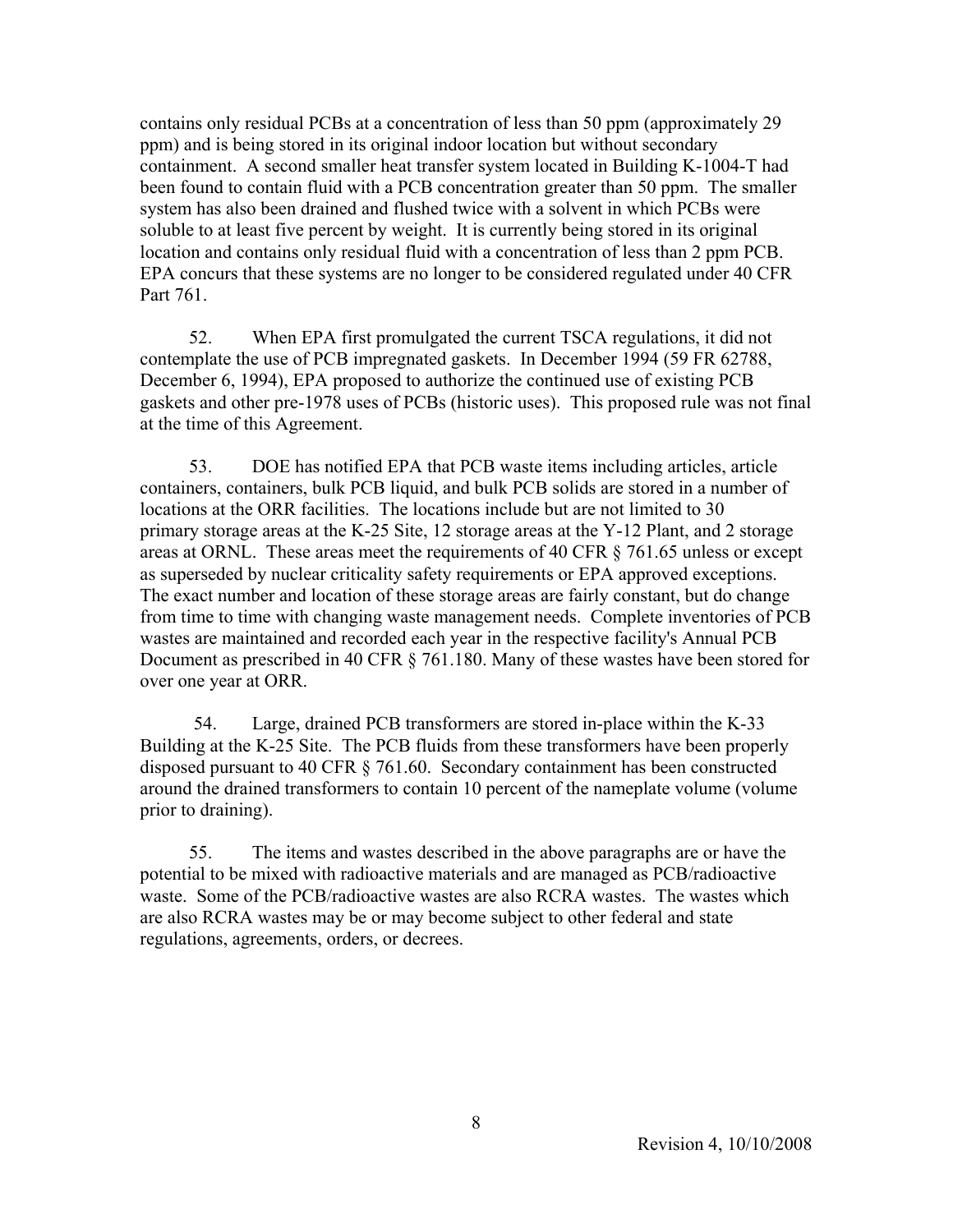contains only residual PCBs at a concentration of less than 50 ppm (approximately 29 ppm) and is being stored in its original indoor location but without secondary containment. A second smaller heat transfer system located in Building K-1004-T had been found to contain fluid with a PCB concentration greater than 50 ppm. The smaller system has also been drained and flushed twice with a solvent in which PCBs were soluble to at least five percent by weight. It is currently being stored in its original location and contains only residual fluid with a concentration of less than 2 ppm PCB. EPA concurs that these systems are no longer to be considered regulated under 40 CFR Part 761.

52. When EPA first promulgated the current TSCA regulations, it did not contemplate the use of PCB impregnated gaskets. In December 1994 (59 FR 62788, December 6, 1994), EPA proposed to authorize the continued use of existing PCB gaskets and other pre-1978 uses of PCBs (historic uses). This proposed rule was not final at the time of this Agreement.

53. DOE has notified EPA that PCB waste items including articles, article containers, containers, bulk PCB liquid, and bulk PCB solids are stored in a number of locations at the ORR facilities. The locations include but are not limited to 30 primary storage areas at the K-25 Site, 12 storage areas at the Y-12 Plant, and 2 storage areas at ORNL. These areas meet the requirements of 40 CFR § 761.65 unless or except as superseded by nuclear criticality safety requirements or EPA approved exceptions. The exact number and location of these storage areas are fairly constant, but do change from time to time with changing waste management needs. Complete inventories of PCB wastes are maintained and recorded each year in the respective facility's Annual PCB Document as prescribed in 40 CFR § 761.180. Many of these wastes have been stored for over one year at ORR.

54. Large, drained PCB transformers are stored in-place within the K-33 Building at the K-25 Site. The PCB fluids from these transformers have been properly disposed pursuant to 40 CFR § 761.60. Secondary containment has been constructed around the drained transformers to contain 10 percent of the nameplate volume (volume prior to draining).

55. The items and wastes described in the above paragraphs are or have the potential to be mixed with radioactive materials and are managed as PCB/radioactive waste. Some of the PCB/radioactive wastes are also RCRA wastes. The wastes which are also RCRA wastes may be or may become subject to other federal and state regulations, agreements, orders, or decrees.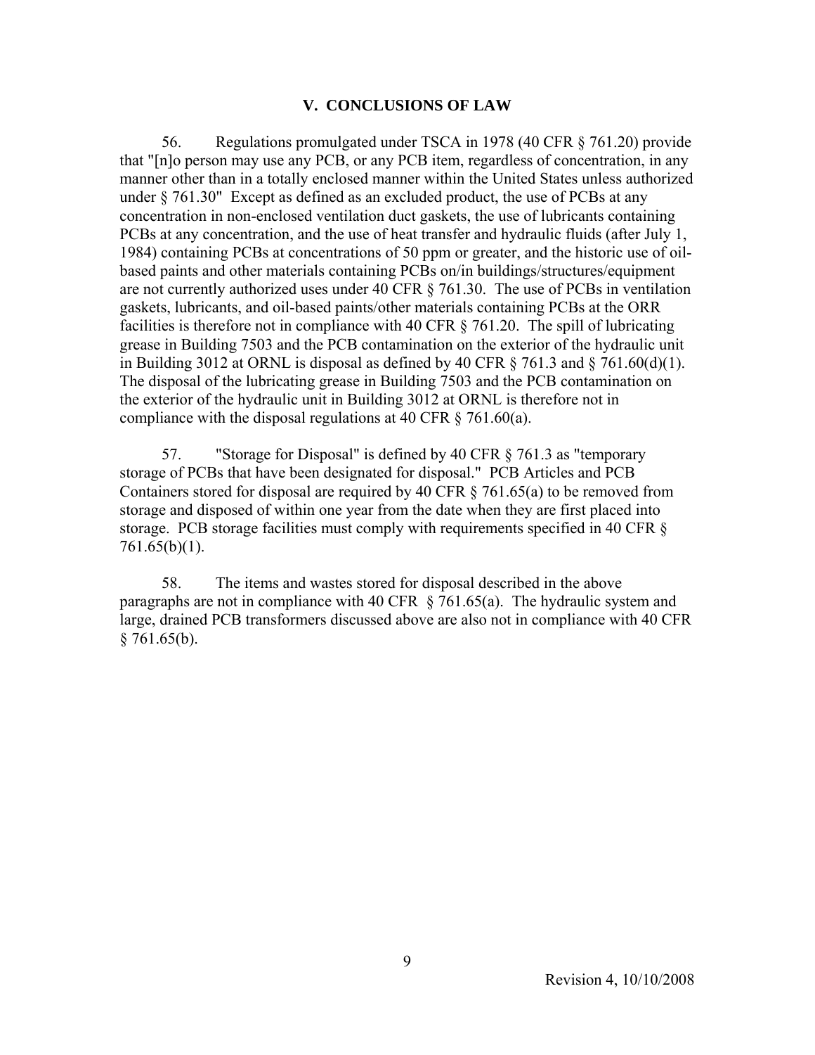## V. CONCLUSIONS OF LAW

56. Regulations promulgated under TSCA in 1978 (40 CFR § 761.20) provide that "[n]o person may use any PCB, or any PCB item, regardless of concentration, in any manner other than in a totally enclosed manner within the United States unless authorized under § 761.30" Except as defined as an excluded product, the use of PCBs at any concentration in non-enclosed ventilation duct gaskets, the use of lubricants containing PCBs at any concentration, and the use of heat transfer and hydraulic fluids (after July 1, 1984) containing PCBs at concentrations of 50 ppm or greater, and the historic use of oil-based paints and other materials containing PCBs on/in buildings/structures/equipment are not currently authorized uses under 40 CFR § 761.30. The use of PCBs in ventilation gaskets, lubricants, and oil-based paints/other materials containing PCBs at the ORR facilities is therefore not in compliance with 40 CFR § 761.20. The spill of lubricating grease in Building 7503 and the PCB contamination on the exterior of the hydraulic unit in Building 3012 at ORNL is disposal as defined by 40 CFR § 761.3 and § 761.60(d)(1). The disposal of the lubricating grease in Building 7503 and the PCB contamination on the exterior of the hydraulic unit in Building 3012 at ORNL is therefore not in compliance with the disposal regulations at 40 CFR § 761.60(a).

57. "Storage for Disposal" is defined by 40 CFR § 761.3 as "temporary storage of PCBs that have been designated for disposal." PCB Articles and PCB Containers stored for disposal are required by 40 CFR § 761.65(a) to be removed from storage and disposed of within one year from the date when they are first placed into storage. PCB storage facilities must comply with requirements specified in 40 CFR § 761.65(b)(1).

58. The items and wastes stored for disposal described in the above paragraphs are not in compliance with 40 CFR § 761.65(a). The hydraulic system and large, drained PCB transformers discussed above are also not in compliance with 40 CFR § 761.65(b).

Revision 4, 10/10/2008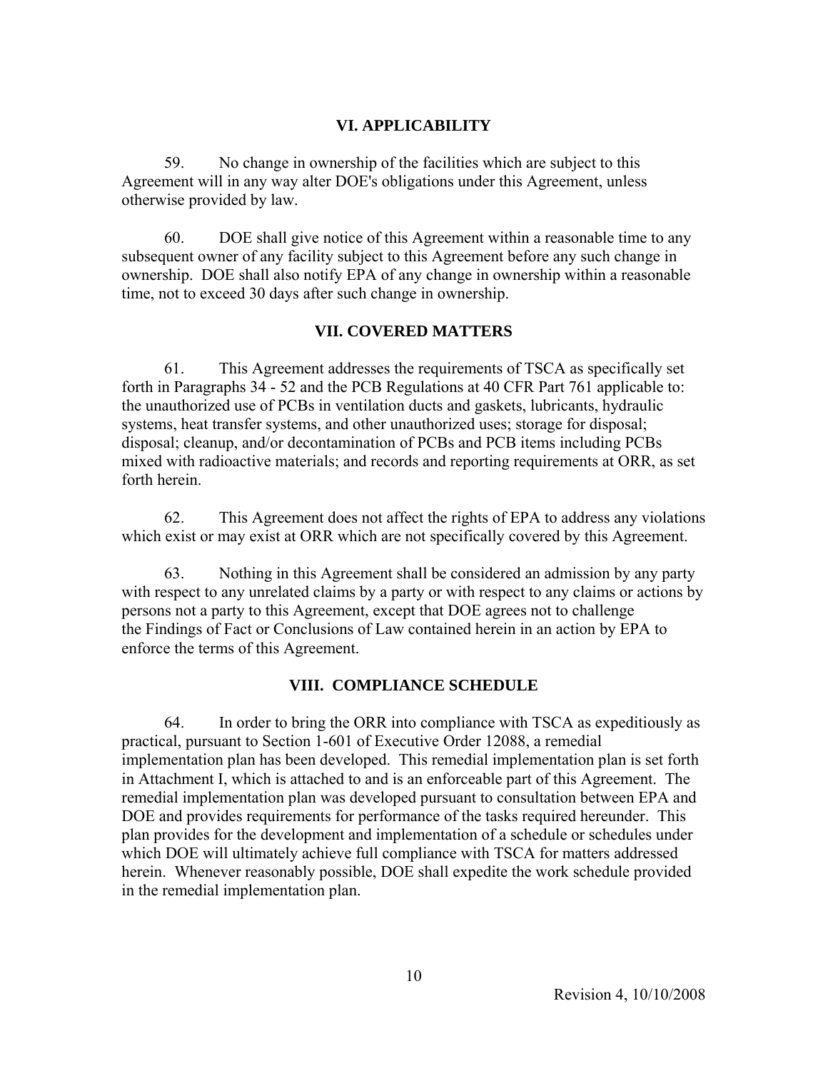## VI. APPLICABILITY

59. No change in ownership of the facilities which are subject to this Agreement will in any way alter DOE's obligations under this Agreement, unless otherwise provided by law.

60. DOE shall give notice of this Agreement within a reasonable time to any subsequent owner of any facility subject to this Agreement before any such change in ownership. DOE shall also notify EPA of any change in ownership within a reasonable time, not to exceed 30 days after such change in ownership.

## VII. COVERED MATTERS

61. This Agreement addresses the requirements of TSCA as specifically set forth in Paragraphs 34 - 52 and the PCB Regulations at 40 CFR Part 761 applicable to: the unauthorized use of PCBs in ventilation ducts and gaskets, lubricants, hydraulic systems, heat transfer systems, and other unauthorized uses; storage for disposal; disposal; cleanup, and/or decontamination of PCBs and PCB items including PCBs mixed with radioactive materials; and records and reporting requirements at ORR, as set forth herein.

62. This Agreement does not affect the rights of EPA to address any violations which exist or may exist at ORR which are not specifically covered by this Agreement.

63. Nothing in this Agreement shall be considered an admission by any party with respect to any unrelated claims by a party or with respect to any claims or actions by persons not a party to this Agreement, except that DOE agrees not to challenge the Findings of Fact or Conclusions of Law contained herein in an action by EPA to enforce the terms of this Agreement.

## VIII. COMPLIANCE SCHEDULE

64. In order to bring the ORR into compliance with TSCA as expeditiously as practical, pursuant to Section 1-601 of Executive Order 12088, a remedial implementation plan has been developed. This remedial implementation plan is set forth in Attachment I, which is attached to and is an enforceable part of this Agreement. The remedial implementation plan was developed pursuant to consultation between EPA and DOE and provides requirements for performance of the tasks required hereunder. This plan provides for the development and implementation of a schedule or schedules under which DOE will ultimately achieve full compliance with TSCA for matters addressed herein. Whenever reasonably possible, DOE shall expedite the work schedule provided in the remedial implementation plan.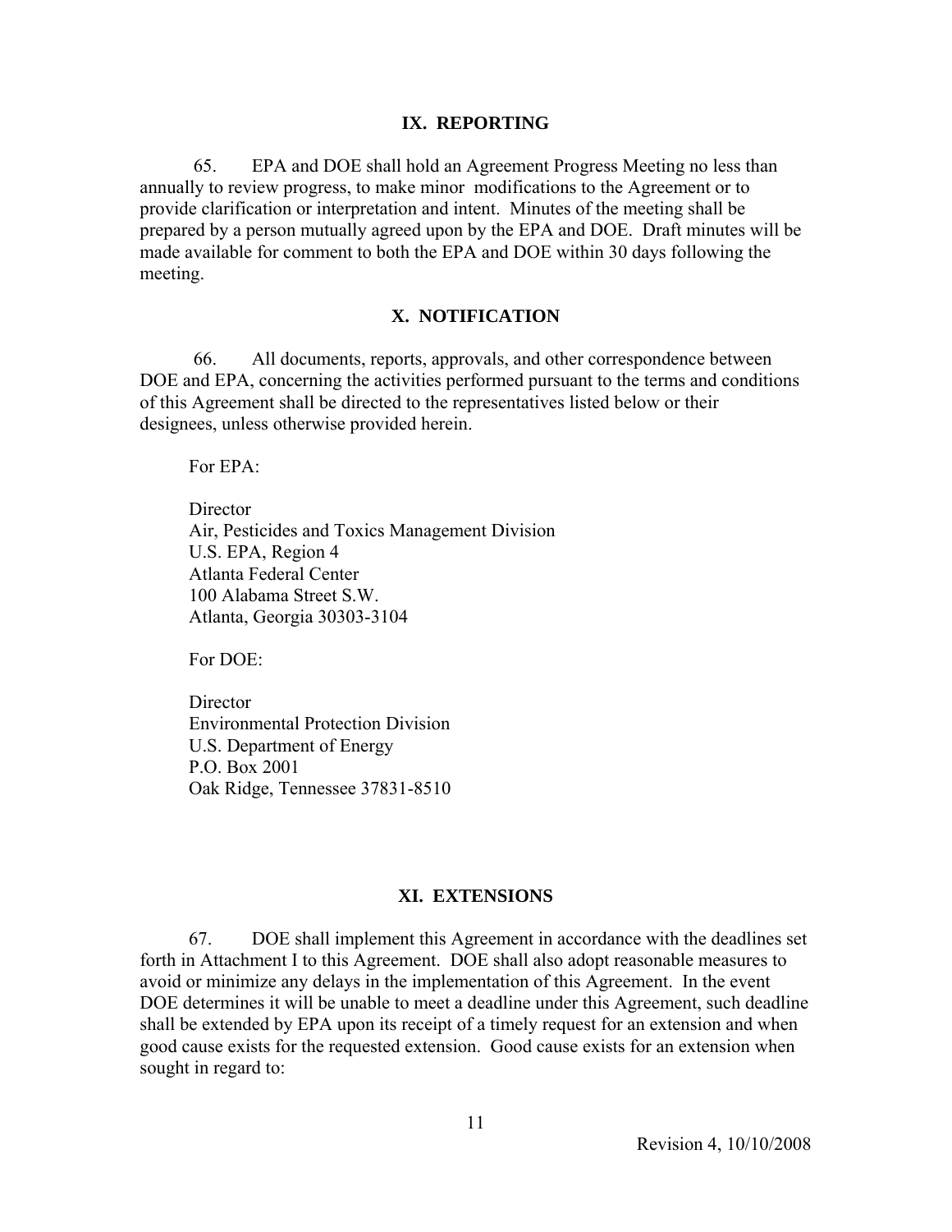## IX. REPORTING

65. EPA and DOE shall hold an Agreement Progress Meeting no less than annually to review progress, to make minor modifications to the Agreement or to provide clarification or interpretation and intent. Minutes of the meeting shall be prepared by a person mutually agreed upon by the EPA and DOE. Draft minutes will be made available for comment to both the EPA and DOE within 30 days following the meeting.

## X. NOTIFICATION

66. All documents, reports, approvals, and other correspondence between DOE and EPA, concerning the activities performed pursuant to the terms and conditions of this Agreement shall be directed to the representatives listed below or their designees, unless otherwise provided herein.

For EPA:

Director
Air, Pesticides and Toxics Management Division
U.S. EPA, Region 4
Atlanta Federal Center
100 Alabama Street S.W.
Atlanta, Georgia 30303-3104

For DOE:

Director
Environmental Protection Division
U.S. Department of Energy
P.O. Box 2001
Oak Ridge, Tennessee 37831-8510

## XI. EXTENSIONS

67. DOE shall implement this Agreement in accordance with the deadlines set forth in Attachment I to this Agreement. DOE shall also adopt reasonable measures to avoid or minimize any delays in the implementation of this Agreement. In the event DOE determines it will be unable to meet a deadline under this Agreement, such deadline shall be extended by EPA upon its receipt of a timely request for an extension and when good cause exists for the requested extension. Good cause exists for an extension when sought in regard to:

Revision 4, 10/10/2008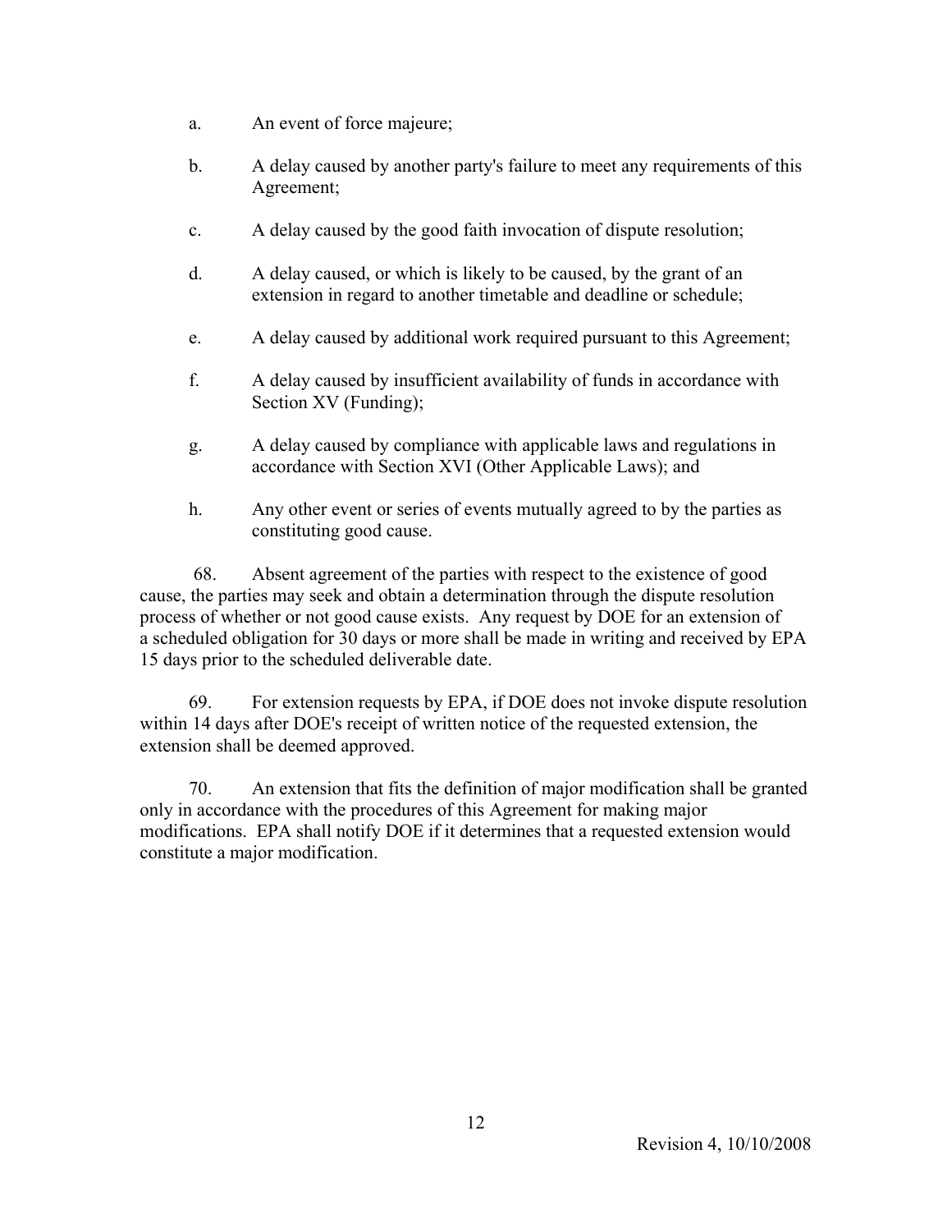a. An event of force majeure;

b. A delay caused by another party's failure to meet any requirements of this Agreement;

c. A delay caused by the good faith invocation of dispute resolution;

d. A delay caused, or which is likely to be caused, by the grant of an extension in regard to another timetable and deadline or schedule;

e. A delay caused by additional work required pursuant to this Agreement;

f. A delay caused by insufficient availability of funds in accordance with Section XV (Funding);

g. A delay caused by compliance with applicable laws and regulations in accordance with Section XVI (Other Applicable Laws); and

h. Any other event or series of events mutually agreed to by the parties as constituting good cause.

68. Absent agreement of the parties with respect to the existence of good cause, the parties may seek and obtain a determination through the dispute resolution process of whether or not good cause exists. Any request by DOE for an extension of a scheduled obligation for 30 days or more shall be made in writing and received by EPA 15 days prior to the scheduled deliverable date.

69. For extension requests by EPA, if DOE does not invoke dispute resolution within 14 days after DOE's receipt of written notice of the requested extension, the extension shall be deemed approved.

70. An extension that fits the definition of major modification shall be granted only in accordance with the procedures of this Agreement for making major modifications. EPA shall notify DOE if it determines that a requested extension would constitute a major modification.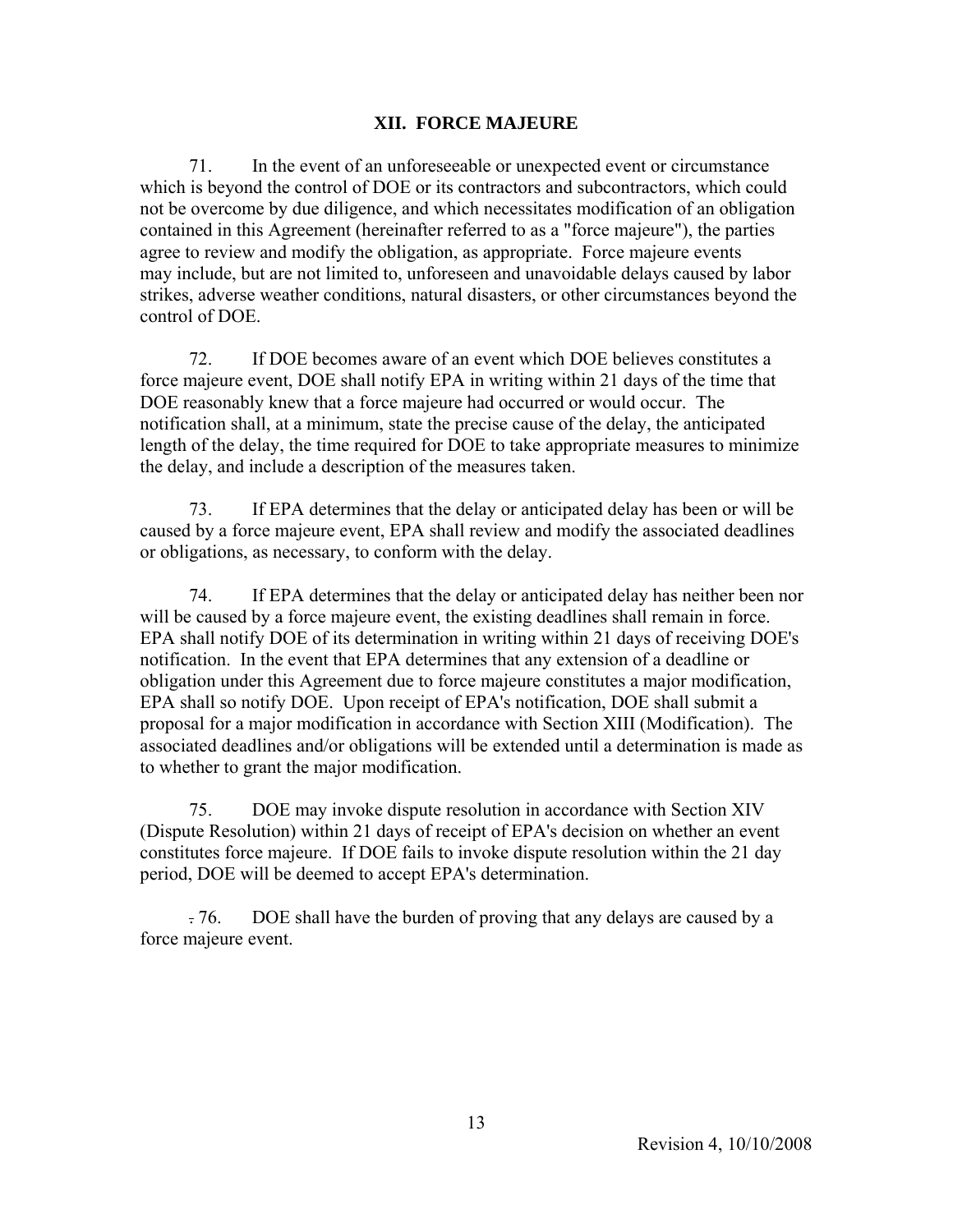## XII. FORCE MAJEURE

71. In the event of an unforeseeable or unexpected event or circumstance which is beyond the control of DOE or its contractors and subcontractors, which could not be overcome by due diligence, and which necessitates modification of an obligation contained in this Agreement (hereinafter referred to as a "force majeure"), the parties agree to review and modify the obligation, as appropriate. Force majeure events may include, but are not limited to, unforeseen and unavoidable delays caused by labor strikes, adverse weather conditions, natural disasters, or other circumstances beyond the control of DOE.

72. If DOE becomes aware of an event which DOE believes constitutes a force majeure event, DOE shall notify EPA in writing within 21 days of the time that DOE reasonably knew that a force majeure had occurred or would occur. The notification shall, at a minimum, state the precise cause of the delay, the anticipated length of the delay, the time required for DOE to take appropriate measures to minimize the delay, and include a description of the measures taken.

73. If EPA determines that the delay or anticipated delay has been or will be caused by a force majeure event, EPA shall review and modify the associated deadlines or obligations, as necessary, to conform with the delay.

74. If EPA determines that the delay or anticipated delay has neither been nor will be caused by a force majeure event, the existing deadlines shall remain in force. EPA shall notify DOE of its determination in writing within 21 days of receiving DOE's notification. In the event that EPA determines that any extension of a deadline or obligation under this Agreement due to force majeure constitutes a major modification, EPA shall so notify DOE. Upon receipt of EPA's notification, DOE shall submit a proposal for a major modification in accordance with Section XIII (Modification). The associated deadlines and/or obligations will be extended until a determination is made as to whether to grant the major modification.

75. DOE may invoke dispute resolution in accordance with Section XIV (Dispute Resolution) within 21 days of receipt of EPA's decision on whether an event constitutes force majeure. If DOE fails to invoke dispute resolution within the 21 day period, DOE will be deemed to accept EPA's determination.

76. DOE shall have the burden of proving that any delays are caused by a force majeure event.

Revision 4, 10/10/2008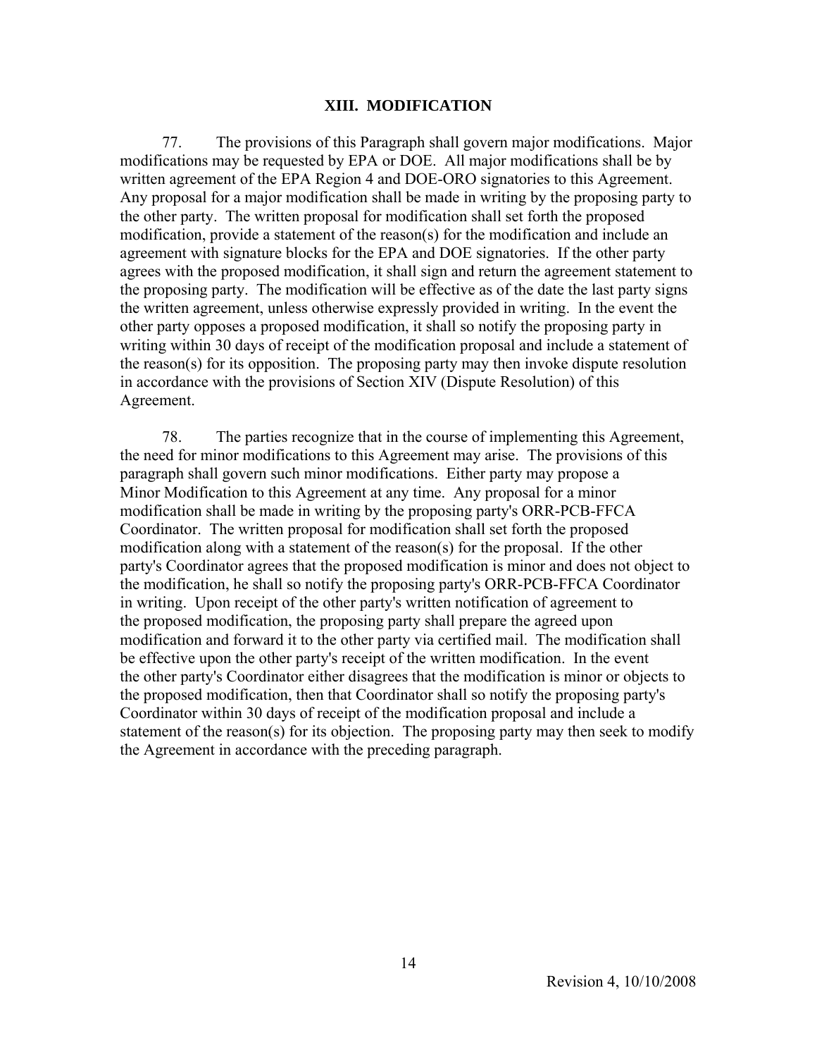## XIII. MODIFICATION

77. The provisions of this Paragraph shall govern major modifications. Major modifications may be requested by EPA or DOE. All major modifications shall be by written agreement of the EPA Region 4 and DOE-ORO signatories to this Agreement. Any proposal for a major modification shall be made in writing by the proposing party to the other party. The written proposal for modification shall set forth the proposed modification, provide a statement of the reason(s) for the modification and include an agreement with signature blocks for the EPA and DOE signatories. If the other party agrees with the proposed modification, it shall sign and return the agreement statement to the proposing party. The modification will be effective as of the date the last party signs the written agreement, unless otherwise expressly provided in writing. In the event the other party opposes a proposed modification, it shall so notify the proposing party in writing within 30 days of receipt of the modification proposal and include a statement of the reason(s) for its opposition. The proposing party may then invoke dispute resolution in accordance with the provisions of Section XIV (Dispute Resolution) of this Agreement.

78. The parties recognize that in the course of implementing this Agreement, the need for minor modifications to this Agreement may arise. The provisions of this paragraph shall govern such minor modifications. Either party may propose a Minor Modification to this Agreement at any time. Any proposal for a minor modification shall be made in writing by the proposing party's ORR-PCB-FFCA Coordinator. The written proposal for modification shall set forth the proposed modification along with a statement of the reason(s) for the proposal. If the other party's Coordinator agrees that the proposed modification is minor and does not object to the modification, he shall so notify the proposing party's ORR-PCB-FFCA Coordinator in writing. Upon receipt of the other party's written notification of agreement to the proposed modification, the proposing party shall prepare the agreed upon modification and forward it to the other party via certified mail. The modification shall be effective upon the other party's receipt of the written modification. In the event the other party's Coordinator either disagrees that the modification is minor or objects to the proposed modification, then that Coordinator shall so notify the proposing party's Coordinator within 30 days of receipt of the modification proposal and include a statement of the reason(s) for its objection. The proposing party may then seek to modify the Agreement in accordance with the preceding paragraph.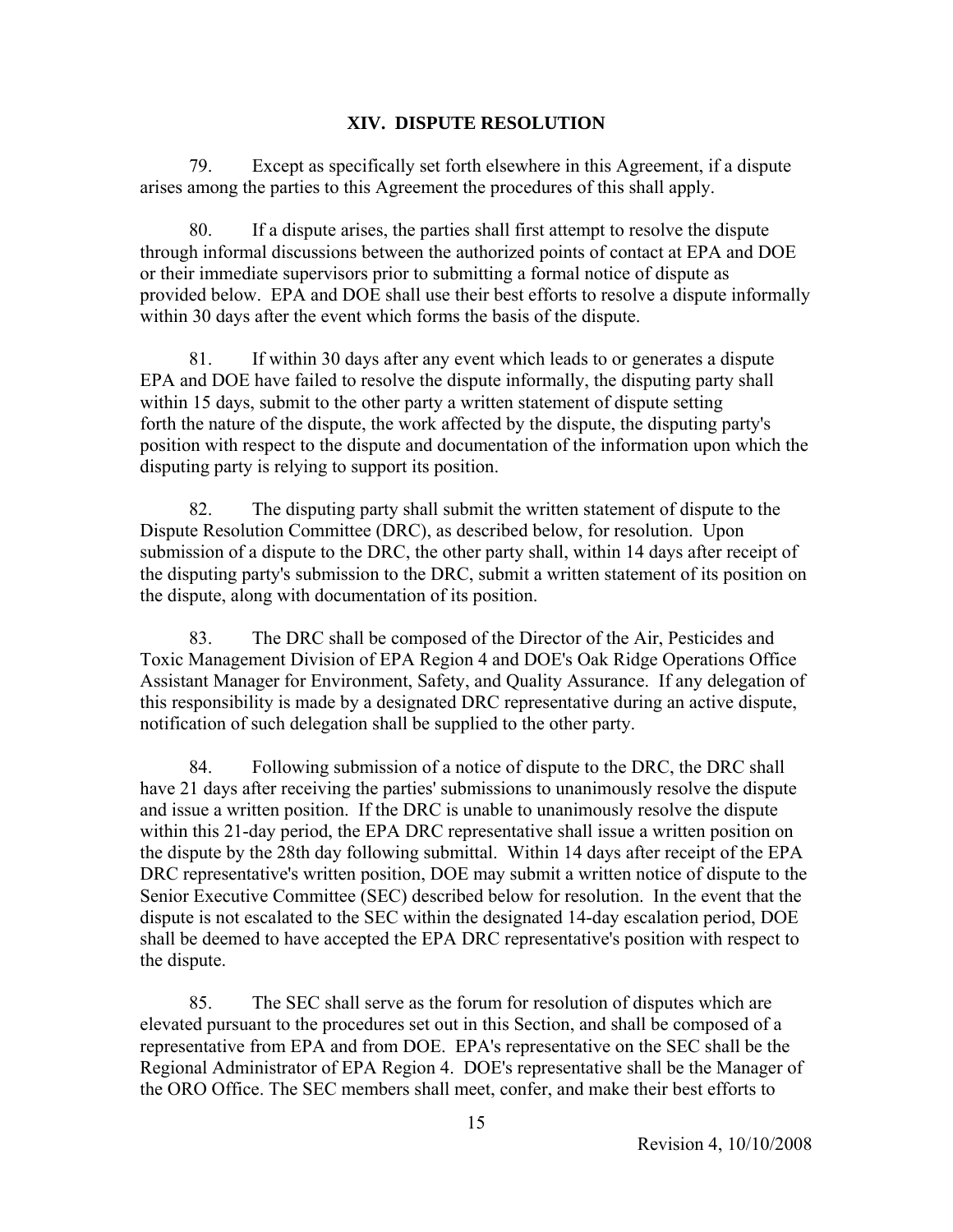## XIV. DISPUTE RESOLUTION

79. Except as specifically set forth elsewhere in this Agreement, if a dispute arises among the parties to this Agreement the procedures of this shall apply.

80. If a dispute arises, the parties shall first attempt to resolve the dispute through informal discussions between the authorized points of contact at EPA and DOE or their immediate supervisors prior to submitting a formal notice of dispute as provided below. EPA and DOE shall use their best efforts to resolve a dispute informally within 30 days after the event which forms the basis of the dispute.

81. If within 30 days after any event which leads to or generates a dispute EPA and DOE have failed to resolve the dispute informally, the disputing party shall within 15 days, submit to the other party a written statement of dispute setting forth the nature of the dispute, the work affected by the dispute, the disputing party's position with respect to the dispute and documentation of the information upon which the disputing party is relying to support its position.

82. The disputing party shall submit the written statement of dispute to the Dispute Resolution Committee (DRC), as described below, for resolution. Upon submission of a dispute to the DRC, the other party shall, within 14 days after receipt of the disputing party's submission to the DRC, submit a written statement of its position on the dispute, along with documentation of its position.

83. The DRC shall be composed of the Director of the Air, Pesticides and Toxic Management Division of EPA Region 4 and DOE's Oak Ridge Operations Office Assistant Manager for Environment, Safety, and Quality Assurance. If any delegation of this responsibility is made by a designated DRC representative during an active dispute, notification of such delegation shall be supplied to the other party.

84. Following submission of a notice of dispute to the DRC, the DRC shall have 21 days after receiving the parties' submissions to unanimously resolve the dispute and issue a written position. If the DRC is unable to unanimously resolve the dispute within this 21-day period, the EPA DRC representative shall issue a written position on the dispute by the 28th day following submittal. Within 14 days after receipt of the EPA DRC representative's written position, DOE may submit a written notice of dispute to the Senior Executive Committee (SEC) described below for resolution. In the event that the dispute is not escalated to the SEC within the designated 14-day escalation period, DOE shall be deemed to have accepted the EPA DRC representative's position with respect to the dispute.

85. The SEC shall serve as the forum for resolution of disputes which are elevated pursuant to the procedures set out in this Section, and shall be composed of a representative from EPA and from DOE. EPA's representative on the SEC shall be the Regional Administrator of EPA Region 4. DOE's representative shall be the Manager of the ORO Office. The SEC members shall meet, confer, and make their best efforts to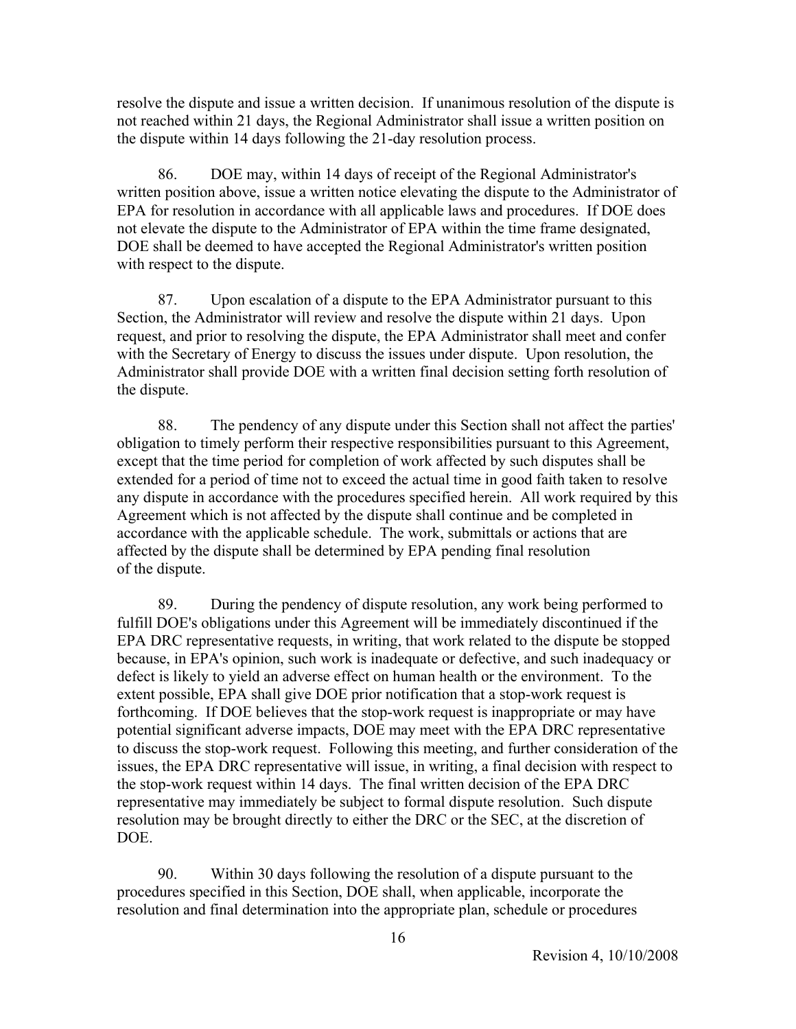resolve the dispute and issue a written decision. If unanimous resolution of the dispute is not reached within 21 days, the Regional Administrator shall issue a written position on the dispute within 14 days following the 21-day resolution process.

86. DOE may, within 14 days of receipt of the Regional Administrator's written position above, issue a written notice elevating the dispute to the Administrator of EPA for resolution in accordance with all applicable laws and procedures. If DOE does not elevate the dispute to the Administrator of EPA within the time frame designated, DOE shall be deemed to have accepted the Regional Administrator's written position with respect to the dispute.

87. Upon escalation of a dispute to the EPA Administrator pursuant to this Section, the Administrator will review and resolve the dispute within 21 days. Upon request, and prior to resolving the dispute, the EPA Administrator shall meet and confer with the Secretary of Energy to discuss the issues under dispute. Upon resolution, the Administrator shall provide DOE with a written final decision setting forth resolution of the dispute.

88. The pendency of any dispute under this Section shall not affect the parties' obligation to timely perform their respective responsibilities pursuant to this Agreement, except that the time period for completion of work affected by such disputes shall be extended for a period of time not to exceed the actual time in good faith taken to resolve any dispute in accordance with the procedures specified herein. All work required by this Agreement which is not affected by the dispute shall continue and be completed in accordance with the applicable schedule. The work, submittals or actions that are affected by the dispute shall be determined by EPA pending final resolution of the dispute.

89. During the pendency of dispute resolution, any work being performed to fulfill DOE's obligations under this Agreement will be immediately discontinued if the EPA DRC representative requests, in writing, that work related to the dispute be stopped because, in EPA's opinion, such work is inadequate or defective, and such inadequacy or defect is likely to yield an adverse effect on human health or the environment. To the extent possible, EPA shall give DOE prior notification that a stop-work request is forthcoming. If DOE believes that the stop-work request is inappropriate or may have potential significant adverse impacts, DOE may meet with the EPA DRC representative to discuss the stop-work request. Following this meeting, and further consideration of the issues, the EPA DRC representative will issue, in writing, a final decision with respect to the stop-work request within 14 days. The final written decision of the EPA DRC representative may immediately be subject to formal dispute resolution. Such dispute resolution may be brought directly to either the DRC or the SEC, at the discretion of DOE.

90. Within 30 days following the resolution of a dispute pursuant to the procedures specified in this Section, DOE shall, when applicable, incorporate the resolution and final determination into the appropriate plan, schedule or procedures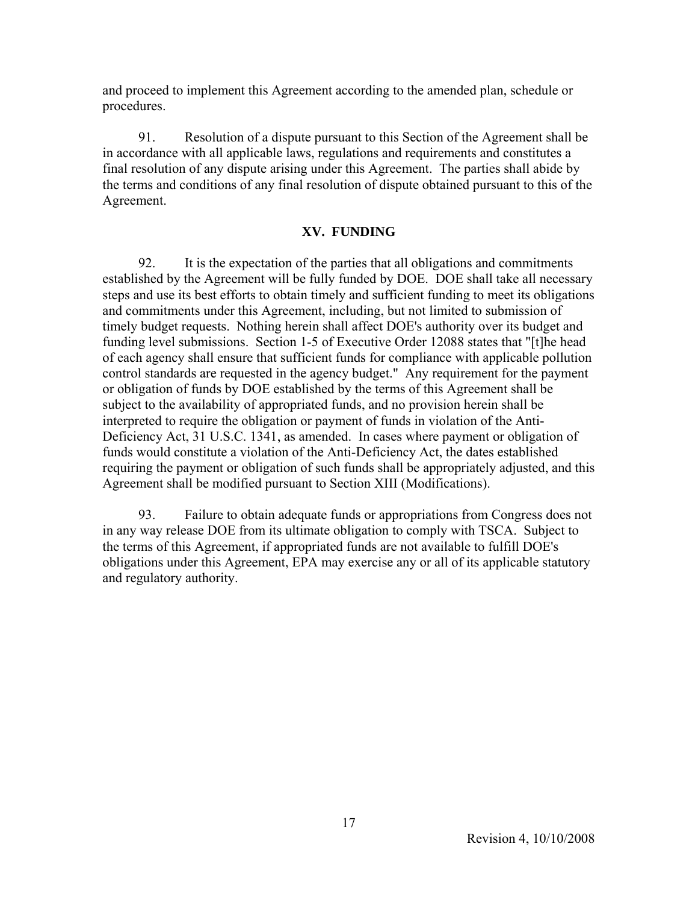and proceed to implement this Agreement according to the amended plan, schedule or procedures.

91. Resolution of a dispute pursuant to this Section of the Agreement shall be in accordance with all applicable laws, regulations and requirements and constitutes a final resolution of any dispute arising under this Agreement. The parties shall abide by the terms and conditions of any final resolution of dispute obtained pursuant to this of the Agreement.

## XV. FUNDING

92. It is the expectation of the parties that all obligations and commitments established by the Agreement will be fully funded by DOE. DOE shall take all necessary steps and use its best efforts to obtain timely and sufficient funding to meet its obligations and commitments under this Agreement, including, but not limited to submission of timely budget requests. Nothing herein shall affect DOE's authority over its budget and funding level submissions. Section 1-5 of Executive Order 12088 states that "[t]he head of each agency shall ensure that sufficient funds for compliance with applicable pollution control standards are requested in the agency budget." Any requirement for the payment or obligation of funds by DOE established by the terms of this Agreement shall be subject to the availability of appropriated funds, and no provision herein shall be interpreted to require the obligation or payment of funds in violation of the Anti-Deficiency Act, 31 U.S.C. 1341, as amended. In cases where payment or obligation of funds would constitute a violation of the Anti-Deficiency Act, the dates established requiring the payment or obligation of such funds shall be appropriately adjusted, and this Agreement shall be modified pursuant to Section XIII (Modifications).

93. Failure to obtain adequate funds or appropriations from Congress does not in any way release DOE from its ultimate obligation to comply with TSCA. Subject to the terms of this Agreement, if appropriated funds are not available to fulfill DOE's obligations under this Agreement, EPA may exercise any or all of its applicable statutory and regulatory authority.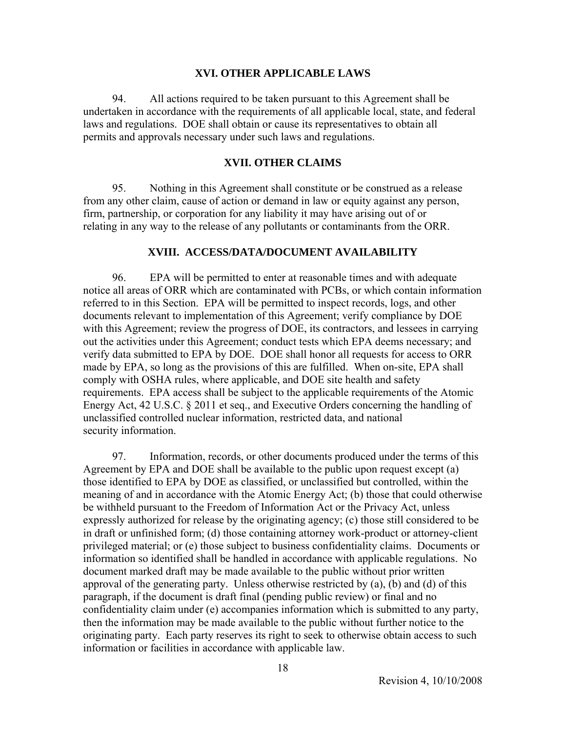## XVI. OTHER APPLICABLE LAWS

94. All actions required to be taken pursuant to this Agreement shall be undertaken in accordance with the requirements of all applicable local, state, and federal laws and regulations. DOE shall obtain or cause its representatives to obtain all permits and approvals necessary under such laws and regulations.

## XVII. OTHER CLAIMS

95. Nothing in this Agreement shall constitute or be construed as a release from any other claim, cause of action or demand in law or equity against any person, firm, partnership, or corporation for any liability it may have arising out of or relating in any way to the release of any pollutants or contaminants from the ORR.

## XVIII. ACCESS/DATA/DOCUMENT AVAILABILITY

96. EPA will be permitted to enter at reasonable times and with adequate notice all areas of ORR which are contaminated with PCBs, or which contain information referred to in this Section. EPA will be permitted to inspect records, logs, and other documents relevant to implementation of this Agreement; verify compliance by DOE with this Agreement; review the progress of DOE, its contractors, and lessees in carrying out the activities under this Agreement; conduct tests which EPA deems necessary; and verify data submitted to EPA by DOE. DOE shall honor all requests for access to ORR made by EPA, so long as the provisions of this are fulfilled. When on-site, EPA shall comply with OSHA rules, where applicable, and DOE site health and safety requirements. EPA access shall be subject to the applicable requirements of the Atomic Energy Act, 42 U.S.C. § 2011 et seq., and Executive Orders concerning the handling of unclassified controlled nuclear information, restricted data, and national security information.

97. Information, records, or other documents produced under the terms of this Agreement by EPA and DOE shall be available to the public upon request except (a) those identified to EPA by DOE as classified, or unclassified but controlled, within the meaning of and in accordance with the Atomic Energy Act; (b) those that could otherwise be withheld pursuant to the Freedom of Information Act or the Privacy Act, unless expressly authorized for release by the originating agency; (c) those still considered to be in draft or unfinished form; (d) those containing attorney work-product or attorney-client privileged material; or (e) those subject to business confidentiality claims. Documents or information so identified shall be handled in accordance with applicable regulations. No document marked draft may be made available to the public without prior written approval of the generating party. Unless otherwise restricted by (a), (b) and (d) of this paragraph, if the document is draft final (pending public review) or final and no confidentiality claim under (e) accompanies information which is submitted to any party, then the information may be made available to the public without further notice to the originating party. Each party reserves its right to seek to otherwise obtain access to such information or facilities in accordance with applicable law.

Revision 4, 10/10/2008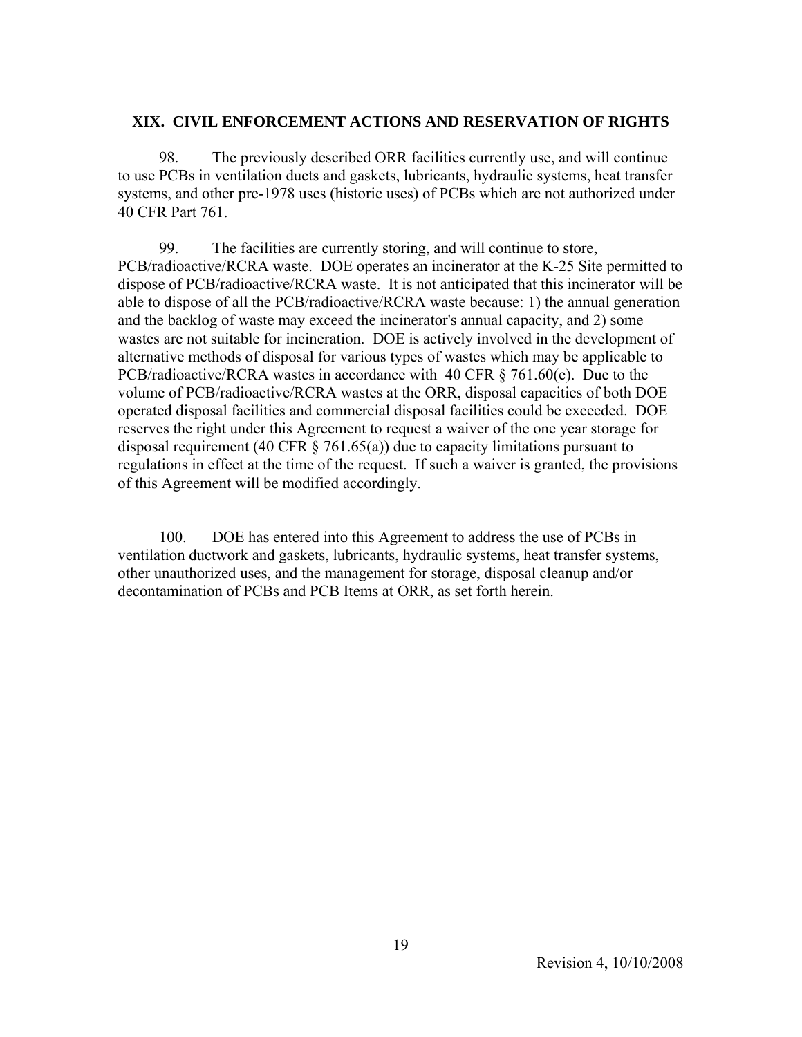## XIX. CIVIL ENFORCEMENT ACTIONS AND RESERVATION OF RIGHTS

98. The previously described ORR facilities currently use, and will continue to use PCBs in ventilation ducts and gaskets, lubricants, hydraulic systems, heat transfer systems, and other pre-1978 uses (historic uses) of PCBs which are not authorized under 40 CFR Part 761.

99. The facilities are currently storing, and will continue to store, PCB/radioactive/RCRA waste. DOE operates an incinerator at the K-25 Site permitted to dispose of PCB/radioactive/RCRA waste. It is not anticipated that this incinerator will be able to dispose of all the PCB/radioactive/RCRA waste because: 1) the annual generation and the backlog of waste may exceed the incinerator's annual capacity, and 2) some wastes are not suitable for incineration. DOE is actively involved in the development of alternative methods of disposal for various types of wastes which may be applicable to PCB/radioactive/RCRA wastes in accordance with 40 CFR § 761.60(e). Due to the volume of PCB/radioactive/RCRA wastes at the ORR, disposal capacities of both DOE operated disposal facilities and commercial disposal facilities could be exceeded. DOE reserves the right under this Agreement to request a waiver of the one year storage for disposal requirement (40 CFR § 761.65(a)) due to capacity limitations pursuant to regulations in effect at the time of the request. If such a waiver is granted, the provisions of this Agreement will be modified accordingly.

100. DOE has entered into this Agreement to address the use of PCBs in ventilation ductwork and gaskets, lubricants, hydraulic systems, heat transfer systems, other unauthorized uses, and the management for storage, disposal cleanup and/or decontamination of PCBs and PCB Items at ORR, as set forth herein.

Revision 4, 10/10/2008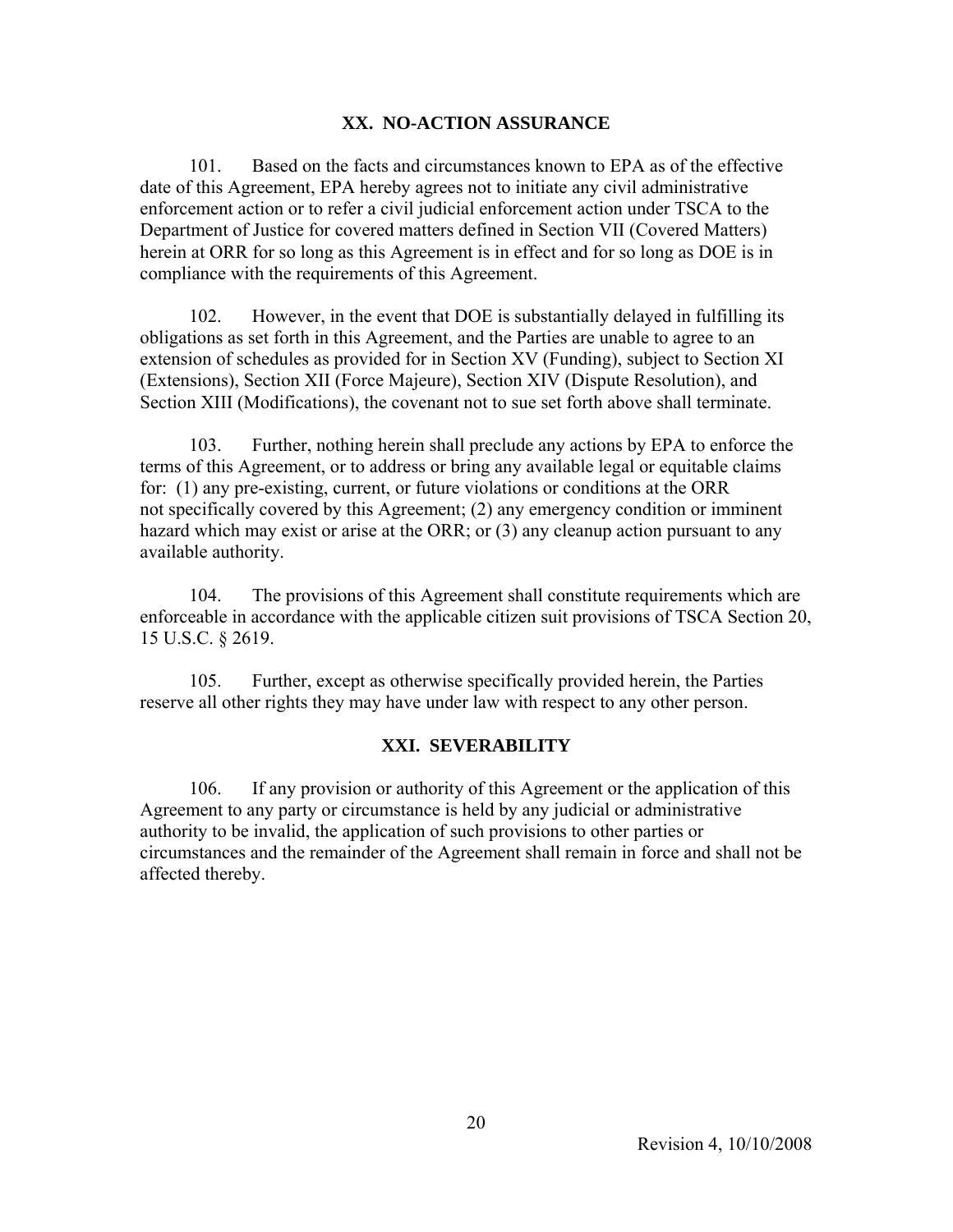## XX. NO-ACTION ASSURANCE

101. Based on the facts and circumstances known to EPA as of the effective date of this Agreement, EPA hereby agrees not to initiate any civil administrative enforcement action or to refer a civil judicial enforcement action under TSCA to the Department of Justice for covered matters defined in Section VII (Covered Matters) herein at ORR for so long as this Agreement is in effect and for so long as DOE is in compliance with the requirements of this Agreement.

102. However, in the event that DOE is substantially delayed in fulfilling its obligations as set forth in this Agreement, and the Parties are unable to agree to an extension of schedules as provided for in Section XV (Funding), subject to Section XI (Extensions), Section XII (Force Majeure), Section XIV (Dispute Resolution), and Section XIII (Modifications), the covenant not to sue set forth above shall terminate.

103. Further, nothing herein shall preclude any actions by EPA to enforce the terms of this Agreement, or to address or bring any available legal or equitable claims for: (1) any pre-existing, current, or future violations or conditions at the ORR not specifically covered by this Agreement; (2) any emergency condition or imminent hazard which may exist or arise at the ORR; or (3) any cleanup action pursuant to any available authority.

104. The provisions of this Agreement shall constitute requirements which are enforceable in accordance with the applicable citizen suit provisions of TSCA Section 20, 15 U.S.C. § 2619.

105. Further, except as otherwise specifically provided herein, the Parties reserve all other rights they may have under law with respect to any other person.

## XXI. SEVERABILITY

106. If any provision or authority of this Agreement or the application of this Agreement to any party or circumstance is held by any judicial or administrative authority to be invalid, the application of such provisions to other parties or circumstances and the remainder of the Agreement shall remain in force and shall not be affected thereby.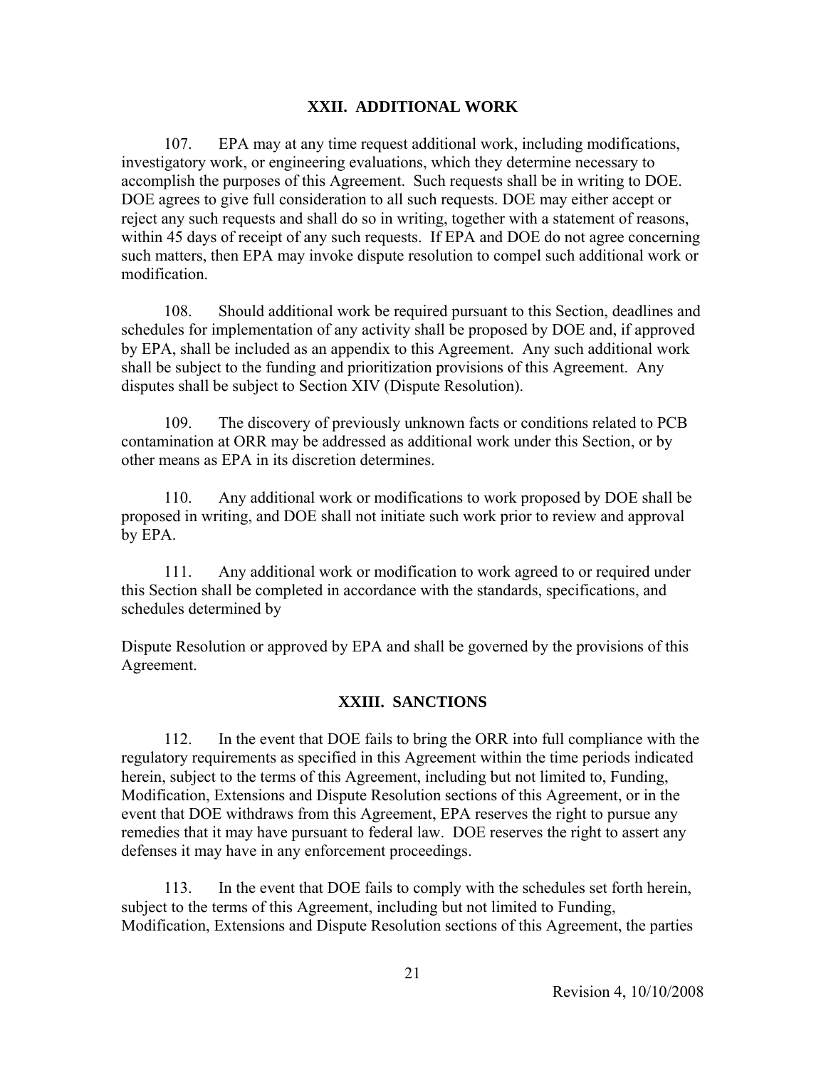## XXII. ADDITIONAL WORK

107. EPA may at any time request additional work, including modifications, investigatory work, or engineering evaluations, which they determine necessary to accomplish the purposes of this Agreement. Such requests shall be in writing to DOE. DOE agrees to give full consideration to all such requests. DOE may either accept or reject any such requests and shall do so in writing, together with a statement of reasons, within 45 days of receipt of any such requests. If EPA and DOE do not agree concerning such matters, then EPA may invoke dispute resolution to compel such additional work or modification.

108. Should additional work be required pursuant to this Section, deadlines and schedules for implementation of any activity shall be proposed by DOE and, if approved by EPA, shall be included as an appendix to this Agreement. Any such additional work shall be subject to the funding and prioritization provisions of this Agreement. Any disputes shall be subject to Section XIV (Dispute Resolution).

109. The discovery of previously unknown facts or conditions related to PCB contamination at ORR may be addressed as additional work under this Section, or by other means as EPA in its discretion determines.

110. Any additional work or modifications to work proposed by DOE shall be proposed in writing, and DOE shall not initiate such work prior to review and approval by EPA.

111. Any additional work or modification to work agreed to or required under this Section shall be completed in accordance with the standards, specifications, and schedules determined by

Dispute Resolution or approved by EPA and shall be governed by the provisions of this Agreement.

## XXIII. SANCTIONS

112. In the event that DOE fails to bring the ORR into full compliance with the regulatory requirements as specified in this Agreement within the time periods indicated herein, subject to the terms of this Agreement, including but not limited to, Funding, Modification, Extensions and Dispute Resolution sections of this Agreement, or in the event that DOE withdraws from this Agreement, EPA reserves the right to pursue any remedies that it may have pursuant to federal law. DOE reserves the right to assert any defenses it may have in any enforcement proceedings.

113. In the event that DOE fails to comply with the schedules set forth herein, subject to the terms of this Agreement, including but not limited to Funding, Modification, Extensions and Dispute Resolution sections of this Agreement, the parties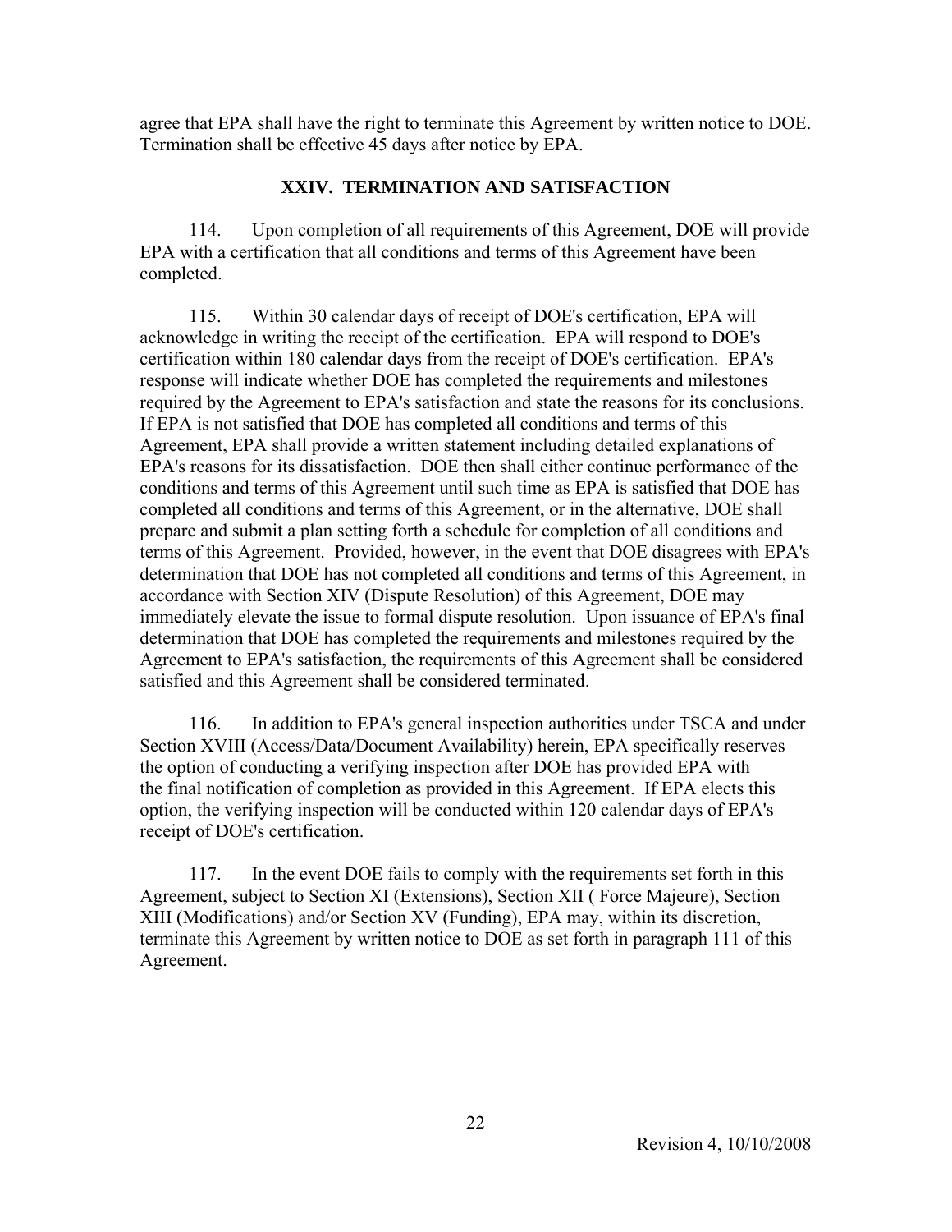agree that EPA shall have the right to terminate this Agreement by written notice to DOE. Termination shall be effective 45 days after notice by EPA.

## XXIV. TERMINATION AND SATISFACTION

114. Upon completion of all requirements of this Agreement, DOE will provide EPA with a certification that all conditions and terms of this Agreement have been completed.

115. Within 30 calendar days of receipt of DOE's certification, EPA will acknowledge in writing the receipt of the certification. EPA will respond to DOE's certification within 180 calendar days from the receipt of DOE's certification. EPA's response will indicate whether DOE has completed the requirements and milestones required by the Agreement to EPA's satisfaction and state the reasons for its conclusions. If EPA is not satisfied that DOE has completed all conditions and terms of this Agreement, EPA shall provide a written statement including detailed explanations of EPA's reasons for its dissatisfaction. DOE then shall either continue performance of the conditions and terms of this Agreement until such time as EPA is satisfied that DOE has completed all conditions and terms of this Agreement, or in the alternative, DOE shall prepare and submit a plan setting forth a schedule for completion of all conditions and terms of this Agreement. Provided, however, in the event that DOE disagrees with EPA's determination that DOE has not completed all conditions and terms of this Agreement, in accordance with Section XIV (Dispute Resolution) of this Agreement, DOE may immediately elevate the issue to formal dispute resolution. Upon issuance of EPA's final determination that DOE has completed the requirements and milestones required by the Agreement to EPA's satisfaction, the requirements of this Agreement shall be considered satisfied and this Agreement shall be considered terminated.

116. In addition to EPA's general inspection authorities under TSCA and under Section XVIII (Access/Data/Document Availability) herein, EPA specifically reserves the option of conducting a verifying inspection after DOE has provided EPA with the final notification of completion as provided in this Agreement. If EPA elects this option, the verifying inspection will be conducted within 120 calendar days of EPA's receipt of DOE's certification.

117. In the event DOE fails to comply with the requirements set forth in this Agreement, subject to Section XI (Extensions), Section XII ( Force Majeure), Section XIII (Modifications) and/or Section XV (Funding), EPA may, within its discretion, terminate this Agreement by written notice to DOE as set forth in paragraph 111 of this Agreement.

Revision 4, 10/10/2008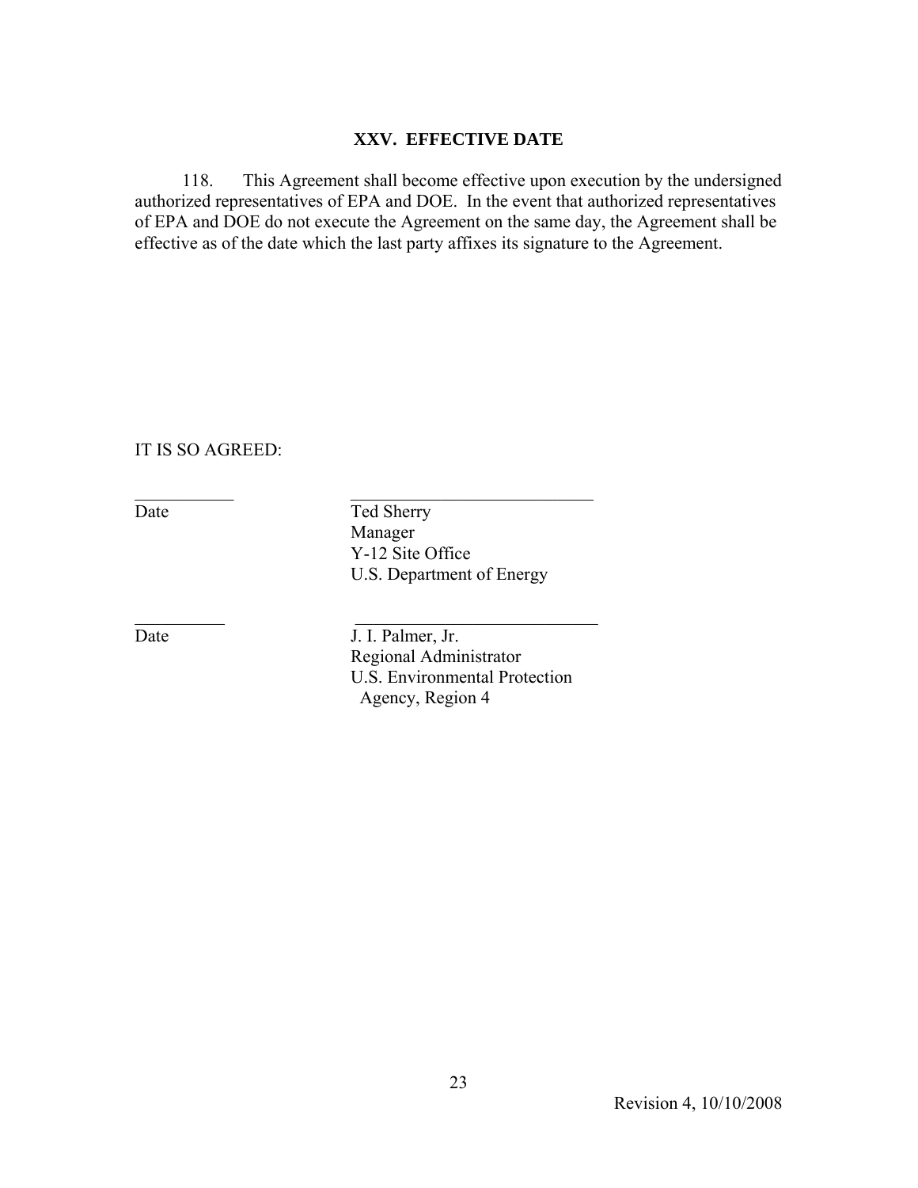## XXV. EFFECTIVE DATE

118. This Agreement shall become effective upon execution by the undersigned authorized representatives of EPA and DOE. In the event that authorized representatives of EPA and DOE do not execute the Agreement on the same day, the Agreement shall be effective as of the date which the last party affixes its signature to the Agreement.

IT IS SO AGREED:

| | |
|---|---|
| ___________ | ____________________________ |
| Date | Ted Sherry<br>Manager<br>Y-12 Site Office<br>U.S. Department of Energy |
| ___________ | ____________________________ |
| Date | J. I. Palmer, Jr.<br>Regional Administrator<br>U.S. Environmental Protection Agency, Region 4 |

Revision 4, 10/10/2008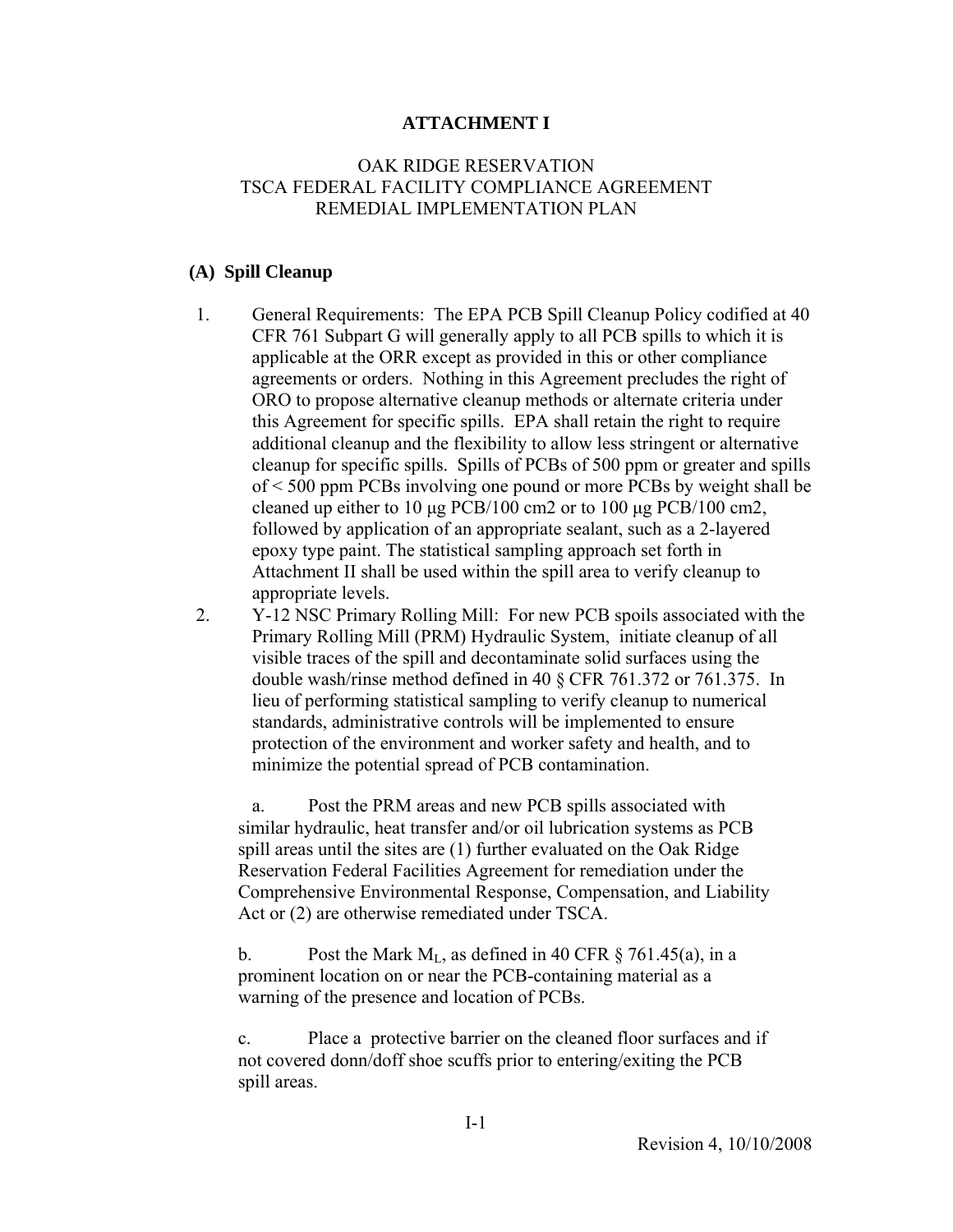# ATTACHMENT I

## OAK RIDGE RESERVATION
## TSCA FEDERAL FACILITY COMPLIANCE AGREEMENT
## REMEDIAL IMPLEMENTATION PLAN

### (A) Spill Cleanup

1. General Requirements: The EPA PCB Spill Cleanup Policy codified at 40 CFR 761 Subpart G will generally apply to all PCB spills to which it is applicable at the ORR except as provided in this or other compliance agreements or orders. Nothing in this Agreement precludes the right of ORO to propose alternative cleanup methods or alternate criteria under this Agreement for specific spills. EPA shall retain the right to require additional cleanup and the flexibility to allow less stringent or alternative cleanup for specific spills. Spills of PCBs of 500 ppm or greater and spills of < 500 ppm PCBs involving one pound or more PCBs by weight shall be cleaned up either to 10 µg PCB/100 cm2 or to 100 µg PCB/100 cm2, followed by application of an appropriate sealant, such as a 2-layered epoxy type paint. The statistical sampling approach set forth in Attachment II shall be used within the spill area to verify cleanup to appropriate levels.

2. Y-12 NSC Primary Rolling Mill: For new PCB spoils associated with the Primary Rolling Mill (PRM) Hydraulic System, initiate cleanup of all visible traces of the spill and decontaminate solid surfaces using the double wash/rinse method defined in 40 § CFR 761.372 or 761.375. In lieu of performing statistical sampling to verify cleanup to numerical standards, administrative controls will be implemented to ensure protection of the environment and worker safety and health, and to minimize the potential spread of PCB contamination.

   a. Post the PRM areas and new PCB spills associated with similar hydraulic, heat transfer and/or oil lubrication systems as PCB spill areas until the sites are (1) further evaluated on the Oak Ridge Reservation Federal Facilities Agreement for remediation under the Comprehensive Environmental Response, Compensation, and Liability Act or (2) are otherwise remediated under TSCA.

   b. Post the Mark $M_L$, as defined in 40 CFR § 761.45(a), in a prominent location on or near the PCB-containing material as a warning of the presence and location of PCBs.

   c. Place a protective barrier on the cleaned floor surfaces and if not covered donn/doff shoe scuffs prior to entering/exiting the PCB spill areas.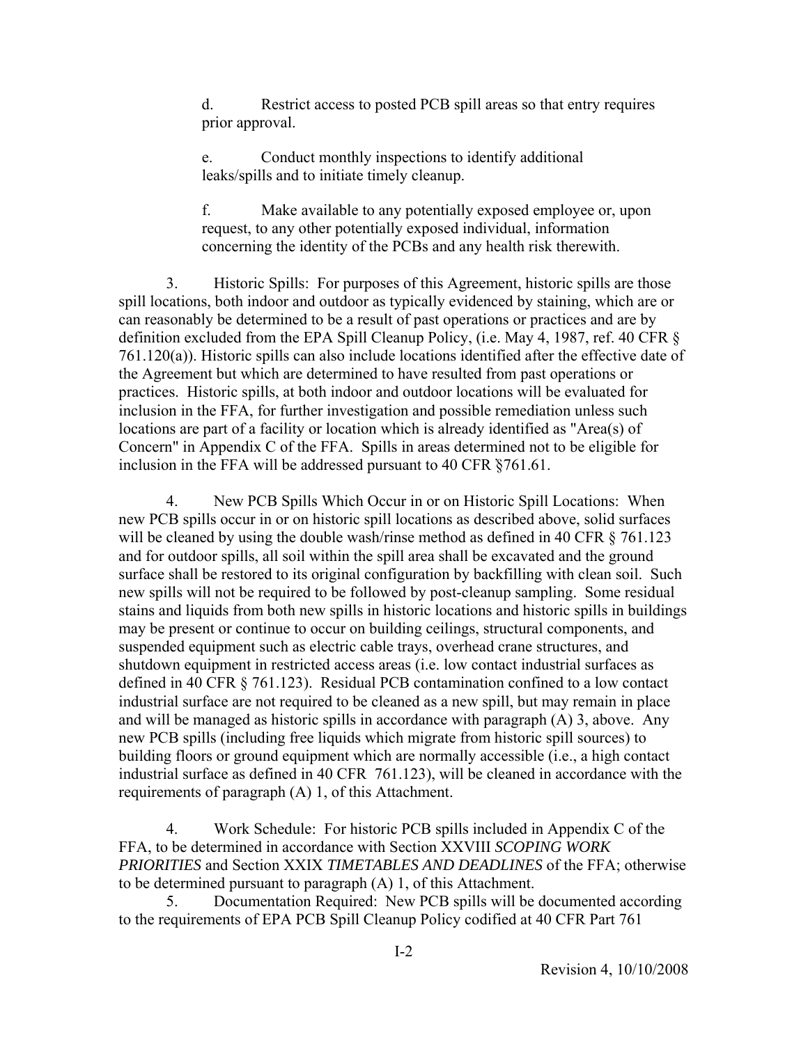d. Restrict access to posted PCB spill areas so that entry requires prior approval.

e. Conduct monthly inspections to identify additional leaks/spills and to initiate timely cleanup.

f. Make available to any potentially exposed employee or, upon request, to any other potentially exposed individual, information concerning the identity of the PCBs and any health risk therewith.

3. Historic Spills: For purposes of this Agreement, historic spills are those spill locations, both indoor and outdoor as typically evidenced by staining, which are or can reasonably be determined to be a result of past operations or practices and are by definition excluded from the EPA Spill Cleanup Policy, (i.e. May 4, 1987, ref. 40 CFR § 761.120(a)). Historic spills can also include locations identified after the effective date of the Agreement but which are determined to have resulted from past operations or practices. Historic spills, at both indoor and outdoor locations will be evaluated for inclusion in the FFA, for further investigation and possible remediation unless such locations are part of a facility or location which is already identified as "Area(s) of Concern" in Appendix C of the FFA. Spills in areas determined not to be eligible for inclusion in the FFA will be addressed pursuant to 40 CFR §761.61.

4. New PCB Spills Which Occur in or on Historic Spill Locations: When new PCB spills occur in or on historic spill locations as described above, solid surfaces will be cleaned by using the double wash/rinse method as defined in 40 CFR § 761.123 and for outdoor spills, all soil within the spill area shall be excavated and the ground surface shall be restored to its original configuration by backfilling with clean soil. Such new spills will not be required to be followed by post-cleanup sampling. Some residual stains and liquids from both new spills in historic locations and historic spills in buildings may be present or continue to occur on building ceilings, structural components, and suspended equipment such as electric cable trays, overhead crane structures, and shutdown equipment in restricted access areas (i.e. low contact industrial surfaces as defined in 40 CFR § 761.123). Residual PCB contamination confined to a low contact industrial surface are not required to be cleaned as a new spill, but may remain in place and will be managed as historic spills in accordance with paragraph (A) 3, above. Any new PCB spills (including free liquids which migrate from historic spill sources) to building floors or ground equipment which are normally accessible (i.e., a high contact industrial surface as defined in 40 CFR 761.123), will be cleaned in accordance with the requirements of paragraph (A) 1, of this Attachment.

4. Work Schedule: For historic PCB spills included in Appendix C of the FFA, to be determined in accordance with Section XXVIII *SCOPING WORK PRIORITIES* and Section XXIX *TIMETABLES AND DEADLINES* of the FFA; otherwise to be determined pursuant to paragraph (A) 1, of this Attachment.

5. Documentation Required: New PCB spills will be documented according to the requirements of EPA PCB Spill Cleanup Policy codified at 40 CFR Part 761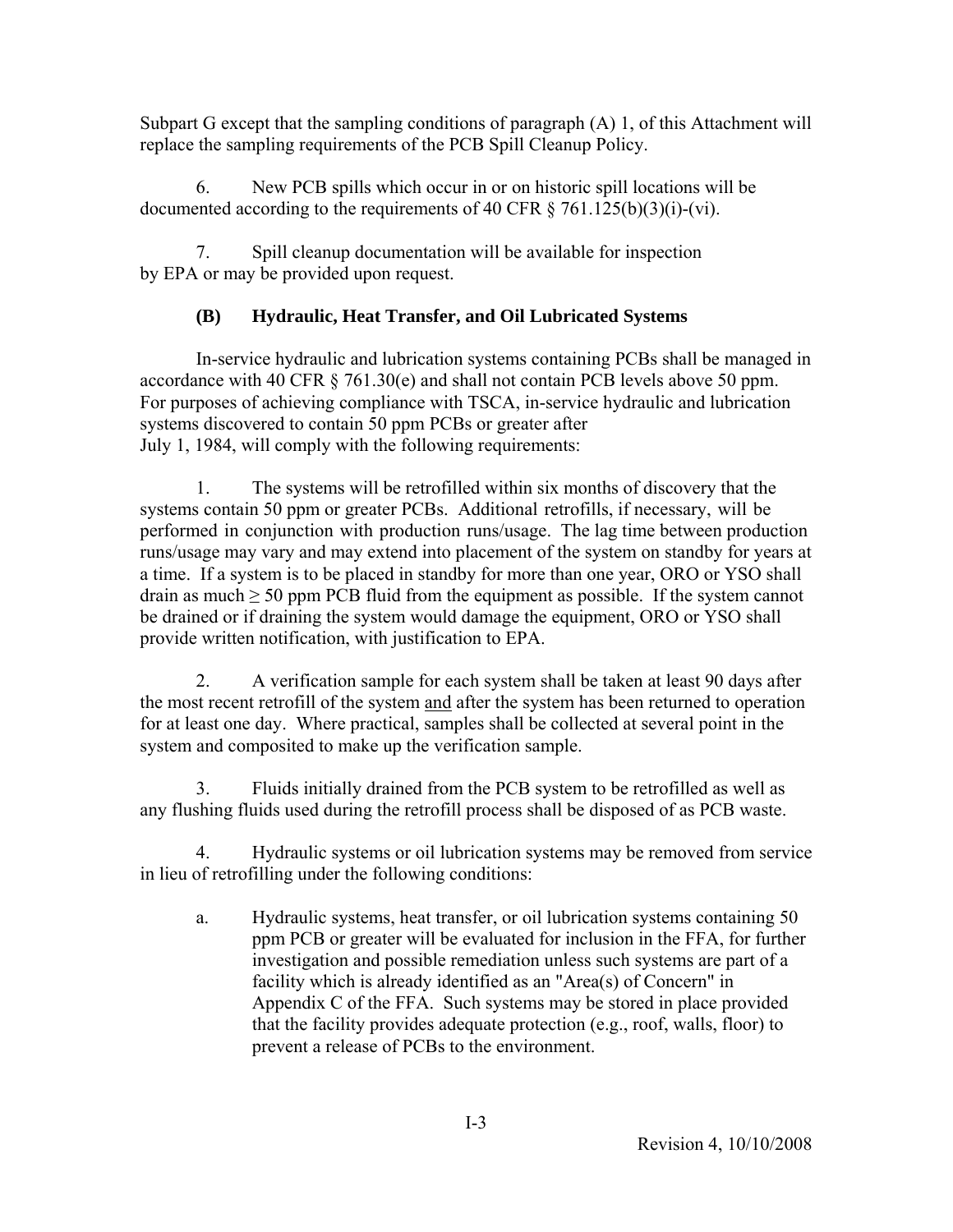Subpart G except that the sampling conditions of paragraph (A) 1, of this Attachment will replace the sampling requirements of the PCB Spill Cleanup Policy.

6. New PCB spills which occur in or on historic spill locations will be documented according to the requirements of 40 CFR § 761.125(b)(3)(i)-(vi).

7. Spill cleanup documentation will be available for inspection by EPA or may be provided upon request.

### (B) Hydraulic, Heat Transfer, and Oil Lubricated Systems

In-service hydraulic and lubrication systems containing PCBs shall be managed in accordance with 40 CFR § 761.30(e) and shall not contain PCB levels above 50 ppm. For purposes of achieving compliance with TSCA, in-service hydraulic and lubrication systems discovered to contain 50 ppm PCBs or greater after July 1, 1984, will comply with the following requirements:

1. The systems will be retrofilled within six months of discovery that the systems contain 50 ppm or greater PCBs. Additional retrofills, if necessary, will be performed in conjunction with production runs/usage. The lag time between production runs/usage may vary and may extend into placement of the system on standby for years at a time. If a system is to be placed in standby for more than one year, ORO or YSO shall drain as much $\geq$ 50 ppm PCB fluid from the equipment as possible. If the system cannot be drained or if draining the system would damage the equipment, ORO or YSO shall provide written notification, with justification to EPA.

2. A verification sample for each system shall be taken at least 90 days after the most recent retrofill of the system <u>and</u> after the system has been returned to operation for at least one day. Where practical, samples shall be collected at several point in the system and composited to make up the verification sample.

3. Fluids initially drained from the PCB system to be retrofilled as well as any flushing fluids used during the retrofill process shall be disposed of as PCB waste.

4. Hydraulic systems or oil lubrication systems may be removed from service in lieu of retrofilling under the following conditions:

   a. Hydraulic systems, heat transfer, or oil lubrication systems containing 50 ppm PCB or greater will be evaluated for inclusion in the FFA, for further investigation and possible remediation unless such systems are part of a facility which is already identified as an "Area(s) of Concern" in Appendix C of the FFA. Such systems may be stored in place provided that the facility provides adequate protection (e.g., roof, walls, floor) to prevent a release of PCBs to the environment.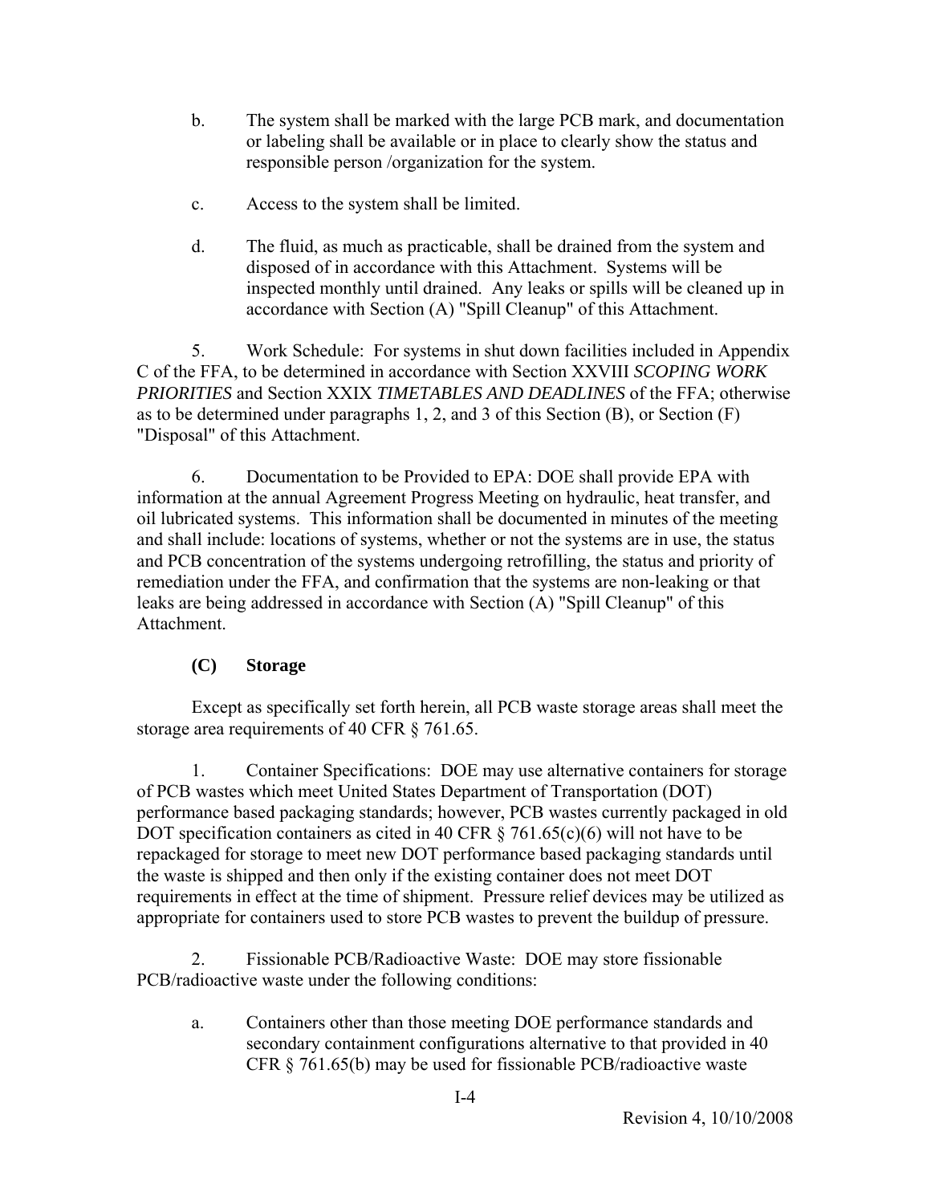b. The system shall be marked with the large PCB mark, and documentation or labeling shall be available or in place to clearly show the status and responsible person /organization for the system.

c. Access to the system shall be limited.

d. The fluid, as much as practicable, shall be drained from the system and disposed of in accordance with this Attachment. Systems will be inspected monthly until drained. Any leaks or spills will be cleaned up in accordance with Section (A) "Spill Cleanup" of this Attachment.

5. Work Schedule: For systems in shut down facilities included in Appendix C of the FFA, to be determined in accordance with Section XXVIII *SCOPING WORK PRIORITIES* and Section XXIX *TIMETABLES AND DEADLINES* of the FFA; otherwise as to be determined under paragraphs 1, 2, and 3 of this Section (B), or Section (F) "Disposal" of this Attachment.

6. Documentation to be Provided to EPA: DOE shall provide EPA with information at the annual Agreement Progress Meeting on hydraulic, heat transfer, and oil lubricated systems. This information shall be documented in minutes of the meeting and shall include: locations of systems, whether or not the systems are in use, the status and PCB concentration of the systems undergoing retrofilling, the status and priority of remediation under the FFA, and confirmation that the systems are non-leaking or that leaks are being addressed in accordance with Section (A) "Spill Cleanup" of this Attachment.

### (C) Storage

Except as specifically set forth herein, all PCB waste storage areas shall meet the storage area requirements of 40 CFR § 761.65.

1. Container Specifications: DOE may use alternative containers for storage of PCB wastes which meet United States Department of Transportation (DOT) performance based packaging standards; however, PCB wastes currently packaged in old DOT specification containers as cited in 40 CFR § 761.65(c)(6) will not have to be repackaged for storage to meet new DOT performance based packaging standards until the waste is shipped and then only if the existing container does not meet DOT requirements in effect at the time of shipment. Pressure relief devices may be utilized as appropriate for containers used to store PCB wastes to prevent the buildup of pressure.

2. Fissionable PCB/Radioactive Waste: DOE may store fissionable PCB/radioactive waste under the following conditions:

a. Containers other than those meeting DOE performance standards and secondary containment configurations alternative to that provided in 40 CFR § 761.65(b) may be used for fissionable PCB/radioactive waste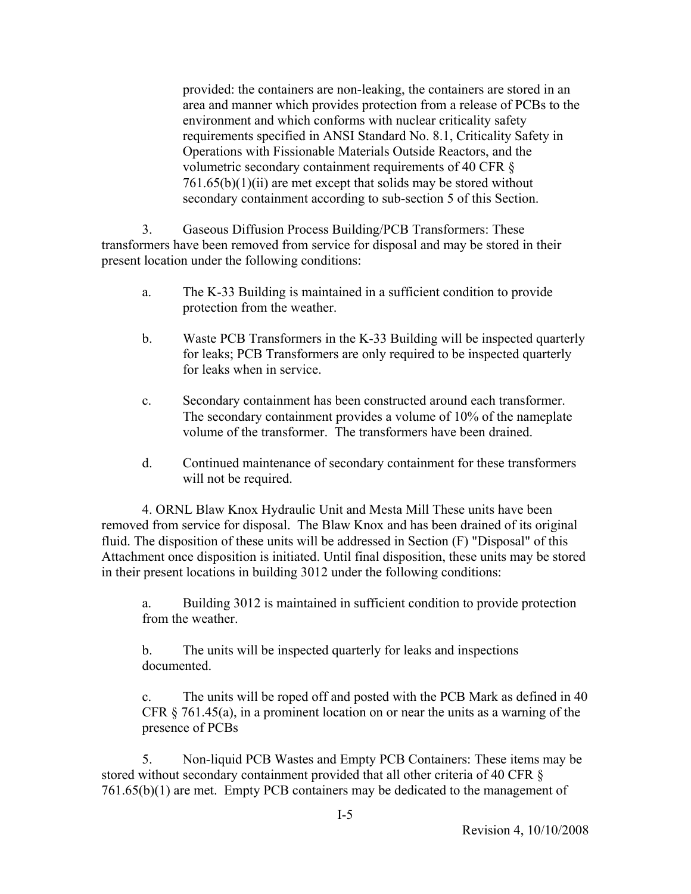provided: the containers are non-leaking, the containers are stored in an area and manner which provides protection from a release of PCBs to the environment and which conforms with nuclear criticality safety requirements specified in ANSI Standard No. 8.1, Criticality Safety in Operations with Fissionable Materials Outside Reactors, and the volumetric secondary containment requirements of 40 CFR § 761.65(b)(1)(ii) are met except that solids may be stored without secondary containment according to sub-section 5 of this Section.

3. Gaseous Diffusion Process Building/PCB Transformers: These transformers have been removed from service for disposal and may be stored in their present location under the following conditions:

a. The K-33 Building is maintained in a sufficient condition to provide protection from the weather.

b. Waste PCB Transformers in the K-33 Building will be inspected quarterly for leaks; PCB Transformers are only required to be inspected quarterly for leaks when in service.

c. Secondary containment has been constructed around each transformer. The secondary containment provides a volume of 10% of the nameplate volume of the transformer. The transformers have been drained.

d. Continued maintenance of secondary containment for these transformers will not be required.

4. ORNL Blaw Knox Hydraulic Unit and Mesta Mill These units have been removed from service for disposal. The Blaw Knox and has been drained of its original fluid. The disposition of these units will be addressed in Section (F) "Disposal" of this Attachment once disposition is initiated. Until final disposition, these units may be stored in their present locations in building 3012 under the following conditions:

a. Building 3012 is maintained in sufficient condition to provide protection from the weather.

b. The units will be inspected quarterly for leaks and inspections documented.

c. The units will be roped off and posted with the PCB Mark as defined in 40 CFR § 761.45(a), in a prominent location on or near the units as a warning of the presence of PCBs

5. Non-liquid PCB Wastes and Empty PCB Containers: These items may be stored without secondary containment provided that all other criteria of 40 CFR § 761.65(b)(1) are met. Empty PCB containers may be dedicated to the management of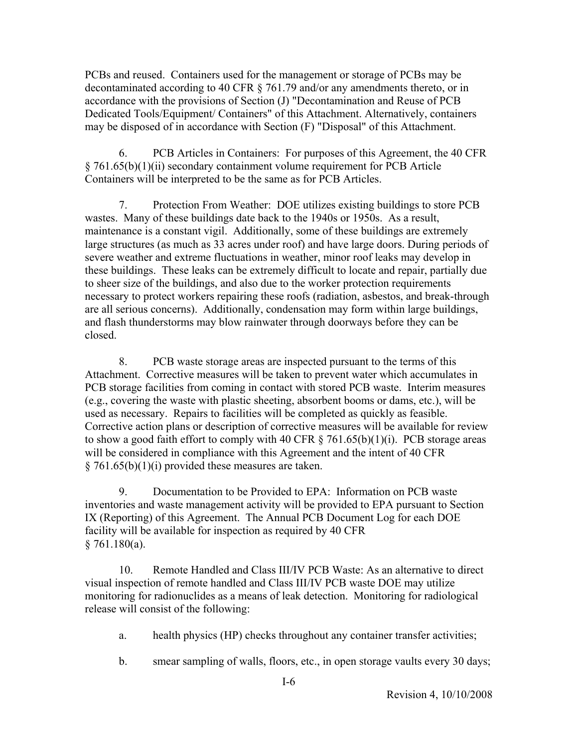PCBs and reused. Containers used for the management or storage of PCBs may be decontaminated according to 40 CFR § 761.79 and/or any amendments thereto, or in accordance with the provisions of Section (J) "Decontamination and Reuse of PCB Dedicated Tools/Equipment/ Containers" of this Attachment. Alternatively, containers may be disposed of in accordance with Section (F) "Disposal" of this Attachment.

6. PCB Articles in Containers: For purposes of this Agreement, the 40 CFR § 761.65(b)(1)(ii) secondary containment volume requirement for PCB Article Containers will be interpreted to be the same as for PCB Articles.

7. Protection From Weather: DOE utilizes existing buildings to store PCB wastes. Many of these buildings date back to the 1940s or 1950s. As a result, maintenance is a constant vigil. Additionally, some of these buildings are extremely large structures (as much as 33 acres under roof) and have large doors. During periods of severe weather and extreme fluctuations in weather, minor roof leaks may develop in these buildings. These leaks can be extremely difficult to locate and repair, partially due to sheer size of the buildings, and also due to the worker protection requirements necessary to protect workers repairing these roofs (radiation, asbestos, and break-through are all serious concerns). Additionally, condensation may form within large buildings, and flash thunderstorms may blow rainwater through doorways before they can be closed.

8. PCB waste storage areas are inspected pursuant to the terms of this Attachment. Corrective measures will be taken to prevent water which accumulates in PCB storage facilities from coming in contact with stored PCB waste. Interim measures (e.g., covering the waste with plastic sheeting, absorbent booms or dams, etc.), will be used as necessary. Repairs to facilities will be completed as quickly as feasible. Corrective action plans or description of corrective measures will be available for review to show a good faith effort to comply with 40 CFR § 761.65(b)(1)(i). PCB storage areas will be considered in compliance with this Agreement and the intent of 40 CFR § 761.65(b)(1)(i) provided these measures are taken.

9. Documentation to be Provided to EPA: Information on PCB waste inventories and waste management activity will be provided to EPA pursuant to Section IX (Reporting) of this Agreement. The Annual PCB Document Log for each DOE facility will be available for inspection as required by 40 CFR § 761.180(a).

10. Remote Handled and Class III/IV PCB Waste: As an alternative to direct visual inspection of remote handled and Class III/IV PCB waste DOE may utilize monitoring for radionuclides as a means of leak detection. Monitoring for radiological release will consist of the following:

a. health physics (HP) checks throughout any container transfer activities;

b. smear sampling of walls, floors, etc., in open storage vaults every 30 days;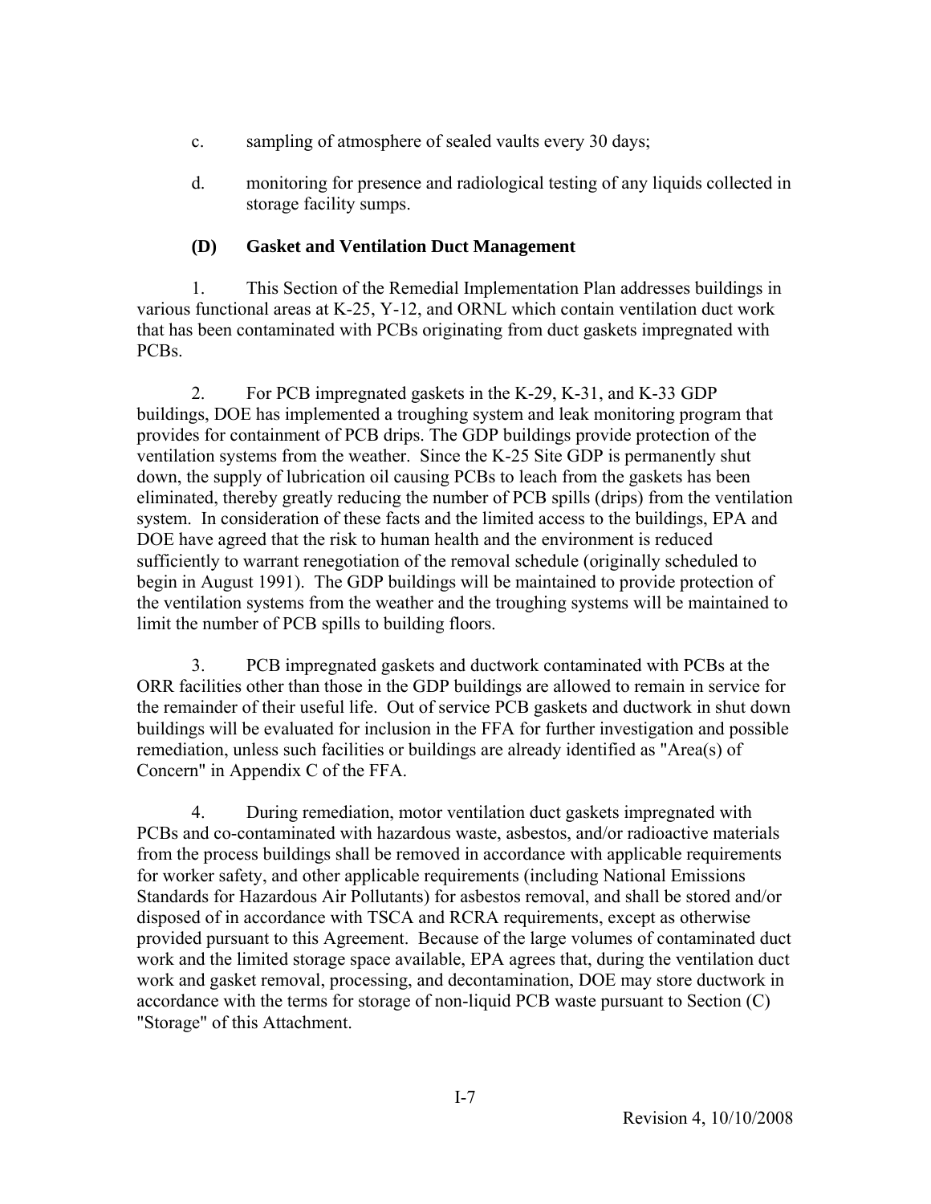c. sampling of atmosphere of sealed vaults every 30 days;

d. monitoring for presence and radiological testing of any liquids collected in storage facility sumps.

### (D) Gasket and Ventilation Duct Management

1. This Section of the Remedial Implementation Plan addresses buildings in various functional areas at K-25, Y-12, and ORNL which contain ventilation duct work that has been contaminated with PCBs originating from duct gaskets impregnated with PCBs.

2. For PCB impregnated gaskets in the K-29, K-31, and K-33 GDP buildings, DOE has implemented a troughing system and leak monitoring program that provides for containment of PCB drips. The GDP buildings provide protection of the ventilation systems from the weather. Since the K-25 Site GDP is permanently shut down, the supply of lubrication oil causing PCBs to leach from the gaskets has been eliminated, thereby greatly reducing the number of PCB spills (drips) from the ventilation system. In consideration of these facts and the limited access to the buildings, EPA and DOE have agreed that the risk to human health and the environment is reduced sufficiently to warrant renegotiation of the removal schedule (originally scheduled to begin in August 1991). The GDP buildings will be maintained to provide protection of the ventilation systems from the weather and the troughing systems will be maintained to limit the number of PCB spills to building floors.

3. PCB impregnated gaskets and ductwork contaminated with PCBs at the ORR facilities other than those in the GDP buildings are allowed to remain in service for the remainder of their useful life. Out of service PCB gaskets and ductwork in shut down buildings will be evaluated for inclusion in the FFA for further investigation and possible remediation, unless such facilities or buildings are already identified as "Area(s) of Concern" in Appendix C of the FFA.

4. During remediation, motor ventilation duct gaskets impregnated with PCBs and co-contaminated with hazardous waste, asbestos, and/or radioactive materials from the process buildings shall be removed in accordance with applicable requirements for worker safety, and other applicable requirements (including National Emissions Standards for Hazardous Air Pollutants) for asbestos removal, and shall be stored and/or disposed of in accordance with TSCA and RCRA requirements, except as otherwise provided pursuant to this Agreement. Because of the large volumes of contaminated duct work and the limited storage space available, EPA agrees that, during the ventilation duct work and gasket removal, processing, and decontamination, DOE may store ductwork in accordance with the terms for storage of non-liquid PCB waste pursuant to Section (C) "Storage" of this Attachment.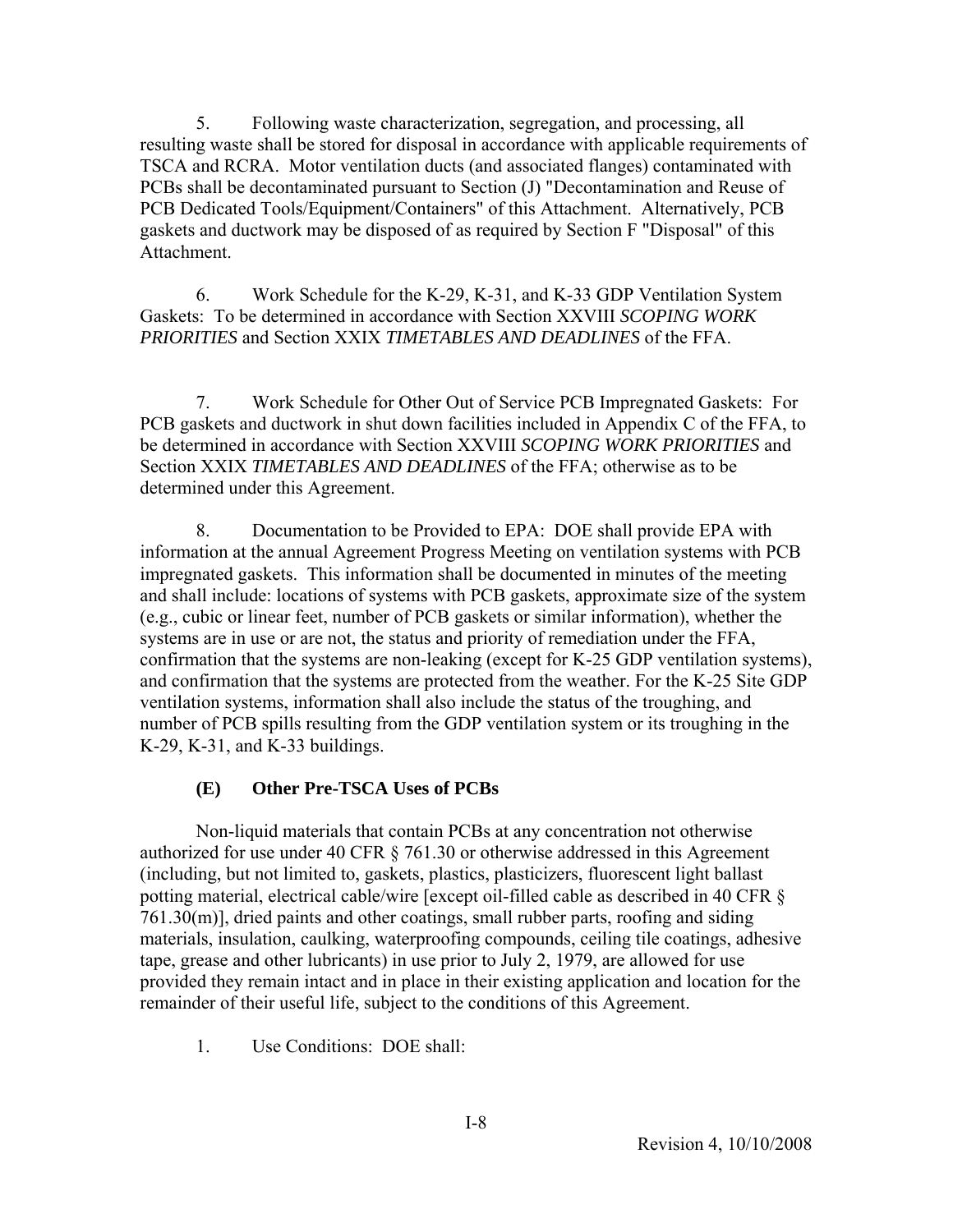5. Following waste characterization, segregation, and processing, all resulting waste shall be stored for disposal in accordance with applicable requirements of TSCA and RCRA. Motor ventilation ducts (and associated flanges) contaminated with PCBs shall be decontaminated pursuant to Section (J) "Decontamination and Reuse of PCB Dedicated Tools/Equipment/Containers" of this Attachment. Alternatively, PCB gaskets and ductwork may be disposed of as required by Section F "Disposal" of this Attachment.

6. Work Schedule for the K-29, K-31, and K-33 GDP Ventilation System Gaskets: To be determined in accordance with Section XXVIII *SCOPING WORK PRIORITIES* and Section XXIX *TIMETABLES AND DEADLINES* of the FFA.

7. Work Schedule for Other Out of Service PCB Impregnated Gaskets: For PCB gaskets and ductwork in shut down facilities included in Appendix C of the FFA, to be determined in accordance with Section XXVIII *SCOPING WORK PRIORITIES* and Section XXIX *TIMETABLES AND DEADLINES* of the FFA; otherwise as to be determined under this Agreement.

8. Documentation to be Provided to EPA: DOE shall provide EPA with information at the annual Agreement Progress Meeting on ventilation systems with PCB impregnated gaskets. This information shall be documented in minutes of the meeting and shall include: locations of systems with PCB gaskets, approximate size of the system (e.g., cubic or linear feet, number of PCB gaskets or similar information), whether the systems are in use or are not, the status and priority of remediation under the FFA, confirmation that the systems are non-leaking (except for K-25 GDP ventilation systems), and confirmation that the systems are protected from the weather. For the K-25 Site GDP ventilation systems, information shall also include the status of the troughing, and number of PCB spills resulting from the GDP ventilation system or its troughing in the K-29, K-31, and K-33 buildings.

### (E) Other Pre-TSCA Uses of PCBs

Non-liquid materials that contain PCBs at any concentration not otherwise authorized for use under 40 CFR § 761.30 or otherwise addressed in this Agreement (including, but not limited to, gaskets, plastics, plasticizers, fluorescent light ballast potting material, electrical cable/wire [except oil-filled cable as described in 40 CFR § 761.30(m)], dried paints and other coatings, small rubber parts, roofing and siding materials, insulation, caulking, waterproofing compounds, ceiling tile coatings, adhesive tape, grease and other lubricants) in use prior to July 2, 1979, are allowed for use provided they remain intact and in place in their existing application and location for the remainder of their useful life, subject to the conditions of this Agreement.

1. Use Conditions: DOE shall: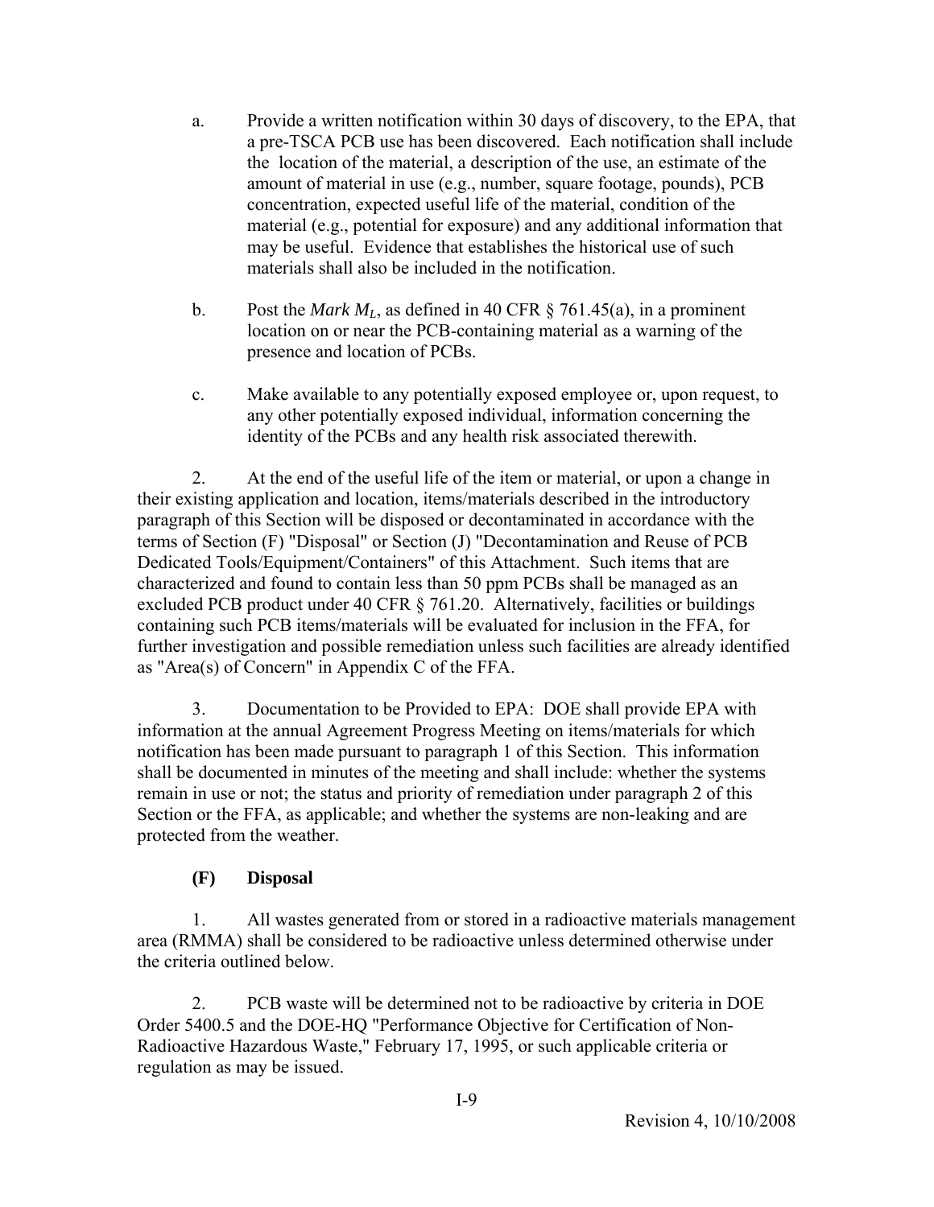a. Provide a written notification within 30 days of discovery, to the EPA, that a pre-TSCA PCB use has been discovered. Each notification shall include the location of the material, a description of the use, an estimate of the amount of material in use (e.g., number, square footage, pounds), PCB concentration, expected useful life of the material, condition of the material (e.g., potential for exposure) and any additional information that may be useful. Evidence that establishes the historical use of such materials shall also be included in the notification.

b. Post the *Mark* $M_L$, as defined in 40 CFR § 761.45(a), in a prominent location on or near the PCB-containing material as a warning of the presence and location of PCBs.

c. Make available to any potentially exposed employee or, upon request, to any other potentially exposed individual, information concerning the identity of the PCBs and any health risk associated therewith.

2. At the end of the useful life of the item or material, or upon a change in their existing application and location, items/materials described in the introductory paragraph of this Section will be disposed or decontaminated in accordance with the terms of Section (F) "Disposal" or Section (J) "Decontamination and Reuse of PCB Dedicated Tools/Equipment/Containers" of this Attachment. Such items that are characterized and found to contain less than 50 ppm PCBs shall be managed as an excluded PCB product under 40 CFR § 761.20. Alternatively, facilities or buildings containing such PCB items/materials will be evaluated for inclusion in the FFA, for further investigation and possible remediation unless such facilities are already identified as "Area(s) of Concern" in Appendix C of the FFA.

3. Documentation to be Provided to EPA: DOE shall provide EPA with information at the annual Agreement Progress Meeting on items/materials for which notification has been made pursuant to paragraph 1 of this Section. This information shall be documented in minutes of the meeting and shall include: whether the systems remain in use or not; the status and priority of remediation under paragraph 2 of this Section or the FFA, as applicable; and whether the systems are non-leaking and are protected from the weather.

### (F) Disposal

1. All wastes generated from or stored in a radioactive materials management area (RMMA) shall be considered to be radioactive unless determined otherwise under the criteria outlined below.

2. PCB waste will be determined not to be radioactive by criteria in DOE Order 5400.5 and the DOE-HQ "Performance Objective for Certification of Non-Radioactive Hazardous Waste," February 17, 1995, or such applicable criteria or regulation as may be issued.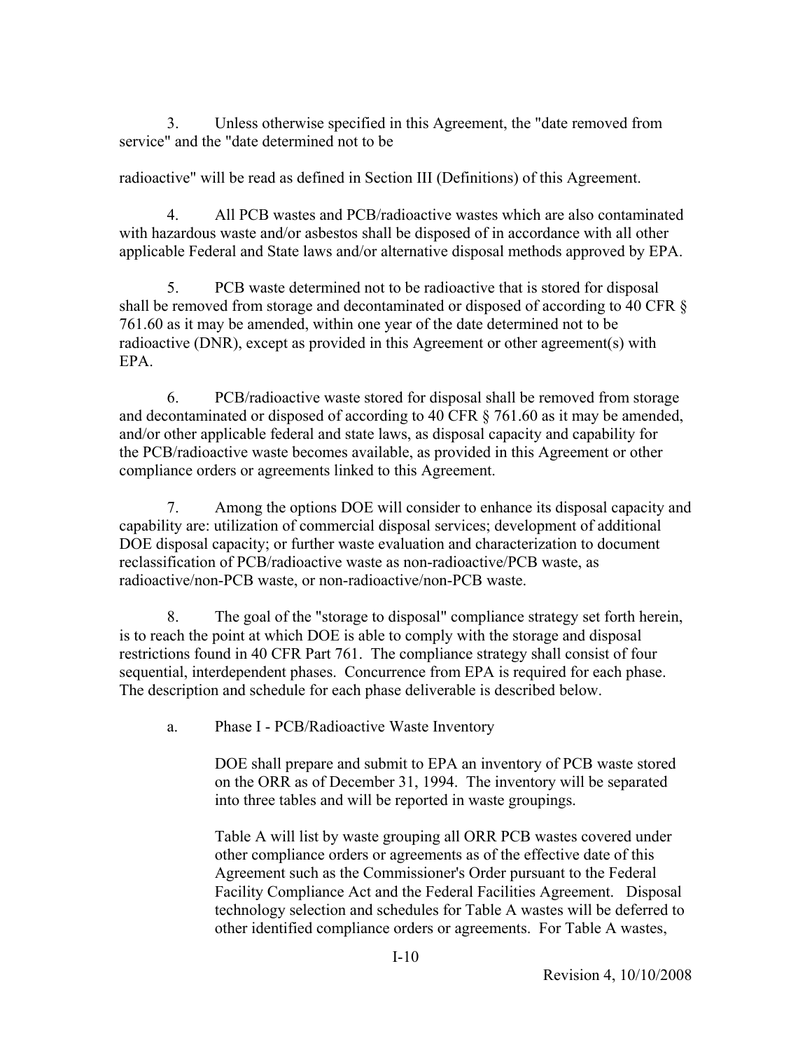3. Unless otherwise specified in this Agreement, the "date removed from service" and the "date determined not to be

radioactive" will be read as defined in Section III (Definitions) of this Agreement.

4. All PCB wastes and PCB/radioactive wastes which are also contaminated with hazardous waste and/or asbestos shall be disposed of in accordance with all other applicable Federal and State laws and/or alternative disposal methods approved by EPA.

5. PCB waste determined not to be radioactive that is stored for disposal shall be removed from storage and decontaminated or disposed of according to 40 CFR § 761.60 as it may be amended, within one year of the date determined not to be radioactive (DNR), except as provided in this Agreement or other agreement(s) with EPA.

6. PCB/radioactive waste stored for disposal shall be removed from storage and decontaminated or disposed of according to 40 CFR § 761.60 as it may be amended, and/or other applicable federal and state laws, as disposal capacity and capability for the PCB/radioactive waste becomes available, as provided in this Agreement or other compliance orders or agreements linked to this Agreement.

7. Among the options DOE will consider to enhance its disposal capacity and capability are: utilization of commercial disposal services; development of additional DOE disposal capacity; or further waste evaluation and characterization to document reclassification of PCB/radioactive waste as non-radioactive/PCB waste, as radioactive/non-PCB waste, or non-radioactive/non-PCB waste.

8. The goal of the "storage to disposal" compliance strategy set forth herein, is to reach the point at which DOE is able to comply with the storage and disposal restrictions found in 40 CFR Part 761. The compliance strategy shall consist of four sequential, interdependent phases. Concurrence from EPA is required for each phase. The description and schedule for each phase deliverable is described below.

a. Phase I - PCB/Radioactive Waste Inventory

DOE shall prepare and submit to EPA an inventory of PCB waste stored on the ORR as of December 31, 1994. The inventory will be separated into three tables and will be reported in waste groupings.

Table A will list by waste grouping all ORR PCB wastes covered under other compliance orders or agreements as of the effective date of this Agreement such as the Commissioner's Order pursuant to the Federal Facility Compliance Act and the Federal Facilities Agreement. Disposal technology selection and schedules for Table A wastes will be deferred to other identified compliance orders or agreements. For Table A wastes,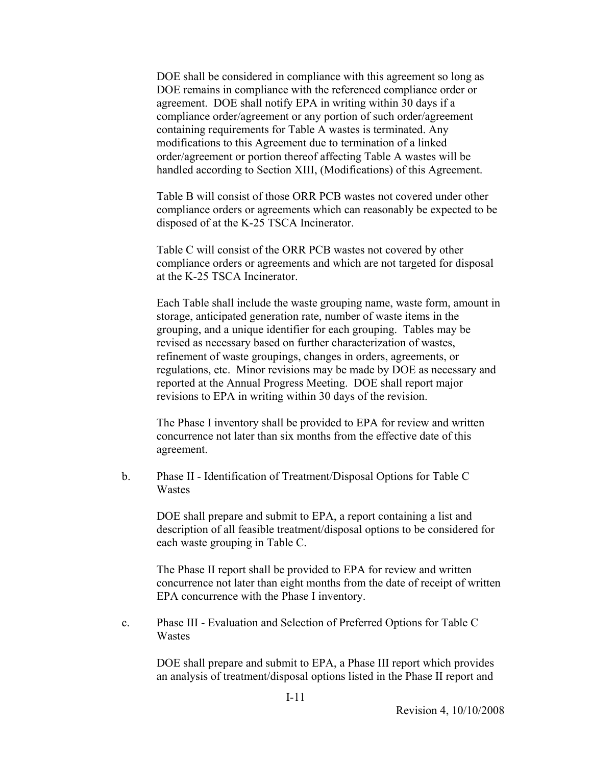DOE shall be considered in compliance with this agreement so long as DOE remains in compliance with the referenced compliance order or agreement. DOE shall notify EPA in writing within 30 days if a compliance order/agreement or any portion of such order/agreement containing requirements for Table A wastes is terminated. Any modifications to this Agreement due to termination of a linked order/agreement or portion thereof affecting Table A wastes will be handled according to Section XIII, (Modifications) of this Agreement.

Table B will consist of those ORR PCB wastes not covered under other compliance orders or agreements which can reasonably be expected to be disposed of at the K-25 TSCA Incinerator.

Table C will consist of the ORR PCB wastes not covered by other compliance orders or agreements and which are not targeted for disposal at the K-25 TSCA Incinerator.

Each Table shall include the waste grouping name, waste form, amount in storage, anticipated generation rate, number of waste items in the grouping, and a unique identifier for each grouping. Tables may be revised as necessary based on further characterization of wastes, refinement of waste groupings, changes in orders, agreements, or regulations, etc. Minor revisions may be made by DOE as necessary and reported at the Annual Progress Meeting. DOE shall report major revisions to EPA in writing within 30 days of the revision.

The Phase I inventory shall be provided to EPA for review and written concurrence not later than six months from the effective date of this agreement.

b. Phase II - Identification of Treatment/Disposal Options for Table C Wastes

DOE shall prepare and submit to EPA, a report containing a list and description of all feasible treatment/disposal options to be considered for each waste grouping in Table C.

The Phase II report shall be provided to EPA for review and written concurrence not later than eight months from the date of receipt of written EPA concurrence with the Phase I inventory.

c. Phase III - Evaluation and Selection of Preferred Options for Table C Wastes

DOE shall prepare and submit to EPA, a Phase III report which provides an analysis of treatment/disposal options listed in the Phase II report and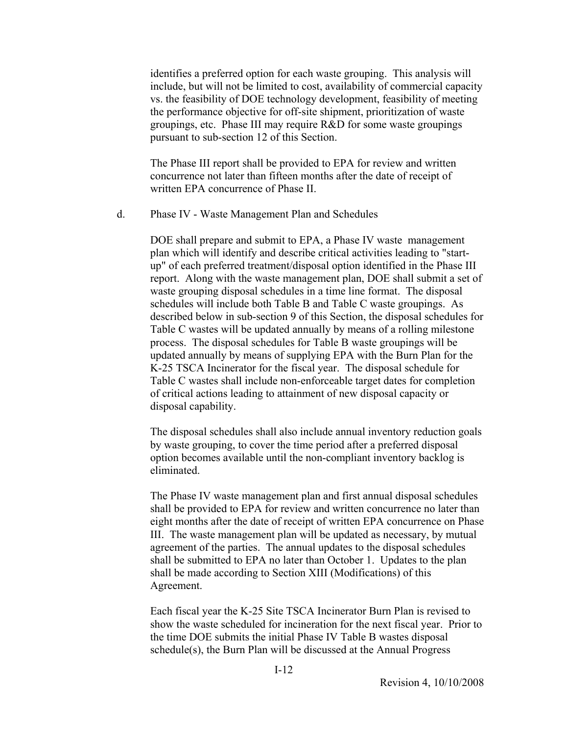identifies a preferred option for each waste grouping. This analysis will include, but will not be limited to cost, availability of commercial capacity vs. the feasibility of DOE technology development, feasibility of meeting the performance objective for off-site shipment, prioritization of waste groupings, etc. Phase III may require R&D for some waste groupings pursuant to sub-section 12 of this Section.

The Phase III report shall be provided to EPA for review and written concurrence not later than fifteen months after the date of receipt of written EPA concurrence of Phase II.

d. Phase IV - Waste Management Plan and Schedules

DOE shall prepare and submit to EPA, a Phase IV waste management plan which will identify and describe critical activities leading to "start-up" of each preferred treatment/disposal option identified in the Phase III report. Along with the waste management plan, DOE shall submit a set of waste grouping disposal schedules in a time line format. The disposal schedules will include both Table B and Table C waste groupings. As described below in sub-section 9 of this Section, the disposal schedules for Table C wastes will be updated annually by means of a rolling milestone process. The disposal schedules for Table B waste groupings will be updated annually by means of supplying EPA with the Burn Plan for the K-25 TSCA Incinerator for the fiscal year. The disposal schedule for Table C wastes shall include non-enforceable target dates for completion of critical actions leading to attainment of new disposal capacity or disposal capability.

The disposal schedules shall also include annual inventory reduction goals by waste grouping, to cover the time period after a preferred disposal option becomes available until the non-compliant inventory backlog is eliminated.

The Phase IV waste management plan and first annual disposal schedules shall be provided to EPA for review and written concurrence no later than eight months after the date of receipt of written EPA concurrence on Phase III. The waste management plan will be updated as necessary, by mutual agreement of the parties. The annual updates to the disposal schedules shall be submitted to EPA no later than October 1. Updates to the plan shall be made according to Section XIII (Modifications) of this Agreement.

Each fiscal year the K-25 Site TSCA Incinerator Burn Plan is revised to show the waste scheduled for incineration for the next fiscal year. Prior to the time DOE submits the initial Phase IV Table B wastes disposal schedule(s), the Burn Plan will be discussed at the Annual Progress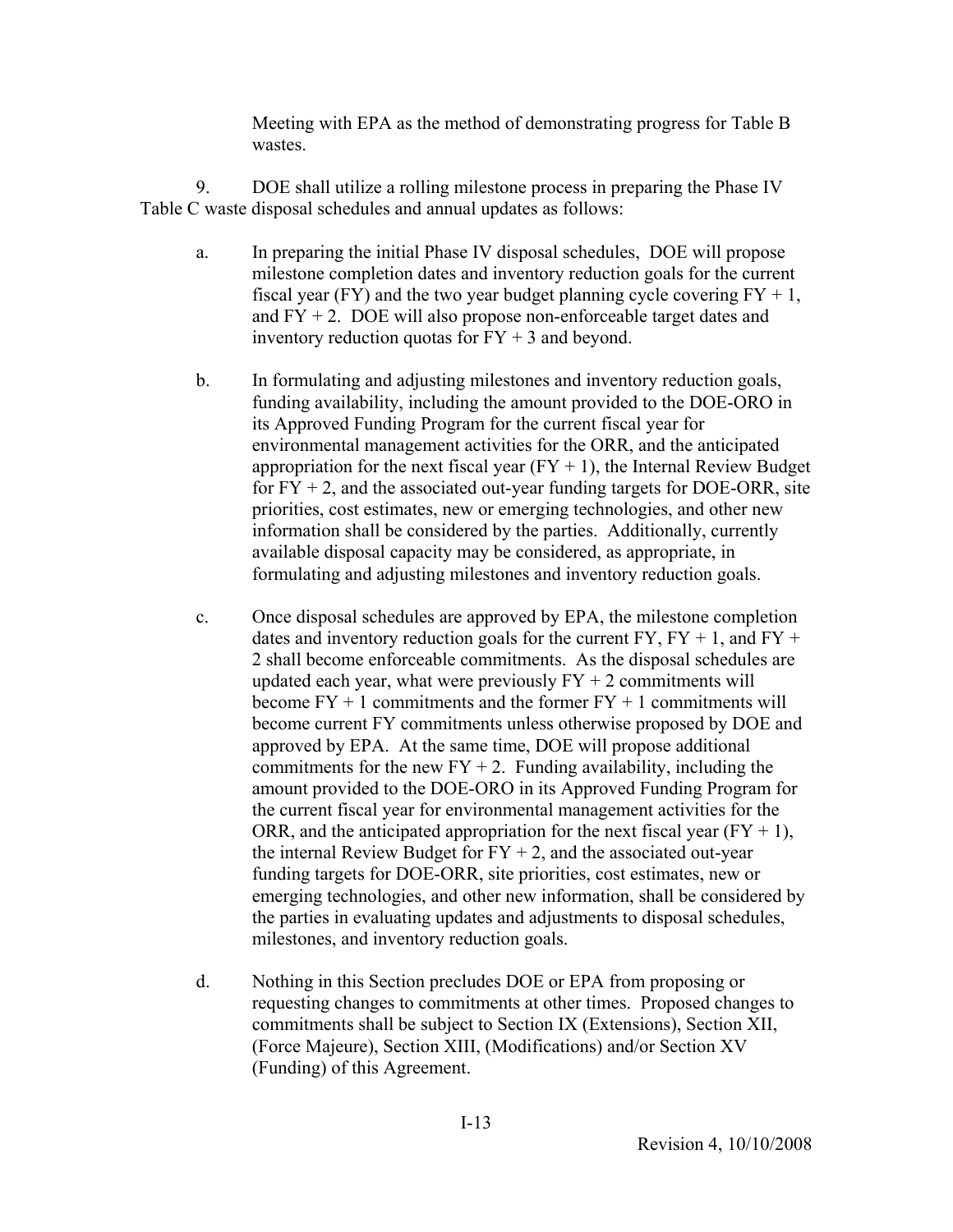Meeting with EPA as the method of demonstrating progress for Table B wastes.

9. DOE shall utilize a rolling milestone process in preparing the Phase IV Table C waste disposal schedules and annual updates as follows:

a. In preparing the initial Phase IV disposal schedules, DOE will propose milestone completion dates and inventory reduction goals for the current fiscal year (FY) and the two year budget planning cycle covering FY + 1, and FY + 2. DOE will also propose non-enforceable target dates and inventory reduction quotas for FY + 3 and beyond.

b. In formulating and adjusting milestones and inventory reduction goals, funding availability, including the amount provided to the DOE-ORO in its Approved Funding Program for the current fiscal year for environmental management activities for the ORR, and the anticipated appropriation for the next fiscal year (FY + 1), the Internal Review Budget for FY + 2, and the associated out-year funding targets for DOE-ORR, site priorities, cost estimates, new or emerging technologies, and other new information shall be considered by the parties. Additionally, currently available disposal capacity may be considered, as appropriate, in formulating and adjusting milestones and inventory reduction goals.

c. Once disposal schedules are approved by EPA, the milestone completion dates and inventory reduction goals for the current FY, FY + 1, and FY + 2 shall become enforceable commitments. As the disposal schedules are updated each year, what were previously FY + 2 commitments will become FY + 1 commitments and the former FY + 1 commitments will become current FY commitments unless otherwise proposed by DOE and approved by EPA. At the same time, DOE will propose additional commitments for the new FY + 2. Funding availability, including the amount provided to the DOE-ORO in its Approved Funding Program for the current fiscal year for environmental management activities for the ORR, and the anticipated appropriation for the next fiscal year (FY + 1), the internal Review Budget for FY + 2, and the associated out-year funding targets for DOE-ORR, site priorities, cost estimates, new or emerging technologies, and other new information, shall be considered by the parties in evaluating updates and adjustments to disposal schedules, milestones, and inventory reduction goals.

d. Nothing in this Section precludes DOE or EPA from proposing or requesting changes to commitments at other times. Proposed changes to commitments shall be subject to Section IX (Extensions), Section XII, (Force Majeure), Section XIII, (Modifications) and/or Section XV (Funding) of this Agreement.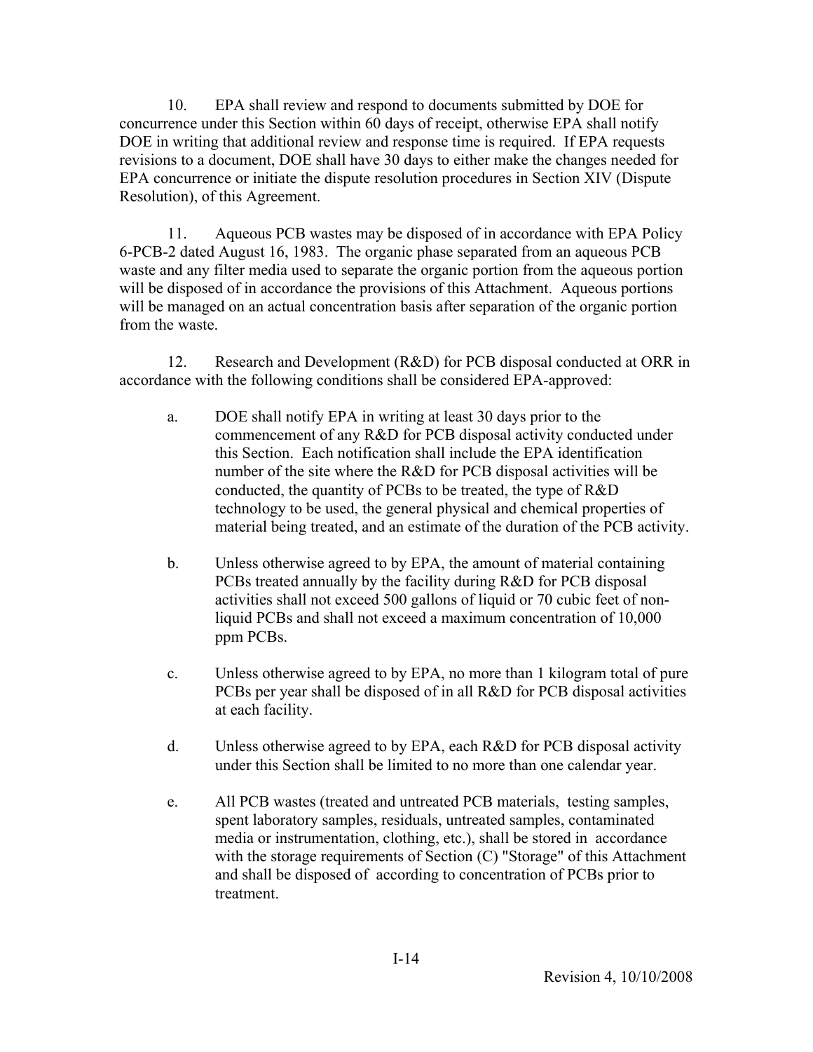10. EPA shall review and respond to documents submitted by DOE for concurrence under this Section within 60 days of receipt, otherwise EPA shall notify DOE in writing that additional review and response time is required. If EPA requests revisions to a document, DOE shall have 30 days to either make the changes needed for EPA concurrence or initiate the dispute resolution procedures in Section XIV (Dispute Resolution), of this Agreement.

11. Aqueous PCB wastes may be disposed of in accordance with EPA Policy 6-PCB-2 dated August 16, 1983. The organic phase separated from an aqueous PCB waste and any filter media used to separate the organic portion from the aqueous portion will be disposed of in accordance the provisions of this Attachment. Aqueous portions will be managed on an actual concentration basis after separation of the organic portion from the waste.

12. Research and Development (R&D) for PCB disposal conducted at ORR in accordance with the following conditions shall be considered EPA-approved:

a. DOE shall notify EPA in writing at least 30 days prior to the commencement of any R&D for PCB disposal activity conducted under this Section. Each notification shall include the EPA identification number of the site where the R&D for PCB disposal activities will be conducted, the quantity of PCBs to be treated, the type of R&D technology to be used, the general physical and chemical properties of material being treated, and an estimate of the duration of the PCB activity.

b. Unless otherwise agreed to by EPA, the amount of material containing PCBs treated annually by the facility during R&D for PCB disposal activities shall not exceed 500 gallons of liquid or 70 cubic feet of non-liquid PCBs and shall not exceed a maximum concentration of 10,000 ppm PCBs.

c. Unless otherwise agreed to by EPA, no more than 1 kilogram total of pure PCBs per year shall be disposed of in all R&D for PCB disposal activities at each facility.

d. Unless otherwise agreed to by EPA, each R&D for PCB disposal activity under this Section shall be limited to no more than one calendar year.

e. All PCB wastes (treated and untreated PCB materials, testing samples, spent laboratory samples, residuals, untreated samples, contaminated media or instrumentation, clothing, etc.), shall be stored in accordance with the storage requirements of Section (C) "Storage" of this Attachment and shall be disposed of according to concentration of PCBs prior to treatment.

Revision 4, 10/10/2008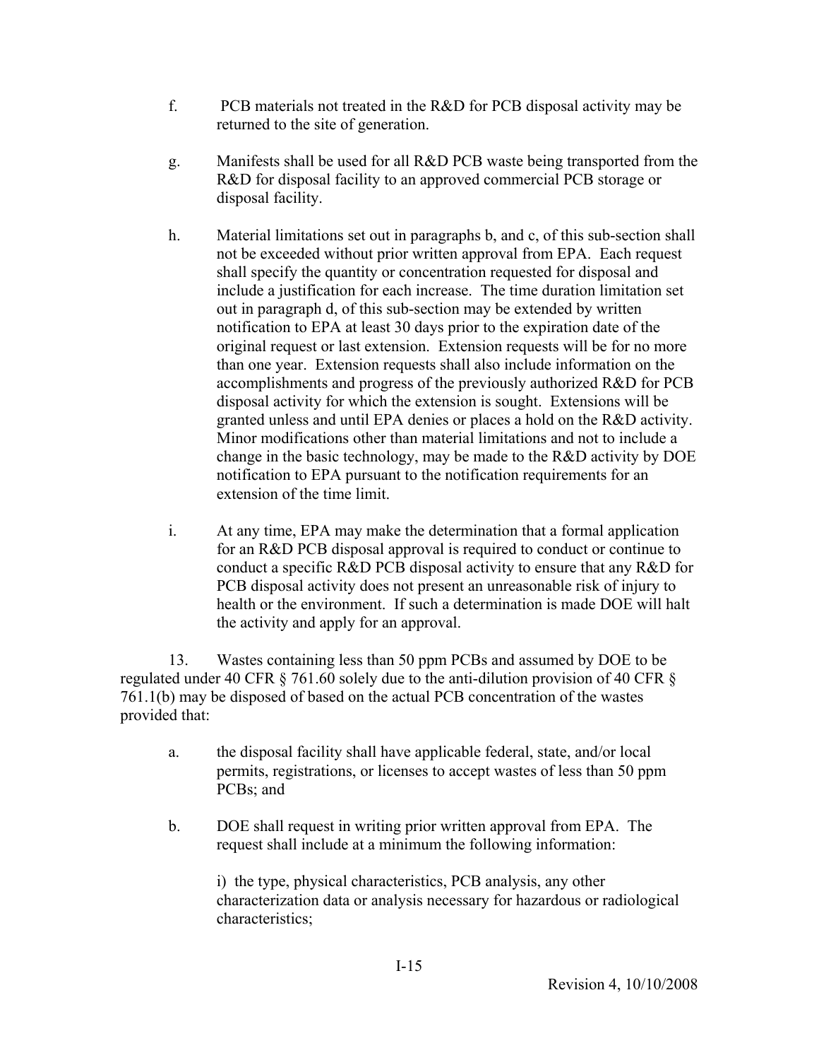f. PCB materials not treated in the R&D for PCB disposal activity may be returned to the site of generation.

g. Manifests shall be used for all R&D PCB waste being transported from the R&D for disposal facility to an approved commercial PCB storage or disposal facility.

h. Material limitations set out in paragraphs b, and c, of this sub-section shall not be exceeded without prior written approval from EPA. Each request shall specify the quantity or concentration requested for disposal and include a justification for each increase. The time duration limitation set out in paragraph d, of this sub-section may be extended by written notification to EPA at least 30 days prior to the expiration date of the original request or last extension. Extension requests will be for no more than one year. Extension requests shall also include information on the accomplishments and progress of the previously authorized R&D for PCB disposal activity for which the extension is sought. Extensions will be granted unless and until EPA denies or places a hold on the R&D activity. Minor modifications other than material limitations and not to include a change in the basic technology, may be made to the R&D activity by DOE notification to EPA pursuant to the notification requirements for an extension of the time limit.

i. At any time, EPA may make the determination that a formal application for an R&D PCB disposal approval is required to conduct or continue to conduct a specific R&D PCB disposal activity to ensure that any R&D for PCB disposal activity does not present an unreasonable risk of injury to health or the environment. If such a determination is made DOE will halt the activity and apply for an approval.

13. Wastes containing less than 50 ppm PCBs and assumed by DOE to be regulated under 40 CFR § 761.60 solely due to the anti-dilution provision of 40 CFR § 761.1(b) may be disposed of based on the actual PCB concentration of the wastes provided that:

a. the disposal facility shall have applicable federal, state, and/or local permits, registrations, or licenses to accept wastes of less than 50 ppm PCBs; and

b. DOE shall request in writing prior written approval from EPA. The request shall include at a minimum the following information:

i) the type, physical characteristics, PCB analysis, any other characterization data or analysis necessary for hazardous or radiological characteristics;

Revision 4, 10/10/2008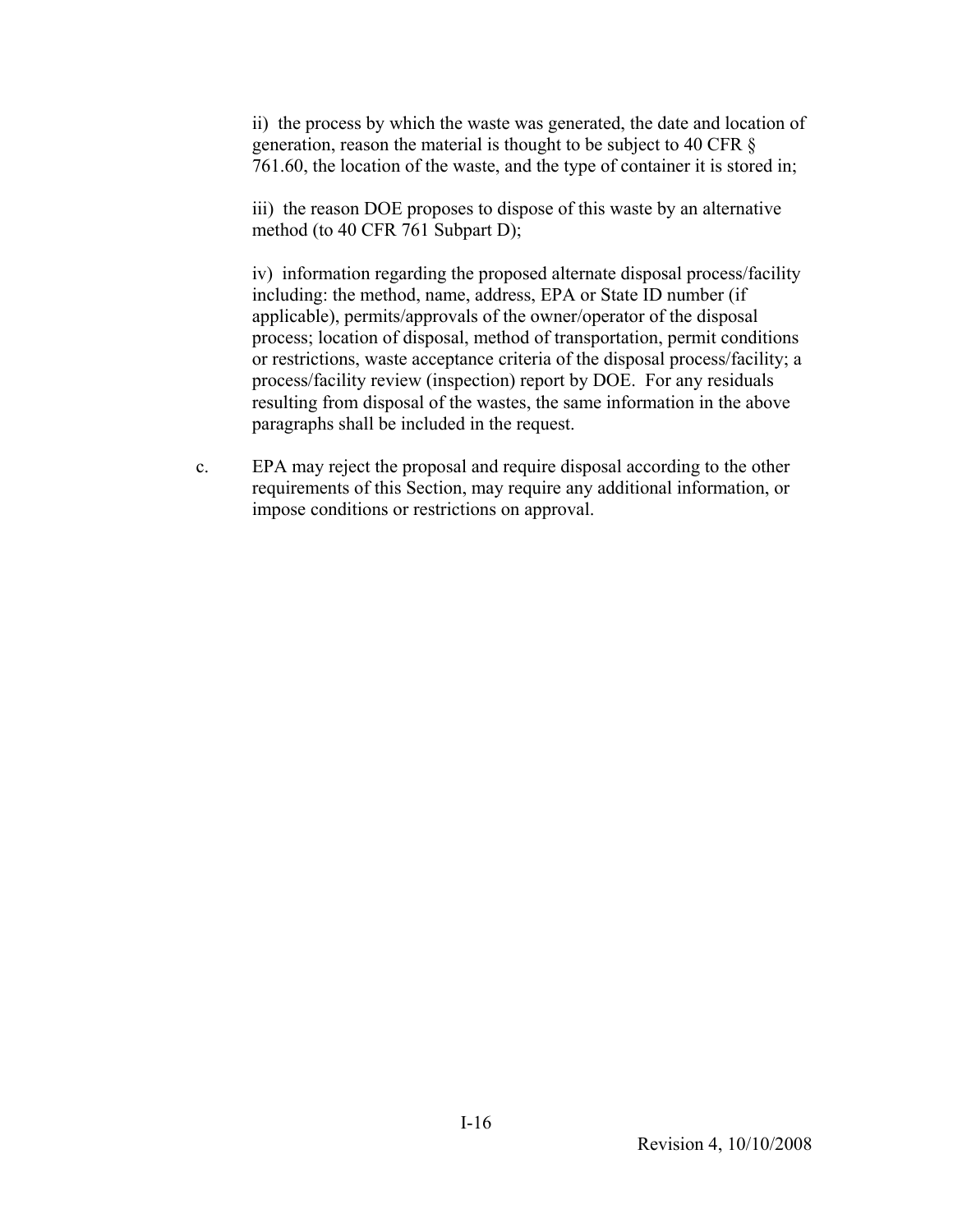ii) the process by which the waste was generated, the date and location of generation, reason the material is thought to be subject to 40 CFR § 761.60, the location of the waste, and the type of container it is stored in;

iii) the reason DOE proposes to dispose of this waste by an alternative method (to 40 CFR 761 Subpart D);

iv) information regarding the proposed alternate disposal process/facility including: the method, name, address, EPA or State ID number (if applicable), permits/approvals of the owner/operator of the disposal process; location of disposal, method of transportation, permit conditions or restrictions, waste acceptance criteria of the disposal process/facility; a process/facility review (inspection) report by DOE. For any residuals resulting from disposal of the wastes, the same information in the above paragraphs shall be included in the request.

c. EPA may reject the proposal and require disposal according to the other requirements of this Section, may require any additional information, or impose conditions or restrictions on approval.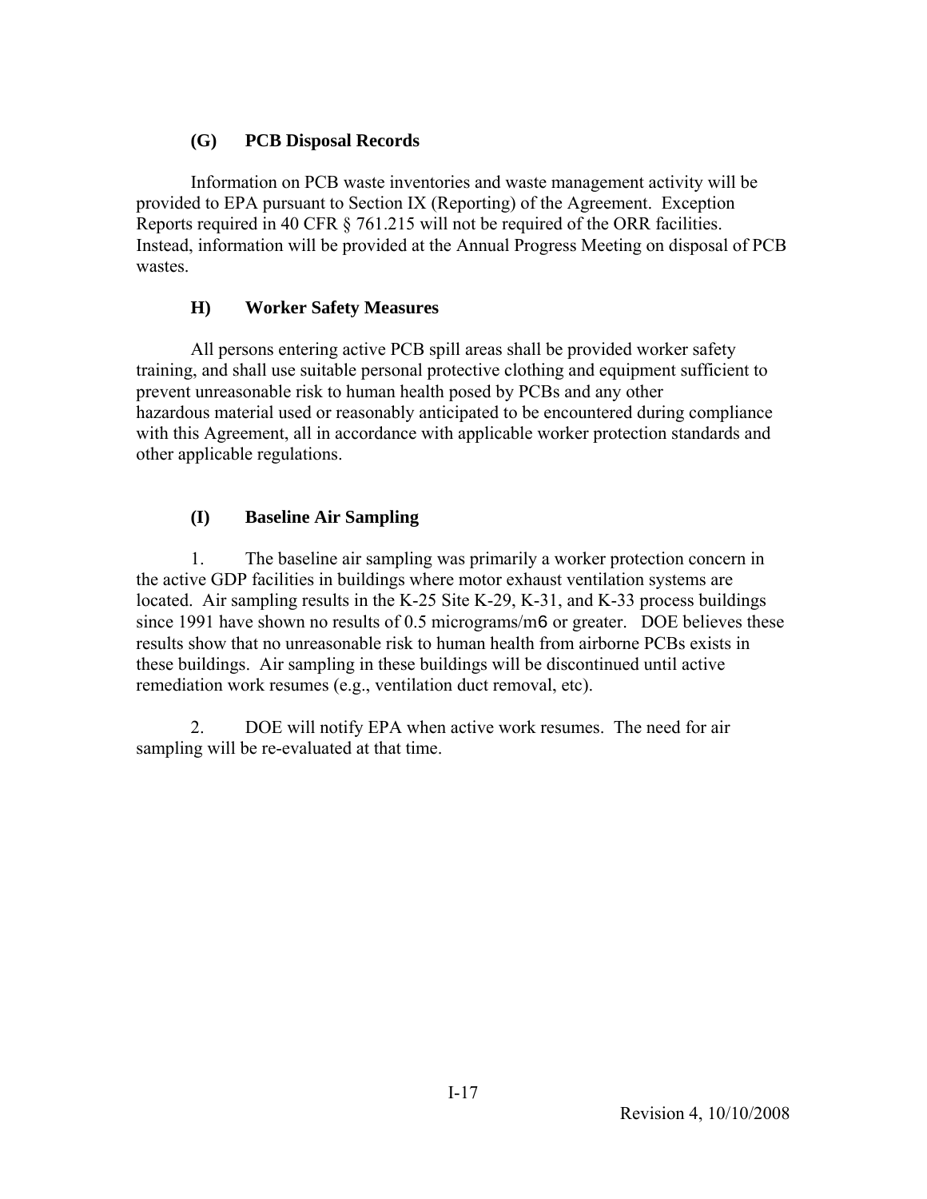### (G) PCB Disposal Records

Information on PCB waste inventories and waste management activity will be provided to EPA pursuant to Section IX (Reporting) of the Agreement. Exception Reports required in 40 CFR § 761.215 will not be required of the ORR facilities. Instead, information will be provided at the Annual Progress Meeting on disposal of PCB wastes.

### H) Worker Safety Measures

All persons entering active PCB spill areas shall be provided worker safety training, and shall use suitable personal protective clothing and equipment sufficient to prevent unreasonable risk to human health posed by PCBs and any other hazardous material used or reasonably anticipated to be encountered during compliance with this Agreement, all in accordance with applicable worker protection standards and other applicable regulations.

### (I) Baseline Air Sampling

1. The baseline air sampling was primarily a worker protection concern in the active GDP facilities in buildings where motor exhaust ventilation systems are located. Air sampling results in the K-25 Site K-29, K-31, and K-33 process buildings since 1991 have shown no results of 0.5 micrograms/m6 or greater. DOE believes these results show that no unreasonable risk to human health from airborne PCBs exists in these buildings. Air sampling in these buildings will be discontinued until active remediation work resumes (e.g., ventilation duct removal, etc).

2. DOE will notify EPA when active work resumes. The need for air sampling will be re-evaluated at that time.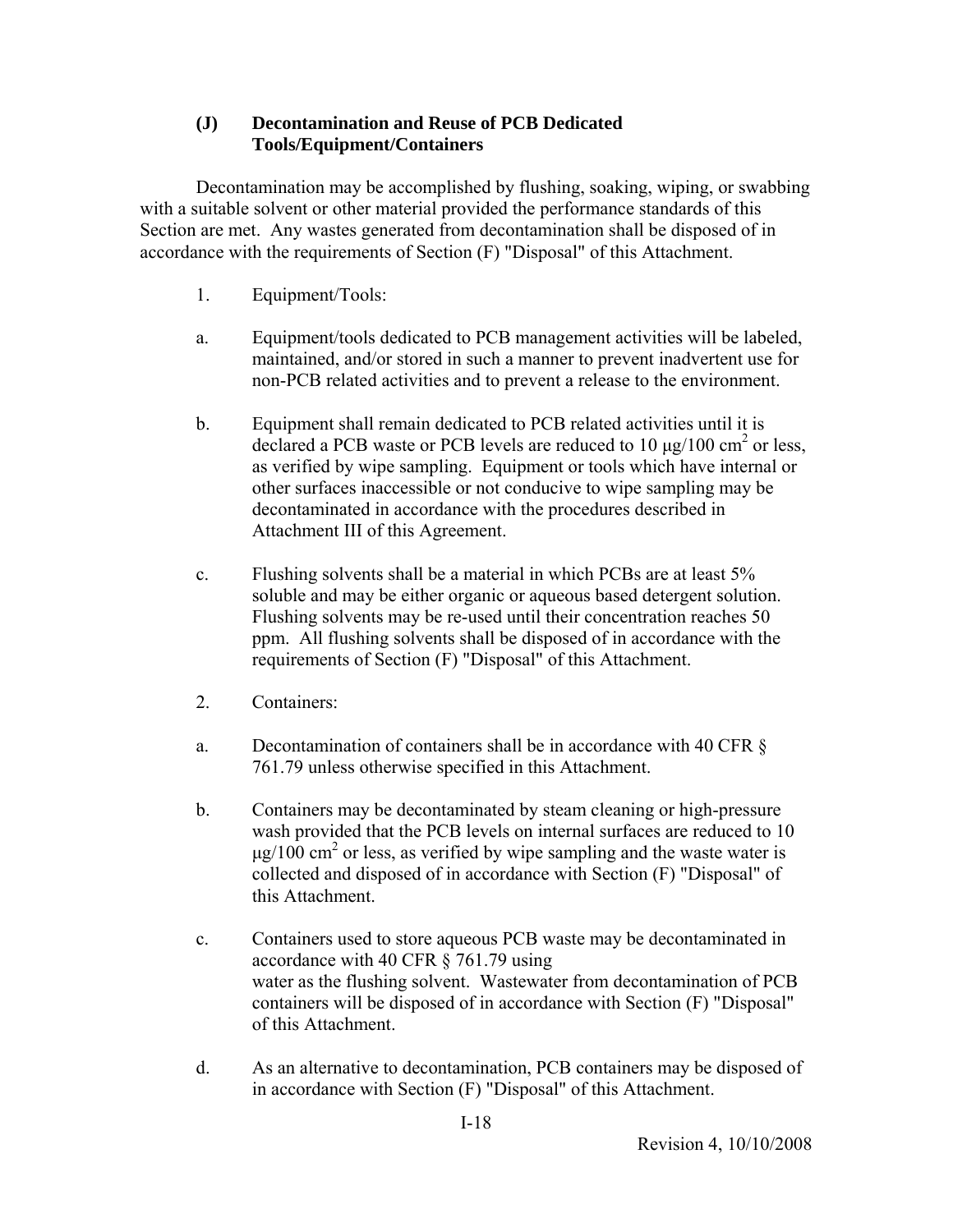### (J) Decontamination and Reuse of PCB Dedicated Tools/Equipment/Containers

Decontamination may be accomplished by flushing, soaking, wiping, or swabbing with a suitable solvent or other material provided the performance standards of this Section are met. Any wastes generated from decontamination shall be disposed of in accordance with the requirements of Section (F) "Disposal" of this Attachment.

1. Equipment/Tools:

a. Equipment/tools dedicated to PCB management activities will be labeled, maintained, and/or stored in such a manner to prevent inadvertent use for non-PCB related activities and to prevent a release to the environment.

b. Equipment shall remain dedicated to PCB related activities until it is declared a PCB waste or PCB levels are reduced to 10 μg/100 $cm^2$ or less, as verified by wipe sampling. Equipment or tools which have internal or other surfaces inaccessible or not conducive to wipe sampling may be decontaminated in accordance with the procedures described in Attachment III of this Agreement.

c. Flushing solvents shall be a material in which PCBs are at least 5% soluble and may be either organic or aqueous based detergent solution. Flushing solvents may be re-used until their concentration reaches 50 ppm. All flushing solvents shall be disposed of in accordance with the requirements of Section (F) "Disposal" of this Attachment.

2. Containers:

a. Decontamination of containers shall be in accordance with 40 CFR § 761.79 unless otherwise specified in this Attachment.

b. Containers may be decontaminated by steam cleaning or high-pressure wash provided that the PCB levels on internal surfaces are reduced to 10 μg/100 $cm^2$ or less, as verified by wipe sampling and the waste water is collected and disposed of in accordance with Section (F) "Disposal" of this Attachment.

c. Containers used to store aqueous PCB waste may be decontaminated in accordance with 40 CFR § 761.79 using water as the flushing solvent. Wastewater from decontamination of PCB containers will be disposed of in accordance with Section (F) "Disposal" of this Attachment.

d. As an alternative to decontamination, PCB containers may be disposed of in accordance with Section (F) "Disposal" of this Attachment.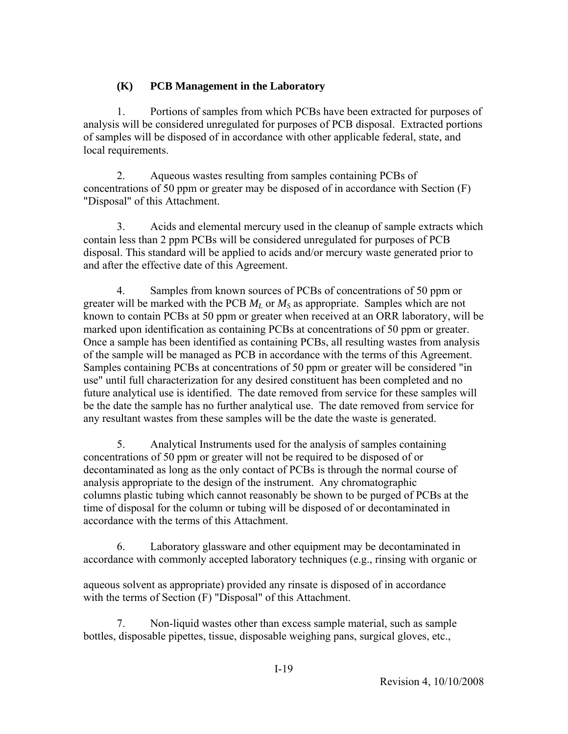### (K) PCB Management in the Laboratory

1. Portions of samples from which PCBs have been extracted for purposes of analysis will be considered unregulated for purposes of PCB disposal. Extracted portions of samples will be disposed of in accordance with other applicable federal, state, and local requirements.

2. Aqueous wastes resulting from samples containing PCBs of concentrations of 50 ppm or greater may be disposed of in accordance with Section (F) "Disposal" of this Attachment.

3. Acids and elemental mercury used in the cleanup of sample extracts which contain less than 2 ppm PCBs will be considered unregulated for purposes of PCB disposal. This standard will be applied to acids and/or mercury waste generated prior to and after the effective date of this Agreement.

4. Samples from known sources of PCBs of concentrations of 50 ppm or greater will be marked with the PCB $M_L$ or $M_S$ as appropriate. Samples which are not known to contain PCBs at 50 ppm or greater when received at an ORR laboratory, will be marked upon identification as containing PCBs at concentrations of 50 ppm or greater. Once a sample has been identified as containing PCBs, all resulting wastes from analysis of the sample will be managed as PCB in accordance with the terms of this Agreement. Samples containing PCBs at concentrations of 50 ppm or greater will be considered "in use" until full characterization for any desired constituent has been completed and no future analytical use is identified. The date removed from service for these samples will be the date the sample has no further analytical use. The date removed from service for any resultant wastes from these samples will be the date the waste is generated.

5. Analytical Instruments used for the analysis of samples containing concentrations of 50 ppm or greater will not be required to be disposed of or decontaminated as long as the only contact of PCBs is through the normal course of analysis appropriate to the design of the instrument. Any chromatographic columns plastic tubing which cannot reasonably be shown to be purged of PCBs at the time of disposal for the column or tubing will be disposed of or decontaminated in accordance with the terms of this Attachment.

6. Laboratory glassware and other equipment may be decontaminated in accordance with commonly accepted laboratory techniques (e.g., rinsing with organic or aqueous solvent as appropriate) provided any rinsate is disposed of in accordance with the terms of Section (F) "Disposal" of this Attachment.

7. Non-liquid wastes other than excess sample material, such as sample bottles, disposable pipettes, tissue, disposable weighing pans, surgical gloves, etc.,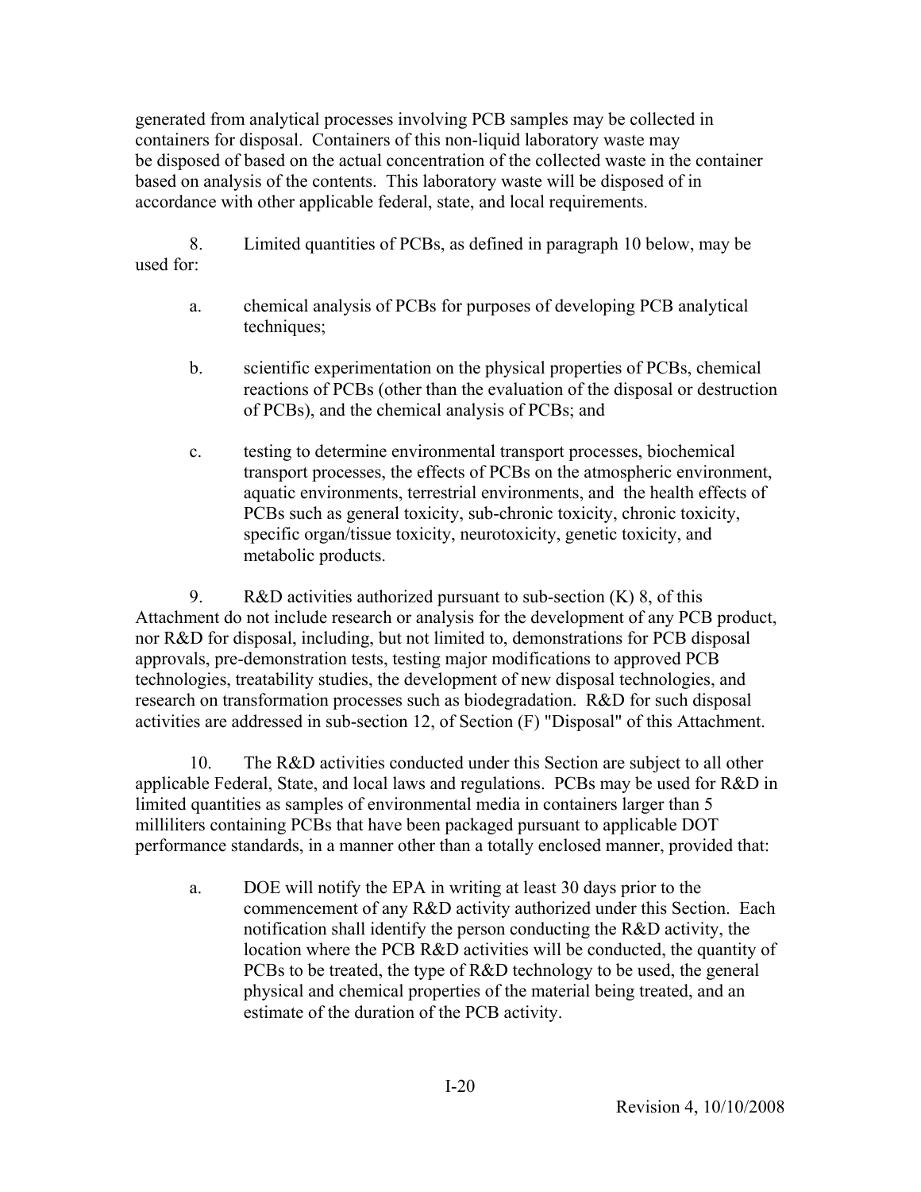generated from analytical processes involving PCB samples may be collected in containers for disposal. Containers of this non-liquid laboratory waste may be disposed of based on the actual concentration of the collected waste in the container based on analysis of the contents. This laboratory waste will be disposed of in accordance with other applicable federal, state, and local requirements.

8. Limited quantities of PCBs, as defined in paragraph 10 below, may be used for:

a. chemical analysis of PCBs for purposes of developing PCB analytical techniques;

b. scientific experimentation on the physical properties of PCBs, chemical reactions of PCBs (other than the evaluation of the disposal or destruction of PCBs), and the chemical analysis of PCBs; and

c. testing to determine environmental transport processes, biochemical transport processes, the effects of PCBs on the atmospheric environment, aquatic environments, terrestrial environments, and the health effects of PCBs such as general toxicity, sub-chronic toxicity, chronic toxicity, specific organ/tissue toxicity, neurotoxicity, genetic toxicity, and metabolic products.

9. R&D activities authorized pursuant to sub-section (K) 8, of this Attachment do not include research or analysis for the development of any PCB product, nor R&D for disposal, including, but not limited to, demonstrations for PCB disposal approvals, pre-demonstration tests, testing major modifications to approved PCB technologies, treatability studies, the development of new disposal technologies, and research on transformation processes such as biodegradation. R&D for such disposal activities are addressed in sub-section 12, of Section (F) "Disposal" of this Attachment.

10. The R&D activities conducted under this Section are subject to all other applicable Federal, State, and local laws and regulations. PCBs may be used for R&D in limited quantities as samples of environmental media in containers larger than 5 milliliters containing PCBs that have been packaged pursuant to applicable DOT performance standards, in a manner other than a totally enclosed manner, provided that:

a. DOE will notify the EPA in writing at least 30 days prior to the commencement of any R&D activity authorized under this Section. Each notification shall identify the person conducting the R&D activity, the location where the PCB R&D activities will be conducted, the quantity of PCBs to be treated, the type of R&D technology to be used, the general physical and chemical properties of the material being treated, and an estimate of the duration of the PCB activity.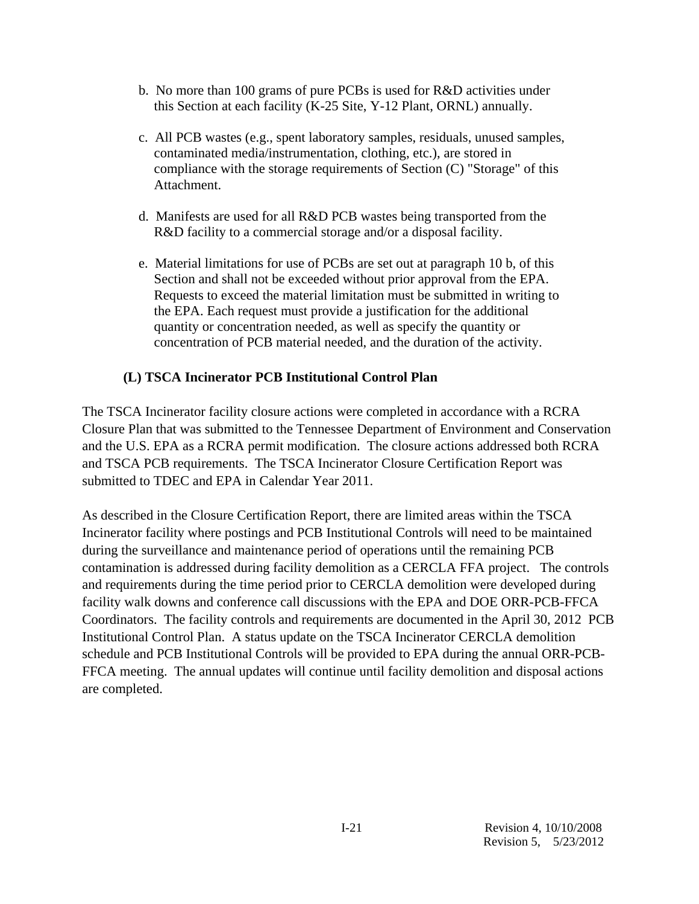b. No more than 100 grams of pure PCBs is used for R&D activities under this Section at each facility (K-25 Site, Y-12 Plant, ORNL) annually.

c. All PCB wastes (e.g., spent laboratory samples, residuals, unused samples, contaminated media/instrumentation, clothing, etc.), are stored in compliance with the storage requirements of Section (C) "Storage" of this Attachment.

d. Manifests are used for all R&D PCB wastes being transported from the R&D facility to a commercial storage and/or a disposal facility.

e. Material limitations for use of PCBs are set out at paragraph 10 b, of this Section and shall not be exceeded without prior approval from the EPA. Requests to exceed the material limitation must be submitted in writing to the EPA. Each request must provide a justification for the additional quantity or concentration needed, as well as specify the quantity or concentration of PCB material needed, and the duration of the activity.

**(L) TSCA Incinerator PCB Institutional Control Plan**

The TSCA Incinerator facility closure actions were completed in accordance with a RCRA Closure Plan that was submitted to the Tennessee Department of Environment and Conservation and the U.S. EPA as a RCRA permit modification. The closure actions addressed both RCRA and TSCA PCB requirements. The TSCA Incinerator Closure Certification Report was submitted to TDEC and EPA in Calendar Year 2011.

As described in the Closure Certification Report, there are limited areas within the TSCA Incinerator facility where postings and PCB Institutional Controls will need to be maintained during the surveillance and maintenance period of operations until the remaining PCB contamination is addressed during facility demolition as a CERCLA FFA project. The controls and requirements during the time period prior to CERCLA demolition were developed during facility walk downs and conference call discussions with the EPA and DOE ORR-PCB-FFCA Coordinators. The facility controls and requirements are documented in the April 30, 2012 PCB Institutional Control Plan. A status update on the TSCA Incinerator CERCLA demolition schedule and PCB Institutional Controls will be provided to EPA during the annual ORR-PCB-FFCA meeting. The annual updates will continue until facility demolition and disposal actions are completed.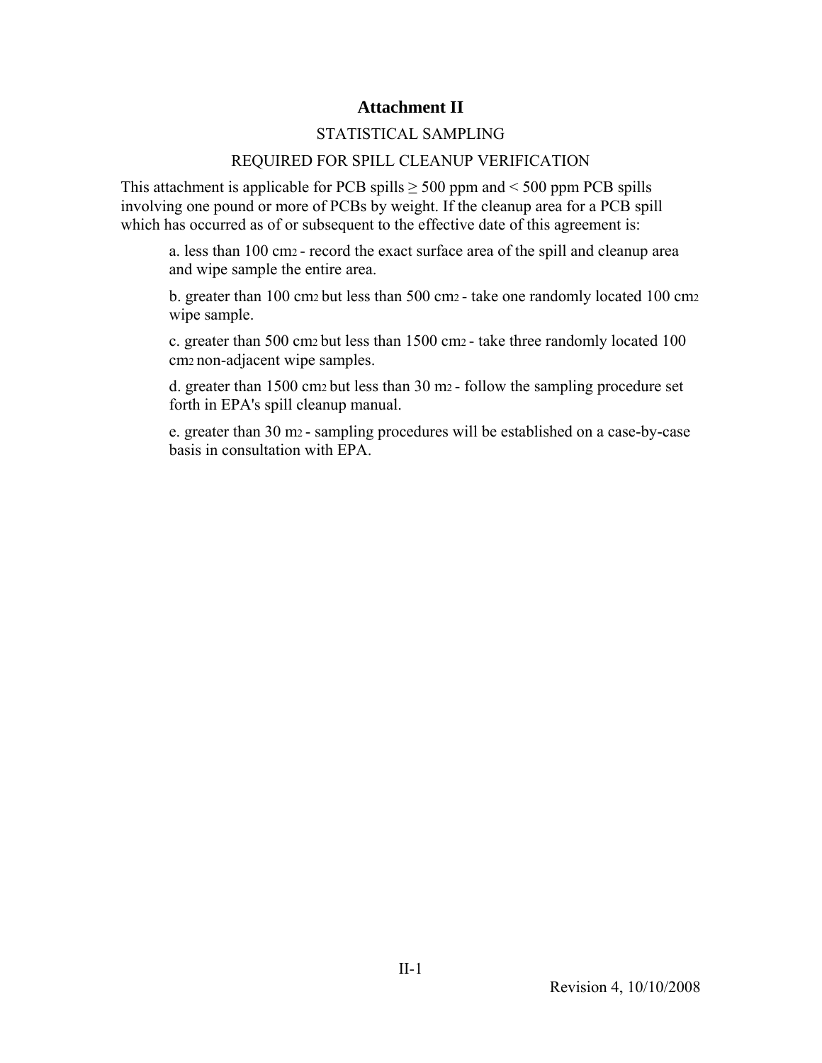# Attachment II

## STATISTICAL SAMPLING

## REQUIRED FOR SPILL CLEANUP VERIFICATION

This attachment is applicable for PCB spills ≥ 500 ppm and < 500 ppm PCB spills involving one pound or more of PCBs by weight. If the cleanup area for a PCB spill which has occurred as of or subsequent to the effective date of this agreement is:

a. less than 100 $cm^2$ - record the exact surface area of the spill and cleanup area and wipe sample the entire area.

b. greater than 100 $cm^2$ but less than 500 $cm^2$ - take one randomly located 100 $cm^2$ wipe sample.

c. greater than 500 $cm^2$ but less than 1500 $cm^2$ - take three randomly located 100 $cm^2$ non-adjacent wipe samples.

d. greater than 1500 $cm^2$ but less than 30 $m^2$ - follow the sampling procedure set forth in EPA's spill cleanup manual.

e. greater than 30 $m^2$ - sampling procedures will be established on a case-by-case basis in consultation with EPA.

Revision 4, 10/10/2008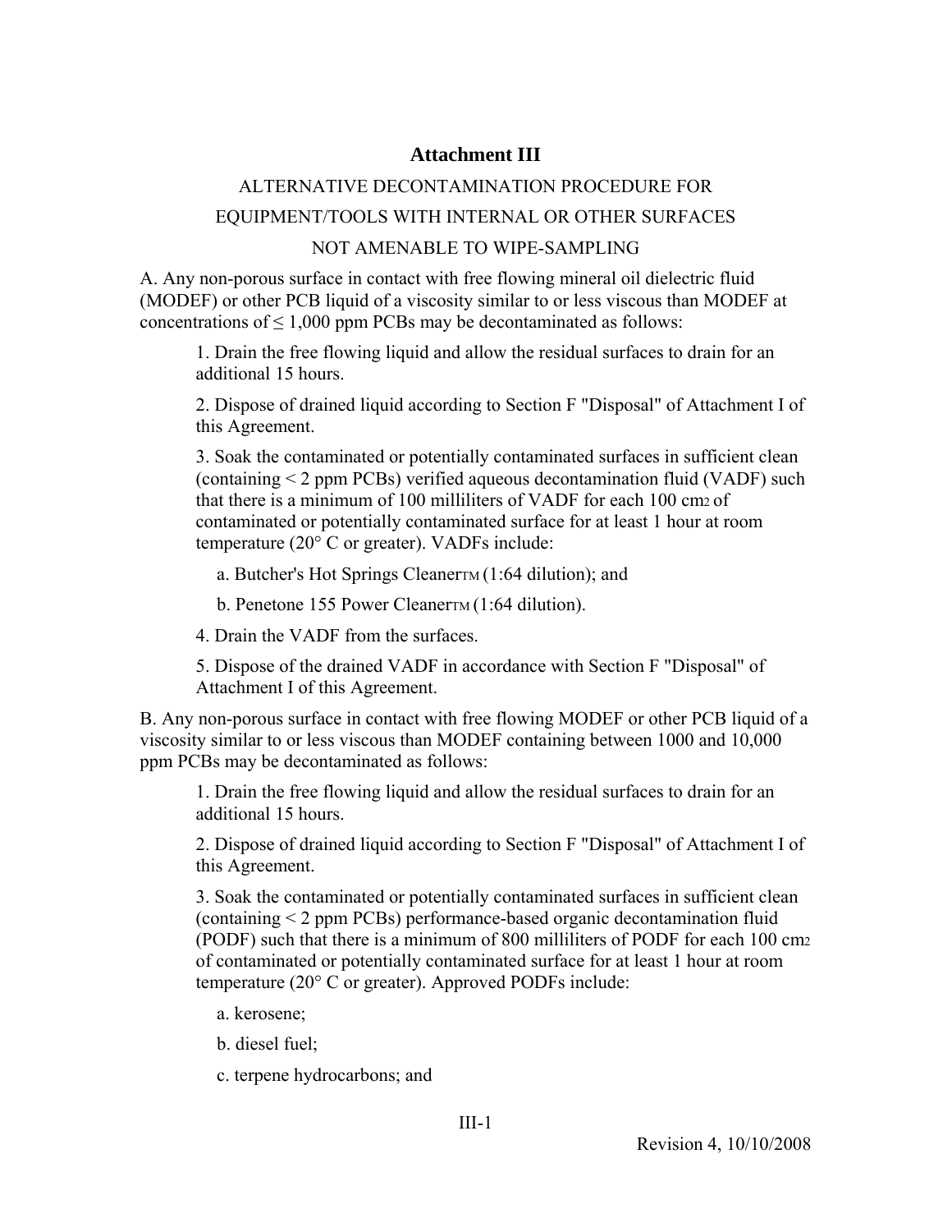# Attachment III

ALTERNATIVE DECONTAMINATION PROCEDURE FOR

EQUIPMENT/TOOLS WITH INTERNAL OR OTHER SURFACES

NOT AMENABLE TO WIPE-SAMPLING

A. Any non-porous surface in contact with free flowing mineral oil dielectric fluid (MODEF) or other PCB liquid of a viscosity similar to or less viscous than MODEF at concentrations of ≤ 1,000 ppm PCBs may be decontaminated as follows:

1. Drain the free flowing liquid and allow the residual surfaces to drain for an additional 15 hours.

2. Dispose of drained liquid according to Section F "Disposal" of Attachment I of this Agreement.

3. Soak the contaminated or potentially contaminated surfaces in sufficient clean (containing < 2 ppm PCBs) verified aqueous decontamination fluid (VADF) such that there is a minimum of 100 milliliters of VADF for each 100 $cm^2$ of contaminated or potentially contaminated surface for at least 1 hour at room temperature (20° C or greater). VADFs include:

   a. Butcher's Hot Springs Cleaner™ (1:64 dilution); and

   b. Penetone 155 Power Cleaner™ (1:64 dilution).

4. Drain the VADF from the surfaces.

5. Dispose of the drained VADF in accordance with Section F "Disposal" of Attachment I of this Agreement.

B. Any non-porous surface in contact with free flowing MODEF or other PCB liquid of a viscosity similar to or less viscous than MODEF containing between 1000 and 10,000 ppm PCBs may be decontaminated as follows:

1. Drain the free flowing liquid and allow the residual surfaces to drain for an additional 15 hours.

2. Dispose of drained liquid according to Section F "Disposal" of Attachment I of this Agreement.

3. Soak the contaminated or potentially contaminated surfaces in sufficient clean (containing < 2 ppm PCBs) performance-based organic decontamination fluid (PODF) such that there is a minimum of 800 milliliters of PODF for each 100 $cm^2$ of contaminated or potentially contaminated surface for at least 1 hour at room temperature (20° C or greater). Approved PODFs include:

   a. kerosene;

   b. diesel fuel;

   c. terpene hydrocarbons; and

Revision 4, 10/10/2008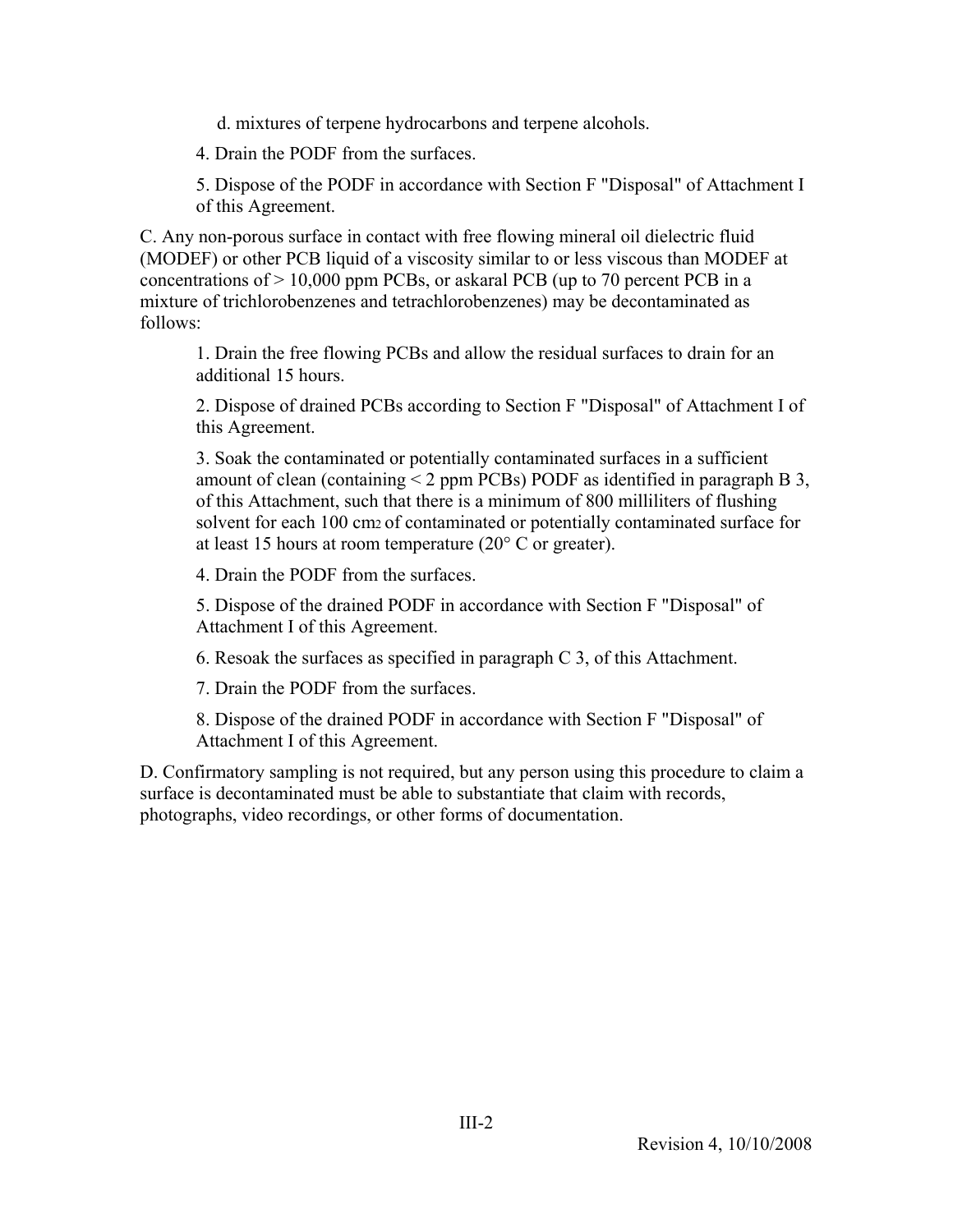d. mixtures of terpene hydrocarbons and terpene alcohols.

4. Drain the PODF from the surfaces.

5. Dispose of the PODF in accordance with Section F "Disposal" of Attachment I of this Agreement.

C. Any non-porous surface in contact with free flowing mineral oil dielectric fluid (MODEF) or other PCB liquid of a viscosity similar to or less viscous than MODEF at concentrations of > 10,000 ppm PCBs, or askaral PCB (up to 70 percent PCB in a mixture of trichlorobenzenes and tetrachlorobenzenes) may be decontaminated as follows:

1. Drain the free flowing PCBs and allow the residual surfaces to drain for an additional 15 hours.

2. Dispose of drained PCBs according to Section F "Disposal" of Attachment I of this Agreement.

3. Soak the contaminated or potentially contaminated surfaces in a sufficient amount of clean (containing < 2 ppm PCBs) PODF as identified in paragraph B 3, of this Attachment, such that there is a minimum of 800 milliliters of flushing solvent for each 100 $cm^2$ of contaminated or potentially contaminated surface for at least 15 hours at room temperature (20° C or greater).

4. Drain the PODF from the surfaces.

5. Dispose of the drained PODF in accordance with Section F "Disposal" of Attachment I of this Agreement.

6. Resoak the surfaces as specified in paragraph C 3, of this Attachment.

7. Drain the PODF from the surfaces.

8. Dispose of the drained PODF in accordance with Section F "Disposal" of Attachment I of this Agreement.

D. Confirmatory sampling is not required, but any person using this procedure to claim a surface is decontaminated must be able to substantiate that claim with records, photographs, video recordings, or other forms of documentation.